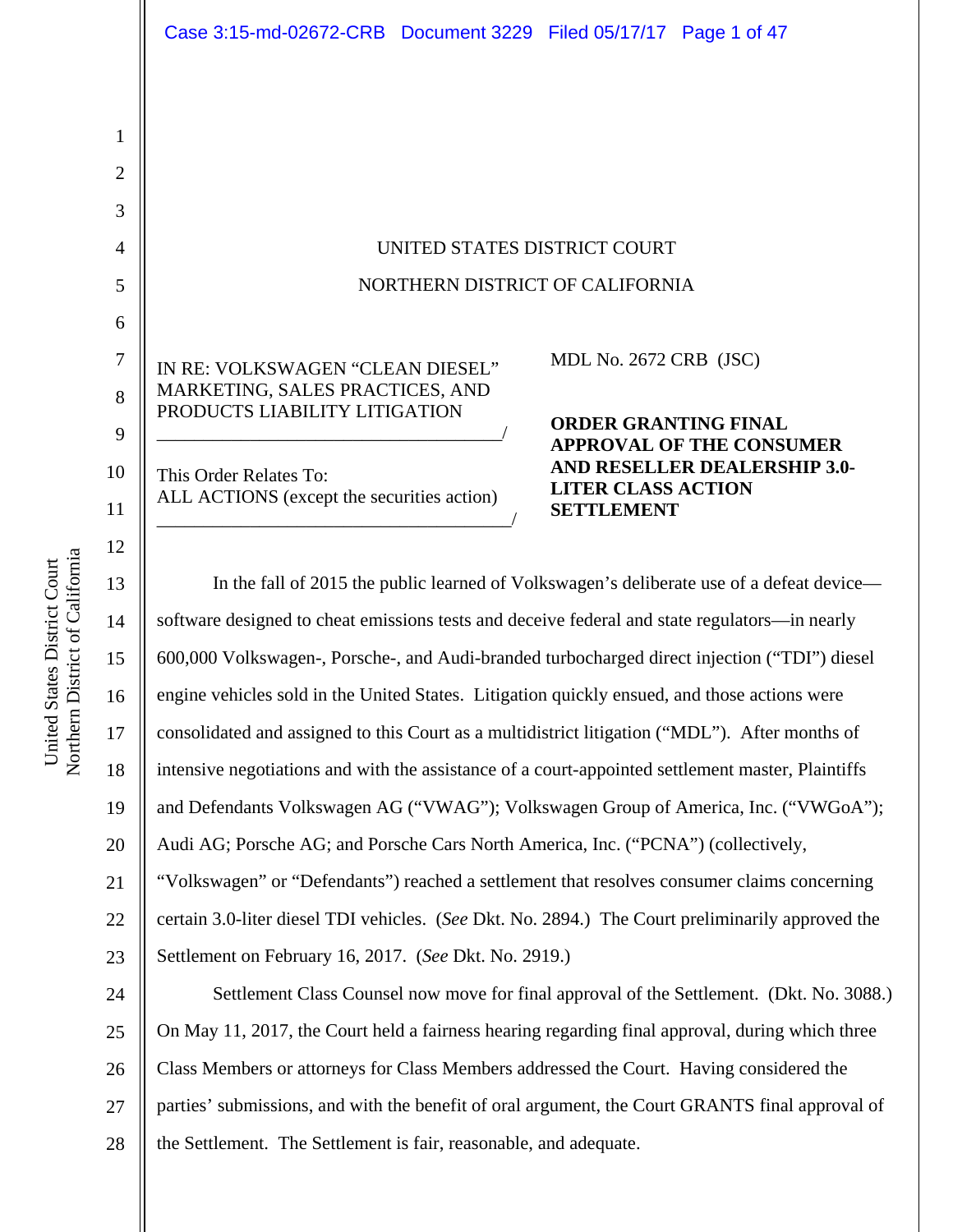UNITED STATES DISTRICT COURT

NORTHERN DISTRICT OF CALIFORNIA

IN RE: VOLKSWAGEN "CLEAN DIESEL" MARKETING, SALES PRACTICES, AND PRODUCTS LIABILITY LITIGATION
_____________________________________/

This Order Relates To:
ALL ACTIONS (except the securities action)
_____________________________________/

MDL No. 2672 CRB (JSC)

**ORDER GRANTING FINAL APPROVAL OF THE CONSUMER AND RESELLER DEALERSHIP 3.0-LITER CLASS ACTION SETTLEMENT**

In the fall of 2015 the public learned of Volkswagen's deliberate use of a defeat device—software designed to cheat emissions tests and deceive federal and state regulators—in nearly 600,000 Volkswagen-, Porsche-, and Audi-branded turbocharged direct injection ("TDI") diesel engine vehicles sold in the United States. Litigation quickly ensued, and those actions were consolidated and assigned to this Court as a multidistrict litigation ("MDL"). After months of intensive negotiations and with the assistance of a court-appointed settlement master, Plaintiffs and Defendants Volkswagen AG ("VWAG"); Volkswagen Group of America, Inc. ("VWGoA"); Audi AG; Porsche AG; and Porsche Cars North America, Inc. ("PCNA") (collectively, "Volkswagen" or "Defendants") reached a settlement that resolves consumer claims concerning certain 3.0-liter diesel TDI vehicles. (*See* Dkt. No. 2894.) The Court preliminarily approved the Settlement on February 16, 2017. (*See* Dkt. No. 2919.)

Settlement Class Counsel now move for final approval of the Settlement. (Dkt. No. 3088.) On May 11, 2017, the Court held a fairness hearing regarding final approval, during which three Class Members or attorneys for Class Members addressed the Court. Having considered the parties' submissions, and with the benefit of oral argument, the Court GRANTS final approval of the Settlement. The Settlement is fair, reasonable, and adequate.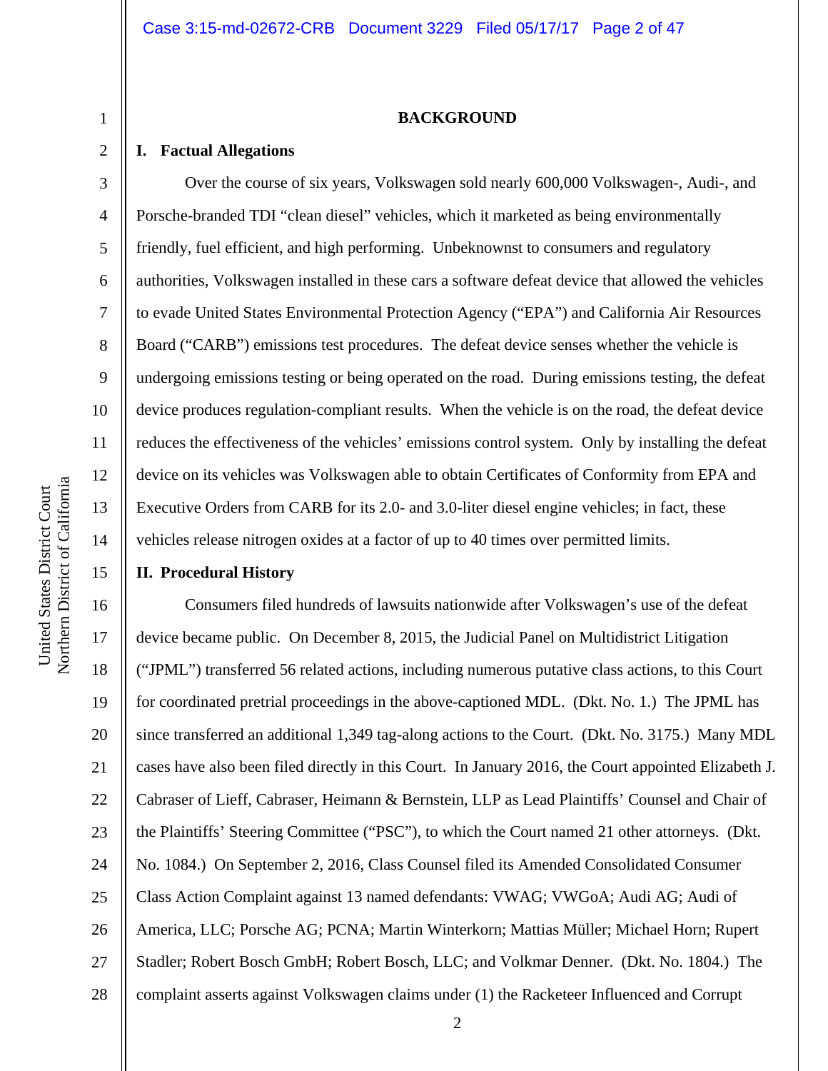## BACKGROUND

### I. Factual Allegations

Over the course of six years, Volkswagen sold nearly 600,000 Volkswagen-, Audi-, and Porsche-branded TDI "clean diesel" vehicles, which it marketed as being environmentally friendly, fuel efficient, and high performing. Unbeknownst to consumers and regulatory authorities, Volkswagen installed in these cars a software defeat device that allowed the vehicles to evade United States Environmental Protection Agency ("EPA") and California Air Resources Board ("CARB") emissions test procedures. The defeat device senses whether the vehicle is undergoing emissions testing or being operated on the road. During emissions testing, the defeat device produces regulation-compliant results. When the vehicle is on the road, the defeat device reduces the effectiveness of the vehicles' emissions control system. Only by installing the defeat device on its vehicles was Volkswagen able to obtain Certificates of Conformity from EPA and Executive Orders from CARB for its 2.0- and 3.0-liter diesel engine vehicles; in fact, these vehicles release nitrogen oxides at a factor of up to 40 times over permitted limits.

### II. Procedural History

Consumers filed hundreds of lawsuits nationwide after Volkswagen's use of the defeat device became public. On December 8, 2015, the Judicial Panel on Multidistrict Litigation ("JPML") transferred 56 related actions, including numerous putative class actions, to this Court for coordinated pretrial proceedings in the above-captioned MDL. (Dkt. No. 1.) The JPML has since transferred an additional 1,349 tag-along actions to the Court. (Dkt. No. 3175.) Many MDL cases have also been filed directly in this Court. In January 2016, the Court appointed Elizabeth J. Cabraser of Lieff, Cabraser, Heimann & Bernstein, LLP as Lead Plaintiffs' Counsel and Chair of the Plaintiffs' Steering Committee ("PSC"), to which the Court named 21 other attorneys. (Dkt. No. 1084.) On September 2, 2016, Class Counsel filed its Amended Consolidated Consumer Class Action Complaint against 13 named defendants: VWAG; VWGoA; Audi AG; Audi of America, LLC; Porsche AG; PCNA; Martin Winterkorn; Mattias Müller; Michael Horn; Rupert Stadler; Robert Bosch GmbH; Robert Bosch, LLC; and Volkmar Denner. (Dkt. No. 1804.) The complaint asserts against Volkswagen claims under (1) the Racketeer Influenced and Corrupt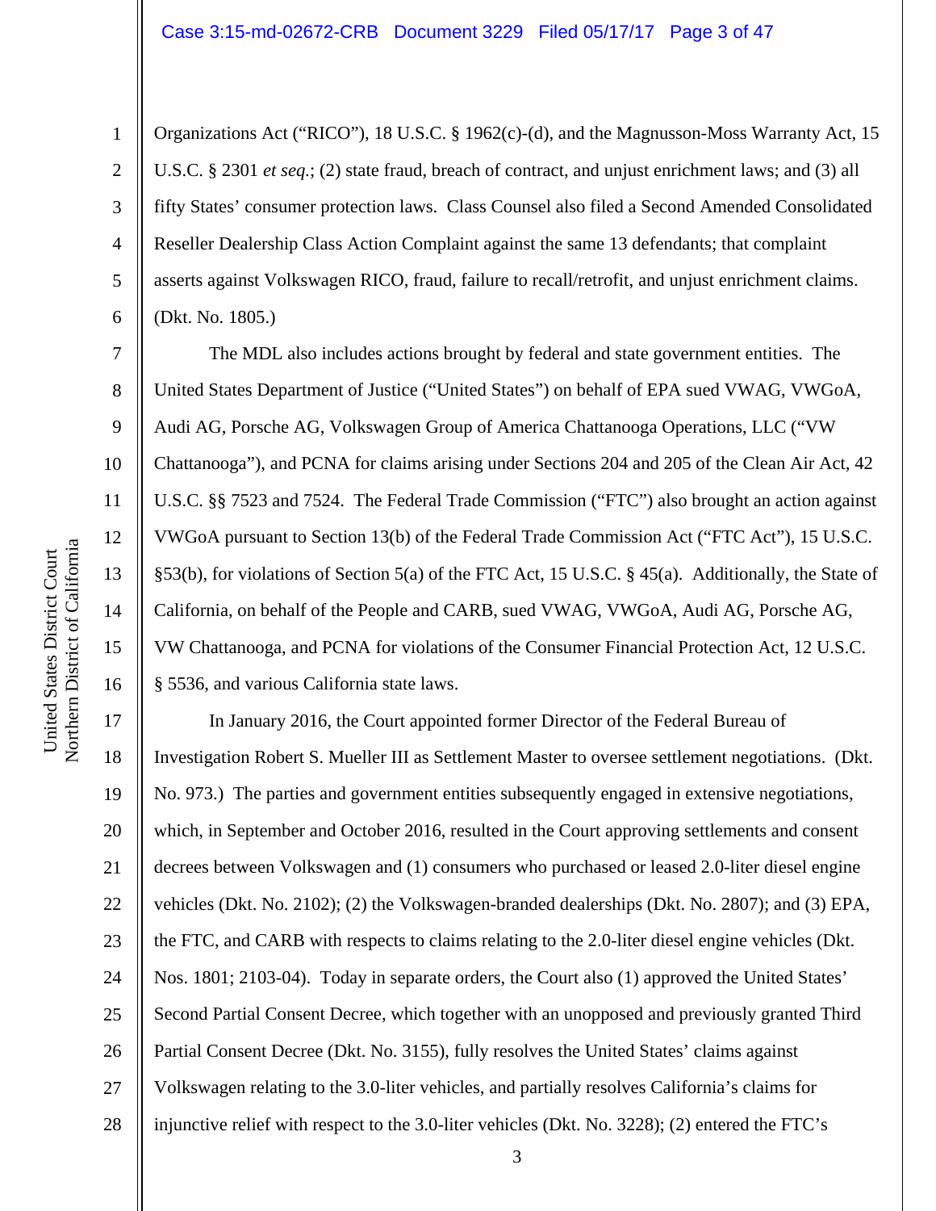Organizations Act ("RICO"), 18 U.S.C. § 1962(c)-(d), and the Magnusson-Moss Warranty Act, 15 U.S.C. § 2301 *et seq.*; (2) state fraud, breach of contract, and unjust enrichment laws; and (3) all fifty States' consumer protection laws. Class Counsel also filed a Second Amended Consolidated Reseller Dealership Class Action Complaint against the same 13 defendants; that complaint asserts against Volkswagen RICO, fraud, failure to recall/retrofit, and unjust enrichment claims. (Dkt. No. 1805.)

The MDL also includes actions brought by federal and state government entities. The United States Department of Justice ("United States") on behalf of EPA sued VWAG, VWGoA, Audi AG, Porsche AG, Volkswagen Group of America Chattanooga Operations, LLC ("VW Chattanooga"), and PCNA for claims arising under Sections 204 and 205 of the Clean Air Act, 42 U.S.C. §§ 7523 and 7524. The Federal Trade Commission ("FTC") also brought an action against VWGoA pursuant to Section 13(b) of the Federal Trade Commission Act ("FTC Act"), 15 U.S.C. §53(b), for violations of Section 5(a) of the FTC Act, 15 U.S.C. § 45(a). Additionally, the State of California, on behalf of the People and CARB, sued VWAG, VWGoA, Audi AG, Porsche AG, VW Chattanooga, and PCNA for violations of the Consumer Financial Protection Act, 12 U.S.C. § 5536, and various California state laws.

In January 2016, the Court appointed former Director of the Federal Bureau of Investigation Robert S. Mueller III as Settlement Master to oversee settlement negotiations. (Dkt. No. 973.) The parties and government entities subsequently engaged in extensive negotiations, which, in September and October 2016, resulted in the Court approving settlements and consent decrees between Volkswagen and (1) consumers who purchased or leased 2.0-liter diesel engine vehicles (Dkt. No. 2102); (2) the Volkswagen-branded dealerships (Dkt. No. 2807); and (3) EPA, the FTC, and CARB with respects to claims relating to the 2.0-liter diesel engine vehicles (Dkt. Nos. 1801; 2103-04). Today in separate orders, the Court also (1) approved the United States' Second Partial Consent Decree, which together with an unopposed and previously granted Third Partial Consent Decree (Dkt. No. 3155), fully resolves the United States' claims against Volkswagen relating to the 3.0-liter vehicles, and partially resolves California's claims for injunctive relief with respect to the 3.0-liter vehicles (Dkt. No. 3228); (2) entered the FTC's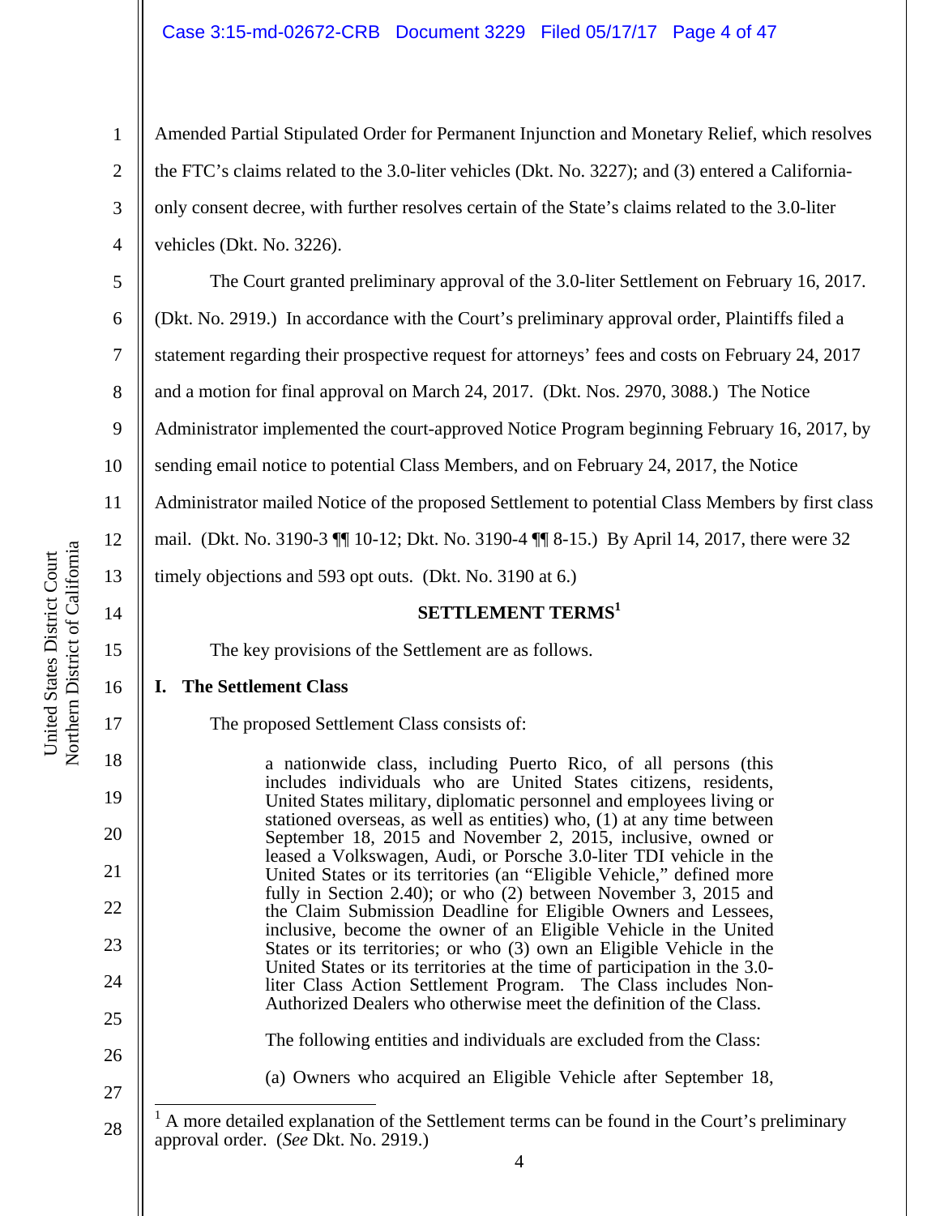Amended Partial Stipulated Order for Permanent Injunction and Monetary Relief, which resolves the FTC's claims related to the 3.0-liter vehicles (Dkt. No. 3227); and (3) entered a California-only consent decree, with further resolves certain of the State's claims related to the 3.0-liter vehicles (Dkt. No. 3226).

The Court granted preliminary approval of the 3.0-liter Settlement on February 16, 2017. (Dkt. No. 2919.) In accordance with the Court's preliminary approval order, Plaintiffs filed a statement regarding their prospective request for attorneys' fees and costs on February 24, 2017 and a motion for final approval on March 24, 2017. (Dkt. Nos. 2970, 3088.) The Notice Administrator implemented the court-approved Notice Program beginning February 16, 2017, by sending email notice to potential Class Members, and on February 24, 2017, the Notice Administrator mailed Notice of the proposed Settlement to potential Class Members by first class mail. (Dkt. No. 3190-3 ¶¶ 10-12; Dkt. No. 3190-4 ¶¶ 8-15.) By April 14, 2017, there were 32 timely objections and 593 opt outs. (Dkt. No. 3190 at 6.)

## SETTLEMENT TERMS[1]

The key provisions of the Settlement are as follows.

### I. The Settlement Class

The proposed Settlement Class consists of:

> a nationwide class, including Puerto Rico, of all persons (this includes individuals who are United States citizens, residents, United States military, diplomatic personnel and employees living or stationed overseas, as well as entities) who, (1) at any time between September 18, 2015 and November 2, 2015, inclusive, owned or leased a Volkswagen, Audi, or Porsche 3.0-liter TDI vehicle in the United States or its territories (an "Eligible Vehicle," defined more fully in Section 2.40); or who (2) between November 3, 2015 and the Claim Submission Deadline for Eligible Owners and Lessees, inclusive, become the owner of an Eligible Vehicle in the United States or its territories; or who (3) own an Eligible Vehicle in the United States or its territories at the time of participation in the 3.0-liter Class Action Settlement Program. The Class includes Non-Authorized Dealers who otherwise meet the definition of the Class.
>
> The following entities and individuals are excluded from the Class:
>
> (a) Owners who acquired an Eligible Vehicle after September 18,

[1] A more detailed explanation of the Settlement terms can be found in the Court's preliminary approval order. (*See* Dkt. No. 2919.)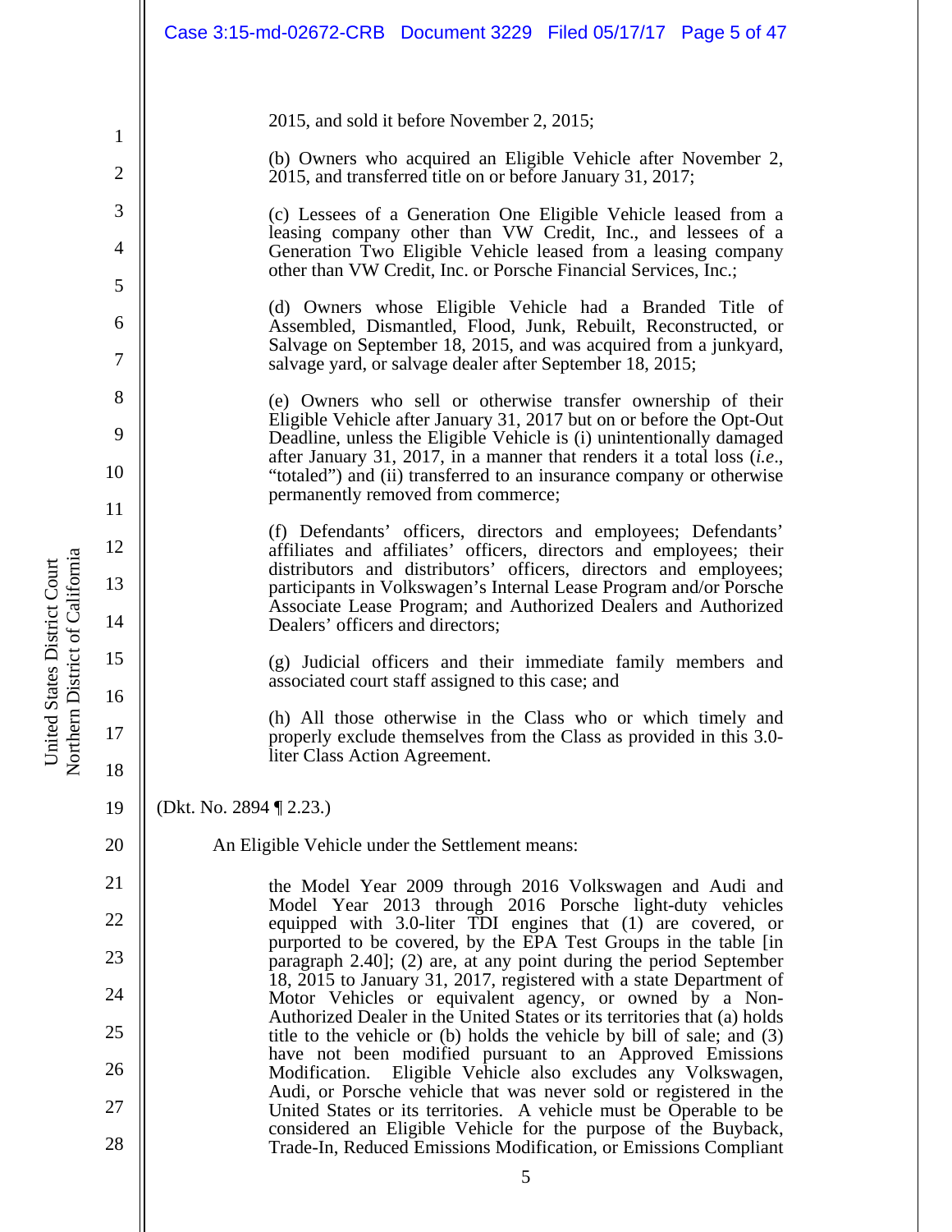2015, and sold it before November 2, 2015;

(b) Owners who acquired an Eligible Vehicle after November 2, 2015, and transferred title on or before January 31, 2017;

(c) Lessees of a Generation One Eligible Vehicle leased from a leasing company other than VW Credit, Inc., and lessees of a Generation Two Eligible Vehicle leased from a leasing company other than VW Credit, Inc. or Porsche Financial Services, Inc.;

(d) Owners whose Eligible Vehicle had a Branded Title of Assembled, Dismantled, Flood, Junk, Rebuilt, Reconstructed, or Salvage on September 18, 2015, and was acquired from a junkyard, salvage yard, or salvage dealer after September 18, 2015;

(e) Owners who sell or otherwise transfer ownership of their Eligible Vehicle after January 31, 2017 but on or before the Opt-Out Deadline, unless the Eligible Vehicle is (i) unintentionally damaged after January 31, 2017, in a manner that renders it a total loss (*i.e*., "totaled") and (ii) transferred to an insurance company or otherwise permanently removed from commerce;

(f) Defendants' officers, directors and employees; Defendants' affiliates and affiliates' officers, directors and employees; their distributors and distributors' officers, directors and employees; participants in Volkswagen's Internal Lease Program and/or Porsche Associate Lease Program; and Authorized Dealers and Authorized Dealers' officers and directors;

(g) Judicial officers and their immediate family members and associated court staff assigned to this case; and

(h) All those otherwise in the Class who or which timely and properly exclude themselves from the Class as provided in this 3.0-liter Class Action Agreement.

(Dkt. No. 2894 ¶ 2.23.)

An Eligible Vehicle under the Settlement means:

> the Model Year 2009 through 2016 Volkswagen and Audi and Model Year 2013 through 2016 Porsche light-duty vehicles equipped with 3.0-liter TDI engines that (1) are covered, or purported to be covered, by the EPA Test Groups in the table [in paragraph 2.40]; (2) are, at any point during the period September 18, 2015 to January 31, 2017, registered with a state Department of Motor Vehicles or equivalent agency, or owned by a Non-Authorized Dealer in the United States or its territories that (a) holds title to the vehicle or (b) holds the vehicle by bill of sale; and (3) have not been modified pursuant to an Approved Emissions Modification. Eligible Vehicle also excludes any Volkswagen, Audi, or Porsche vehicle that was never sold or registered in the United States or its territories. A vehicle must be Operable to be considered an Eligible Vehicle for the purpose of the Buyback, Trade-In, Reduced Emissions Modification, or Emissions Compliant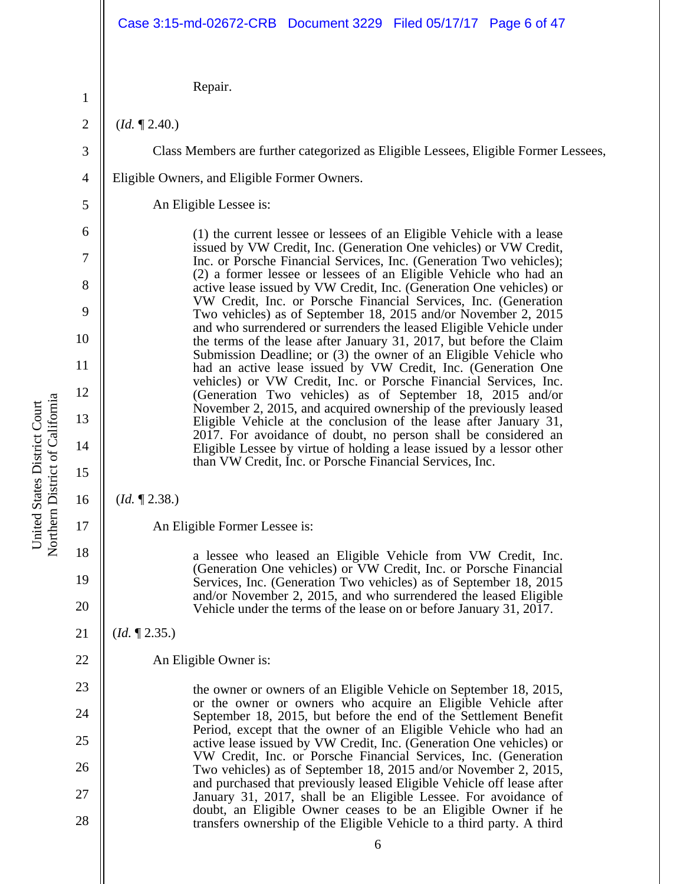> Repair.

(*Id.* ¶ 2.40.)

Class Members are further categorized as Eligible Lessees, Eligible Former Lessees, Eligible Owners, and Eligible Former Owners.

An Eligible Lessee is:

> (1) the current lessee or lessees of an Eligible Vehicle with a lease issued by VW Credit, Inc. (Generation One vehicles) or VW Credit, Inc. or Porsche Financial Services, Inc. (Generation Two vehicles); (2) a former lessee or lessees of an Eligible Vehicle who had an active lease issued by VW Credit, Inc. (Generation One vehicles) or VW Credit, Inc. or Porsche Financial Services, Inc. (Generation Two vehicles) as of September 18, 2015 and/or November 2, 2015 and who surrendered or surrenders the leased Eligible Vehicle under the terms of the lease after January 31, 2017, but before the Claim Submission Deadline; or (3) the owner of an Eligible Vehicle who had an active lease issued by VW Credit, Inc. (Generation One vehicles) or VW Credit, Inc. or Porsche Financial Services, Inc. (Generation Two vehicles) as of September 18, 2015 and/or November 2, 2015, and acquired ownership of the previously leased Eligible Vehicle at the conclusion of the lease after January 31, 2017. For avoidance of doubt, no person shall be considered an Eligible Lessee by virtue of holding a lease issued by a lessor other than VW Credit, Inc. or Porsche Financial Services, Inc.

(*Id.* ¶ 2.38.)

An Eligible Former Lessee is:

> a lessee who leased an Eligible Vehicle from VW Credit, Inc. (Generation One vehicles) or VW Credit, Inc. or Porsche Financial Services, Inc. (Generation Two vehicles) as of September 18, 2015 and/or November 2, 2015, and who surrendered the leased Eligible Vehicle under the terms of the lease on or before January 31, 2017.

(*Id.* ¶ 2.35.)

An Eligible Owner is:

> the owner or owners of an Eligible Vehicle on September 18, 2015, or the owner or owners who acquire an Eligible Vehicle after September 18, 2015, but before the end of the Settlement Benefit Period, except that the owner of an Eligible Vehicle who had an active lease issued by VW Credit, Inc. (Generation One vehicles) or VW Credit, Inc. or Porsche Financial Services, Inc. (Generation Two vehicles) as of September 18, 2015 and/or November 2, 2015, and purchased that previously leased Eligible Vehicle off lease after January 31, 2017, shall be an Eligible Lessee. For avoidance of doubt, an Eligible Owner ceases to be an Eligible Owner if he transfers ownership of the Eligible Vehicle to a third party. A third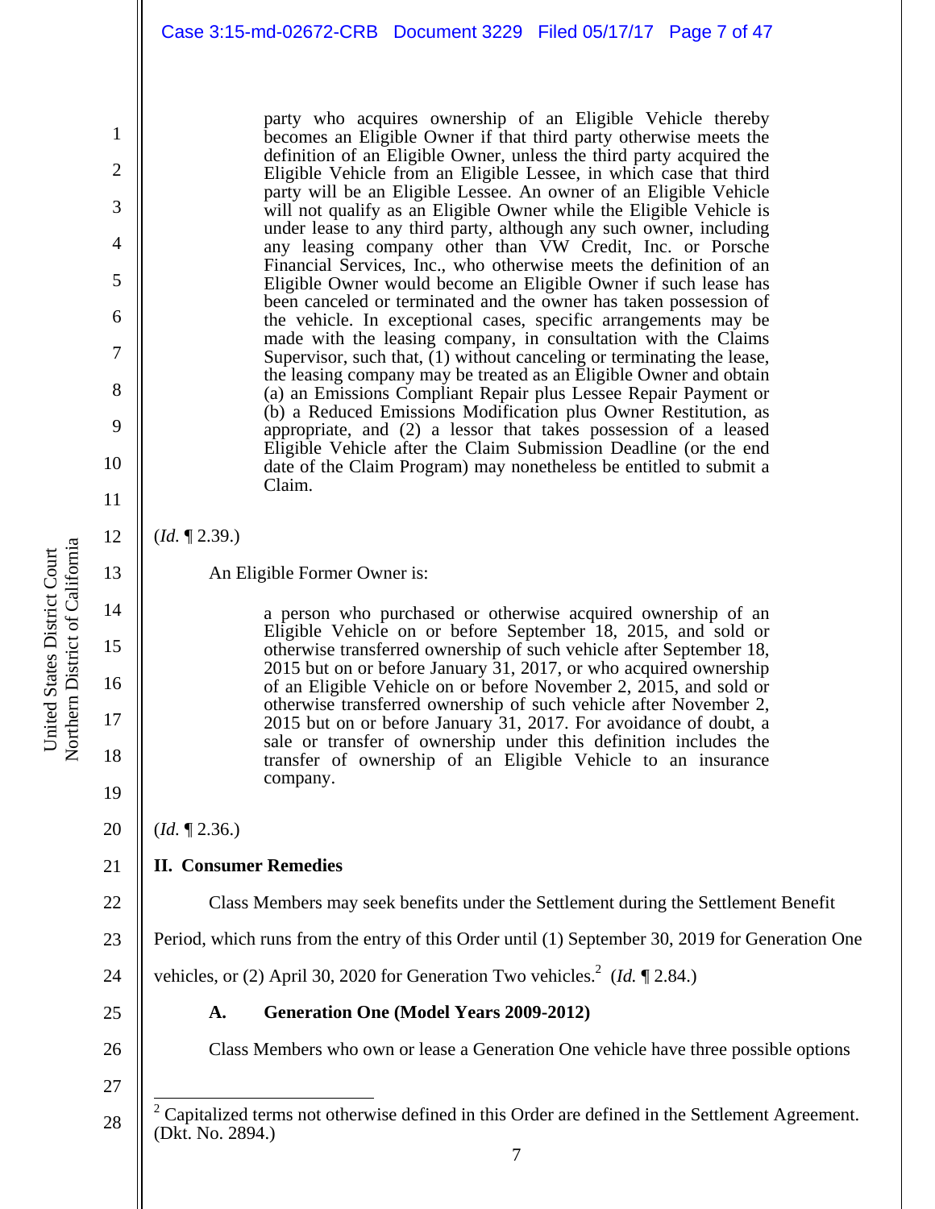> party who acquires ownership of an Eligible Vehicle thereby becomes an Eligible Owner if that third party otherwise meets the definition of an Eligible Owner, unless the third party acquired the Eligible Vehicle from an Eligible Lessee, in which case that third party will be an Eligible Lessee. An owner of an Eligible Vehicle will not qualify as an Eligible Owner while the Eligible Vehicle is under lease to any third party, although any such owner, including any leasing company other than VW Credit, Inc. or Porsche Financial Services, Inc., who otherwise meets the definition of an Eligible Owner would become an Eligible Owner if such lease has been canceled or terminated and the owner has taken possession of the vehicle. In exceptional cases, specific arrangements may be made with the leasing company, in consultation with the Claims Supervisor, such that, (1) without canceling or terminating the lease, the leasing company may be treated as an Eligible Owner and obtain (a) an Emissions Compliant Repair plus Lessee Repair Payment or (b) a Reduced Emissions Modification plus Owner Restitution, as appropriate, and (2) a lessor that takes possession of a leased Eligible Vehicle after the Claim Submission Deadline (or the end date of the Claim Program) may nonetheless be entitled to submit a Claim.

(*Id.* ¶ 2.39.)

An Eligible Former Owner is:

> a person who purchased or otherwise acquired ownership of an Eligible Vehicle on or before September 18, 2015, and sold or otherwise transferred ownership of such vehicle after September 18, 2015 but on or before January 31, 2017, or who acquired ownership of an Eligible Vehicle on or before November 2, 2015, and sold or otherwise transferred ownership of such vehicle after November 2, 2015 but on or before January 31, 2017. For avoidance of doubt, a sale or transfer of ownership under this definition includes the transfer of ownership of an Eligible Vehicle to an insurance company.

(*Id.* ¶ 2.36.)

## II. Consumer Remedies

Class Members may seek benefits under the Settlement during the Settlement Benefit Period, which runs from the entry of this Order until (1) September 30, 2019 for Generation One vehicles, or (2) April 30, 2020 for Generation Two vehicles.[2] (*Id.* ¶ 2.84.)

### A. Generation One (Model Years 2009-2012)

Class Members who own or lease a Generation One vehicle have three possible options

[2] Capitalized terms not otherwise defined in this Order are defined in the Settlement Agreement. (Dkt. No. 2894.)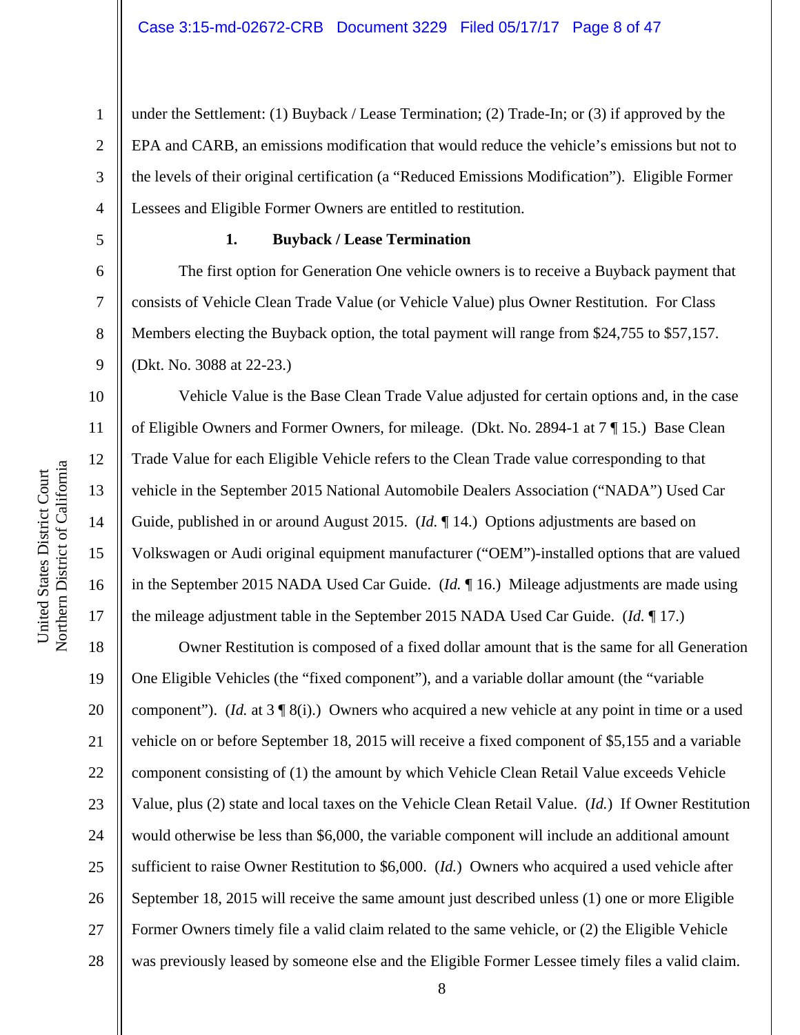under the Settlement: (1) Buyback / Lease Termination; (2) Trade-In; or (3) if approved by the EPA and CARB, an emissions modification that would reduce the vehicle's emissions but not to the levels of their original certification (a "Reduced Emissions Modification"). Eligible Former Lessees and Eligible Former Owners are entitled to restitution.

### 1. Buyback / Lease Termination

The first option for Generation One vehicle owners is to receive a Buyback payment that consists of Vehicle Clean Trade Value (or Vehicle Value) plus Owner Restitution. For Class Members electing the Buyback option, the total payment will range from $24,755 to $57,157. (Dkt. No. 3088 at 22-23.)

Vehicle Value is the Base Clean Trade Value adjusted for certain options and, in the case of Eligible Owners and Former Owners, for mileage. (Dkt. No. 2894-1 at 7 ¶ 15.) Base Clean Trade Value for each Eligible Vehicle refers to the Clean Trade value corresponding to that vehicle in the September 2015 National Automobile Dealers Association ("NADA") Used Car Guide, published in or around August 2015. (*Id.* ¶ 14.) Options adjustments are based on Volkswagen or Audi original equipment manufacturer ("OEM")-installed options that are valued in the September 2015 NADA Used Car Guide. (*Id.* ¶ 16.) Mileage adjustments are made using the mileage adjustment table in the September 2015 NADA Used Car Guide. (*Id.* ¶ 17.)

Owner Restitution is composed of a fixed dollar amount that is the same for all Generation One Eligible Vehicles (the "fixed component"), and a variable dollar amount (the "variable component"). (*Id.* at 3 ¶ 8(i).) Owners who acquired a new vehicle at any point in time or a used vehicle on or before September 18, 2015 will receive a fixed component of $5,155 and a variable component consisting of (1) the amount by which Vehicle Clean Retail Value exceeds Vehicle Value, plus (2) state and local taxes on the Vehicle Clean Retail Value. (*Id.*) If Owner Restitution would otherwise be less than $6,000, the variable component will include an additional amount sufficient to raise Owner Restitution to $6,000. (*Id.*) Owners who acquired a used vehicle after September 18, 2015 will receive the same amount just described unless (1) one or more Eligible Former Owners timely file a valid claim related to the same vehicle, or (2) the Eligible Vehicle was previously leased by someone else and the Eligible Former Lessee timely files a valid claim.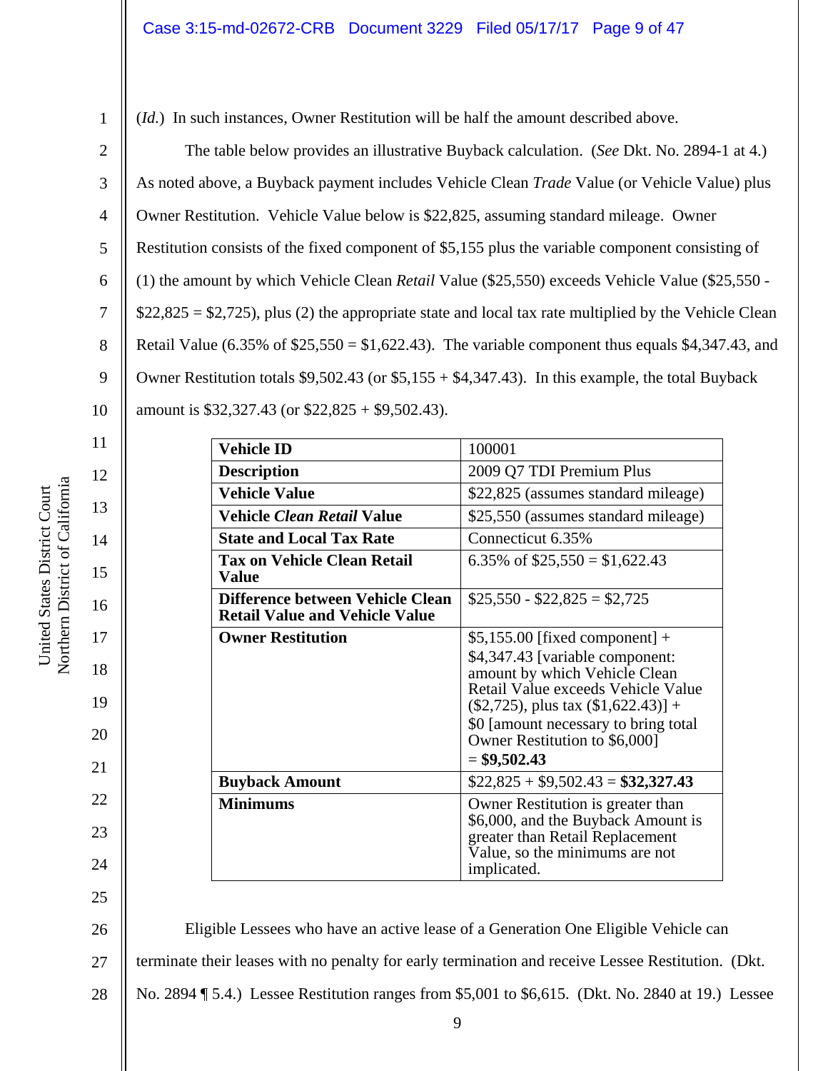(*Id.*) In such instances, Owner Restitution will be half the amount described above.

The table below provides an illustrative Buyback calculation. (*See* Dkt. No. 2894-1 at 4.) As noted above, a Buyback payment includes Vehicle Clean *Trade* Value (or Vehicle Value) plus Owner Restitution. Vehicle Value below is $22,825, assuming standard mileage. Owner Restitution consists of the fixed component of $5,155 plus the variable component consisting of (1) the amount by which Vehicle Clean *Retail* Value ($25,550) exceeds Vehicle Value ($25,550 - $22,825 = $2,725), plus (2) the appropriate state and local tax rate multiplied by the Vehicle Clean Retail Value (6.35% of $25,550 = $1,622.43). The variable component thus equals $4,347.43, and Owner Restitution totals $9,502.43 (or $5,155 + $4,347.43). In this example, the total Buyback amount is $32,327.43 (or $22,825 + $9,502.43).

| **Vehicle ID** | 100001 |
|---|---|
| **Description** | 2009 Q7 TDI Premium Plus |
| **Vehicle Value** | $22,825 (assumes standard mileage) |
| **Vehicle *Clean Retail* Value** | $25,550 (assumes standard mileage) |
| **State and Local Tax Rate** | Connecticut 6.35% |
| **Tax on Vehicle Clean Retail Value** | 6.35% of $25,550 = $1,622.43 |
| **Difference between Vehicle Clean Retail Value and Vehicle Value** | $25,550 - $22,825 = $2,725 |
| **Owner Restitution** | $5,155.00 [fixed component] + $4,347.43 [variable component: amount by which Vehicle Clean Retail Value exceeds Vehicle Value ($2,725), plus tax ($1,622.43)] + $0 [amount necessary to bring total Owner Restitution to $6,000] = **$9,502.43** |
| **Buyback Amount** | $22,825 + $9,502.43 = **$32,327.43** |
| **Minimums** | Owner Restitution is greater than $6,000, and the Buyback Amount is greater than Retail Replacement Value, so the minimums are not implicated. |

Eligible Lessees who have an active lease of a Generation One Eligible Vehicle can terminate their leases with no penalty for early termination and receive Lessee Restitution. (Dkt. No. 2894 ¶ 5.4.) Lessee Restitution ranges from $5,001 to $6,615. (Dkt. No. 2840 at 19.) Lessee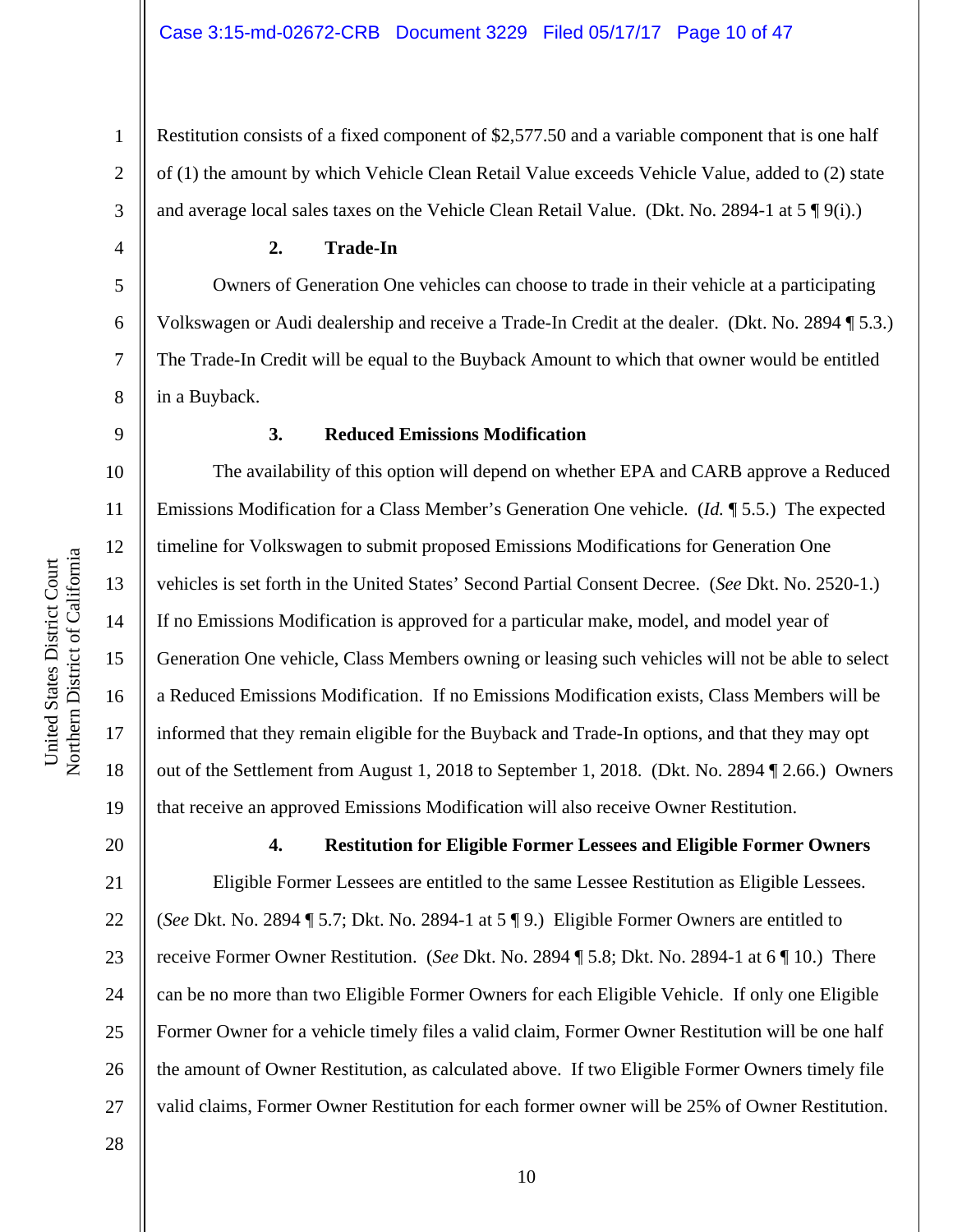Restitution consists of a fixed component of $2,577.50 and a variable component that is one half of (1) the amount by which Vehicle Clean Retail Value exceeds Vehicle Value, added to (2) state and average local sales taxes on the Vehicle Clean Retail Value. (Dkt. No. 2894-1 at 5 ¶ 9(i).)

### 2. Trade-In

Owners of Generation One vehicles can choose to trade in their vehicle at a participating Volkswagen or Audi dealership and receive a Trade-In Credit at the dealer. (Dkt. No. 2894 ¶ 5.3.) The Trade-In Credit will be equal to the Buyback Amount to which that owner would be entitled in a Buyback.

### 3. Reduced Emissions Modification

The availability of this option will depend on whether EPA and CARB approve a Reduced Emissions Modification for a Class Member's Generation One vehicle. (*Id.* ¶ 5.5.) The expected timeline for Volkswagen to submit proposed Emissions Modifications for Generation One vehicles is set forth in the United States' Second Partial Consent Decree. (*See* Dkt. No. 2520-1.) If no Emissions Modification is approved for a particular make, model, and model year of Generation One vehicle, Class Members owning or leasing such vehicles will not be able to select a Reduced Emissions Modification. If no Emissions Modification exists, Class Members will be informed that they remain eligible for the Buyback and Trade-In options, and that they may opt out of the Settlement from August 1, 2018 to September 1, 2018. (Dkt. No. 2894 ¶ 2.66.) Owners that receive an approved Emissions Modification will also receive Owner Restitution.

### 4. Restitution for Eligible Former Lessees and Eligible Former Owners

Eligible Former Lessees are entitled to the same Lessee Restitution as Eligible Lessees. (*See* Dkt. No. 2894 ¶ 5.7; Dkt. No. 2894-1 at 5 ¶ 9.) Eligible Former Owners are entitled to receive Former Owner Restitution. (*See* Dkt. No. 2894 ¶ 5.8; Dkt. No. 2894-1 at 6 ¶ 10.) There can be no more than two Eligible Former Owners for each Eligible Vehicle. If only one Eligible Former Owner for a vehicle timely files a valid claim, Former Owner Restitution will be one half the amount of Owner Restitution, as calculated above. If two Eligible Former Owners timely file valid claims, Former Owner Restitution for each former owner will be 25% of Owner Restitution.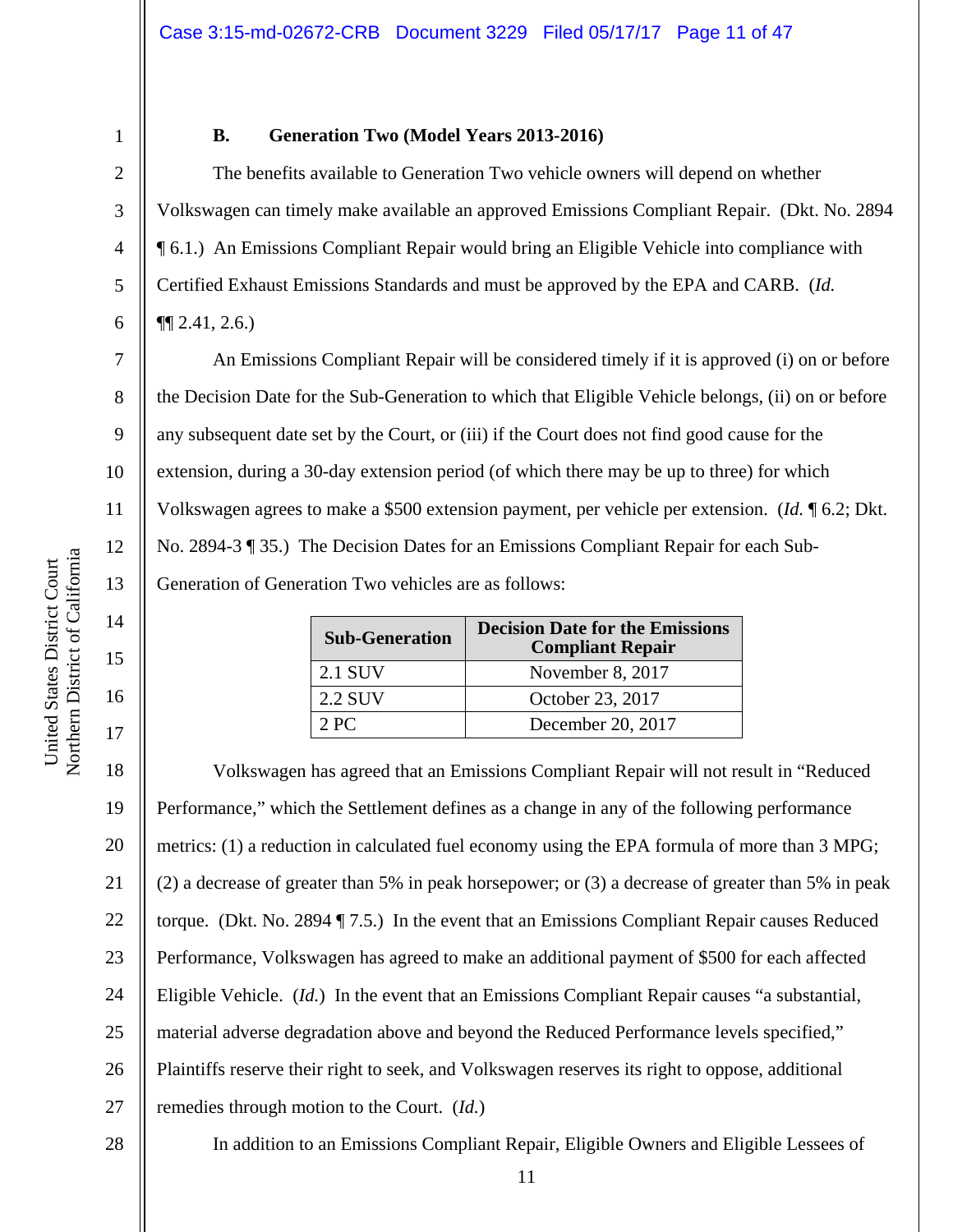### B. Generation Two (Model Years 2013-2016)

The benefits available to Generation Two vehicle owners will depend on whether Volkswagen can timely make available an approved Emissions Compliant Repair. (Dkt. No. 2894 ¶ 6.1.) An Emissions Compliant Repair would bring an Eligible Vehicle into compliance with Certified Exhaust Emissions Standards and must be approved by the EPA and CARB. (*Id.* ¶¶ 2.41, 2.6.)

An Emissions Compliant Repair will be considered timely if it is approved (i) on or before the Decision Date for the Sub-Generation to which that Eligible Vehicle belongs, (ii) on or before any subsequent date set by the Court, or (iii) if the Court does not find good cause for the extension, during a 30-day extension period (of which there may be up to three) for which Volkswagen agrees to make a $500 extension payment, per vehicle per extension. (*Id.* ¶ 6.2; Dkt. No. 2894-3 ¶ 35.) The Decision Dates for an Emissions Compliant Repair for each Sub-Generation of Generation Two vehicles are as follows:

| Sub-Generation | Decision Date for the Emissions Compliant Repair |
|---|---|
| 2.1 SUV | November 8, 2017 |
| 2.2 SUV | October 23, 2017 |
| 2 PC | December 20, 2017 |

Volkswagen has agreed that an Emissions Compliant Repair will not result in "Reduced Performance," which the Settlement defines as a change in any of the following performance metrics: (1) a reduction in calculated fuel economy using the EPA formula of more than 3 MPG; (2) a decrease of greater than 5% in peak horsepower; or (3) a decrease of greater than 5% in peak torque. (Dkt. No. 2894 ¶ 7.5.) In the event that an Emissions Compliant Repair causes Reduced Performance, Volkswagen has agreed to make an additional payment of $500 for each affected Eligible Vehicle. (*Id.*) In the event that an Emissions Compliant Repair causes "a substantial, material adverse degradation above and beyond the Reduced Performance levels specified," Plaintiffs reserve their right to seek, and Volkswagen reserves its right to oppose, additional remedies through motion to the Court. (*Id.*)

In addition to an Emissions Compliant Repair, Eligible Owners and Eligible Lessees of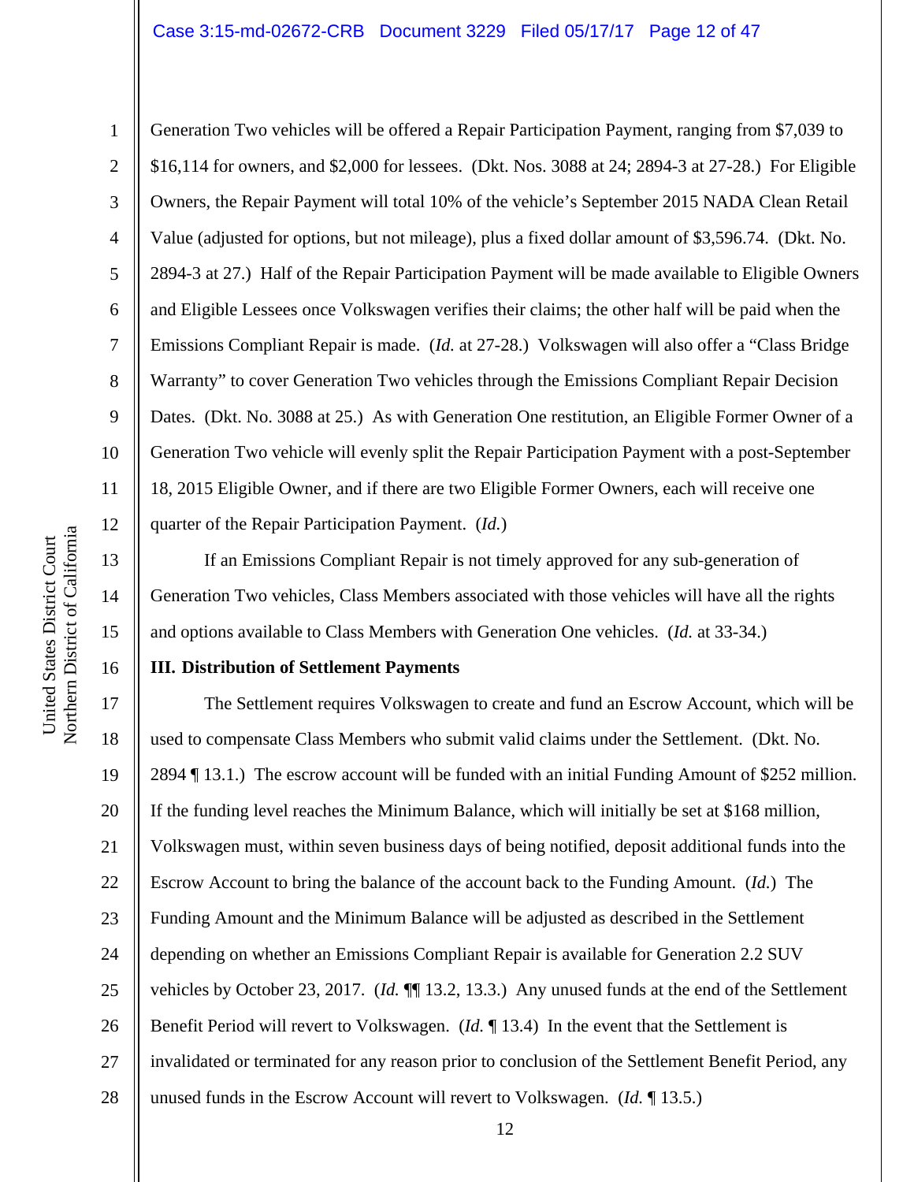Generation Two vehicles will be offered a Repair Participation Payment, ranging from $7,039 to $16,114 for owners, and $2,000 for lessees. (Dkt. Nos. 3088 at 24; 2894-3 at 27-28.) For Eligible Owners, the Repair Payment will total 10% of the vehicle's September 2015 NADA Clean Retail Value (adjusted for options, but not mileage), plus a fixed dollar amount of $3,596.74. (Dkt. No. 2894-3 at 27.) Half of the Repair Participation Payment will be made available to Eligible Owners and Eligible Lessees once Volkswagen verifies their claims; the other half will be paid when the Emissions Compliant Repair is made. (*Id.* at 27-28.) Volkswagen will also offer a "Class Bridge Warranty" to cover Generation Two vehicles through the Emissions Compliant Repair Decision Dates. (Dkt. No. 3088 at 25.) As with Generation One restitution, an Eligible Former Owner of a Generation Two vehicle will evenly split the Repair Participation Payment with a post-September 18, 2015 Eligible Owner, and if there are two Eligible Former Owners, each will receive one quarter of the Repair Participation Payment. (*Id.*)

If an Emissions Compliant Repair is not timely approved for any sub-generation of Generation Two vehicles, Class Members associated with those vehicles will have all the rights and options available to Class Members with Generation One vehicles. (*Id.* at 33-34.)

**III. Distribution of Settlement Payments**

The Settlement requires Volkswagen to create and fund an Escrow Account, which will be used to compensate Class Members who submit valid claims under the Settlement. (Dkt. No. 2894 ¶ 13.1.) The escrow account will be funded with an initial Funding Amount of $252 million. If the funding level reaches the Minimum Balance, which will initially be set at $168 million, Volkswagen must, within seven business days of being notified, deposit additional funds into the Escrow Account to bring the balance of the account back to the Funding Amount. (*Id.*) The Funding Amount and the Minimum Balance will be adjusted as described in the Settlement depending on whether an Emissions Compliant Repair is available for Generation 2.2 SUV vehicles by October 23, 2017. (*Id.* ¶¶ 13.2, 13.3.) Any unused funds at the end of the Settlement Benefit Period will revert to Volkswagen. (*Id.* ¶ 13.4) In the event that the Settlement is invalidated or terminated for any reason prior to conclusion of the Settlement Benefit Period, any unused funds in the Escrow Account will revert to Volkswagen. (*Id.* ¶ 13.5.)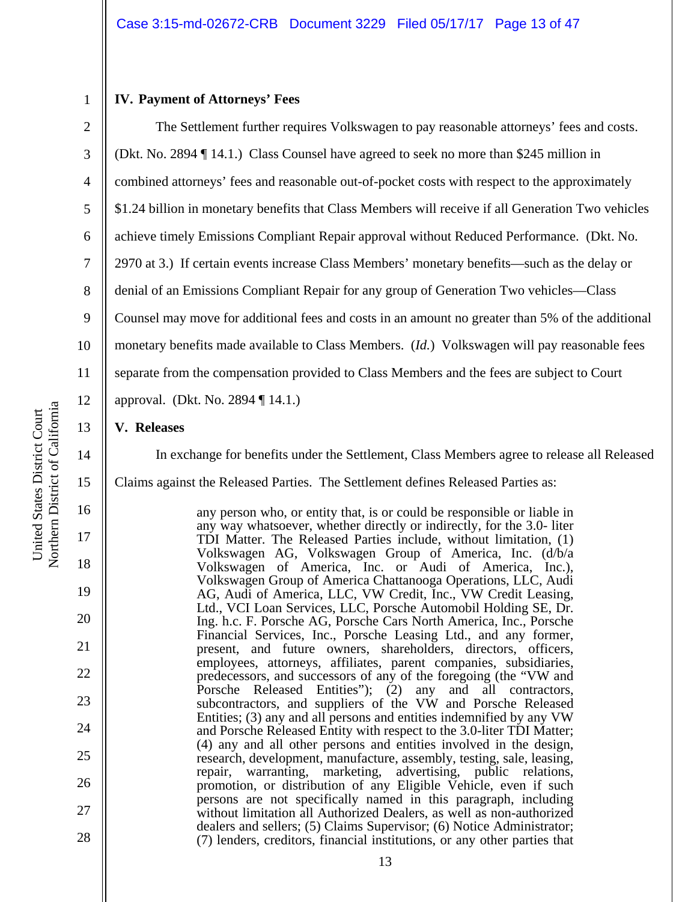## IV. Payment of Attorneys' Fees

The Settlement further requires Volkswagen to pay reasonable attorneys' fees and costs. (Dkt. No. 2894 ¶ 14.1.) Class Counsel have agreed to seek no more than $245 million in combined attorneys' fees and reasonable out-of-pocket costs with respect to the approximately $1.24 billion in monetary benefits that Class Members will receive if all Generation Two vehicles achieve timely Emissions Compliant Repair approval without Reduced Performance. (Dkt. No. 2970 at 3.) If certain events increase Class Members' monetary benefits—such as the delay or denial of an Emissions Compliant Repair for any group of Generation Two vehicles—Class Counsel may move for additional fees and costs in an amount no greater than 5% of the additional monetary benefits made available to Class Members. (*Id.*) Volkswagen will pay reasonable fees separate from the compensation provided to Class Members and the fees are subject to Court approval. (Dkt. No. 2894 ¶ 14.1.)

## V. Releases

In exchange for benefits under the Settlement, Class Members agree to release all Released Claims against the Released Parties. The Settlement defines Released Parties as:

> any person who, or entity that, is or could be responsible or liable in any way whatsoever, whether directly or indirectly, for the 3.0- liter TDI Matter. The Released Parties include, without limitation, (1) Volkswagen AG, Volkswagen Group of America, Inc. (d/b/a Volkswagen of America, Inc. or Audi of America, Inc.), Volkswagen Group of America Chattanooga Operations, LLC, Audi AG, Audi of America, LLC, VW Credit, Inc., VW Credit Leasing, Ltd., VCI Loan Services, LLC, Porsche Automobil Holding SE, Dr. Ing. h.c. F. Porsche AG, Porsche Cars North America, Inc., Porsche Financial Services, Inc., Porsche Leasing Ltd., and any former, present, and future owners, shareholders, directors, officers, employees, attorneys, affiliates, parent companies, subsidiaries, predecessors, and successors of any of the foregoing (the "VW and Porsche Released Entities"); (2) any and all contractors, subcontractors, and suppliers of the VW and Porsche Released Entities; (3) any and all persons and entities indemnified by any VW and Porsche Released Entity with respect to the 3.0-liter TDI Matter; (4) any and all other persons and entities involved in the design, research, development, manufacture, assembly, testing, sale, leasing, repair, warranting, marketing, advertising, public relations, promotion, or distribution of any Eligible Vehicle, even if such persons are not specifically named in this paragraph, including without limitation all Authorized Dealers, as well as non-authorized dealers and sellers; (5) Claims Supervisor; (6) Notice Administrator; (7) lenders, creditors, financial institutions, or any other parties that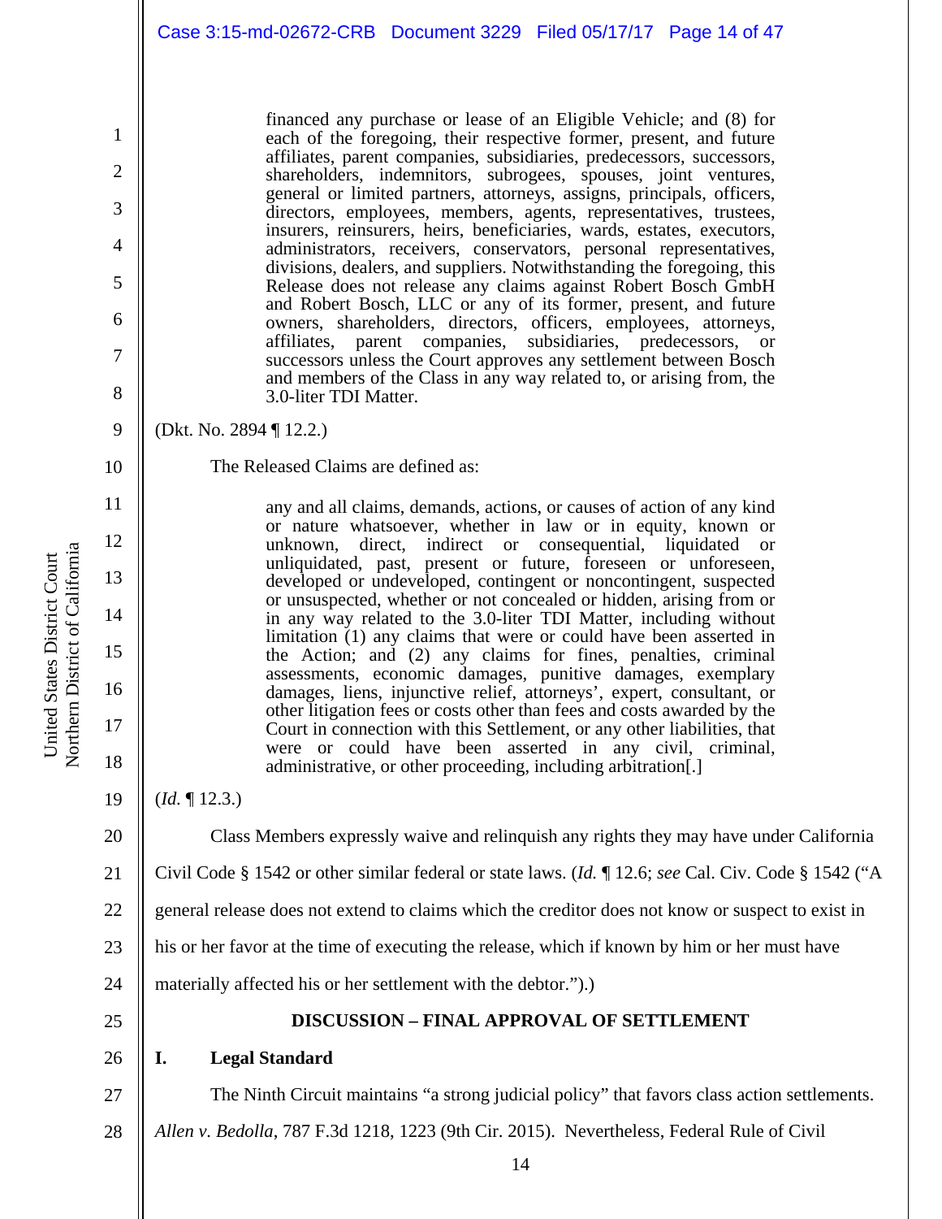> financed any purchase or lease of an Eligible Vehicle; and (8) for each of the foregoing, their respective former, present, and future affiliates, parent companies, subsidiaries, predecessors, successors, shareholders, indemnitors, subrogees, spouses, joint ventures, general or limited partners, attorneys, assigns, principals, officers, directors, employees, members, agents, representatives, trustees, insurers, reinsurers, heirs, beneficiaries, wards, estates, executors, administrators, receivers, conservators, personal representatives, divisions, dealers, and suppliers. Notwithstanding the foregoing, this Release does not release any claims against Robert Bosch GmbH and Robert Bosch, LLC or any of its former, present, and future owners, shareholders, directors, officers, employees, attorneys, affiliates, parent companies, subsidiaries, predecessors, or successors unless the Court approves any settlement between Bosch and members of the Class in any way related to, or arising from, the 3.0-liter TDI Matter.

(Dkt. No. 2894 ¶ 12.2.)

The Released Claims are defined as:

> any and all claims, demands, actions, or causes of action of any kind or nature whatsoever, whether in law or in equity, known or unknown, direct, indirect or consequential, liquidated or unliquidated, past, present or future, foreseen or unforeseen, developed or undeveloped, contingent or noncontingent, suspected or unsuspected, whether or not concealed or hidden, arising from or in any way related to the 3.0-liter TDI Matter, including without limitation (1) any claims that were or could have been asserted in the Action; and (2) any claims for fines, penalties, criminal assessments, economic damages, punitive damages, exemplary damages, liens, injunctive relief, attorneys', expert, consultant, or other litigation fees or costs other than fees and costs awarded by the Court in connection with this Settlement, or any other liabilities, that were or could have been asserted in any civil, criminal, administrative, or other proceeding, including arbitration[.]

(*Id.* ¶ 12.3.)

Class Members expressly waive and relinquish any rights they may have under California Civil Code § 1542 or other similar federal or state laws. (*Id.* ¶ 12.6; *see* Cal. Civ. Code § 1542 ("A general release does not extend to claims which the creditor does not know or suspect to exist in his or her favor at the time of executing the release, which if known by him or her must have materially affected his or her settlement with the debtor.").)

## DISCUSSION – FINAL APPROVAL OF SETTLEMENT

### I. Legal Standard

The Ninth Circuit maintains "a strong judicial policy" that favors class action settlements. *Allen v. Bedolla*, 787 F.3d 1218, 1223 (9th Cir. 2015). Nevertheless, Federal Rule of Civil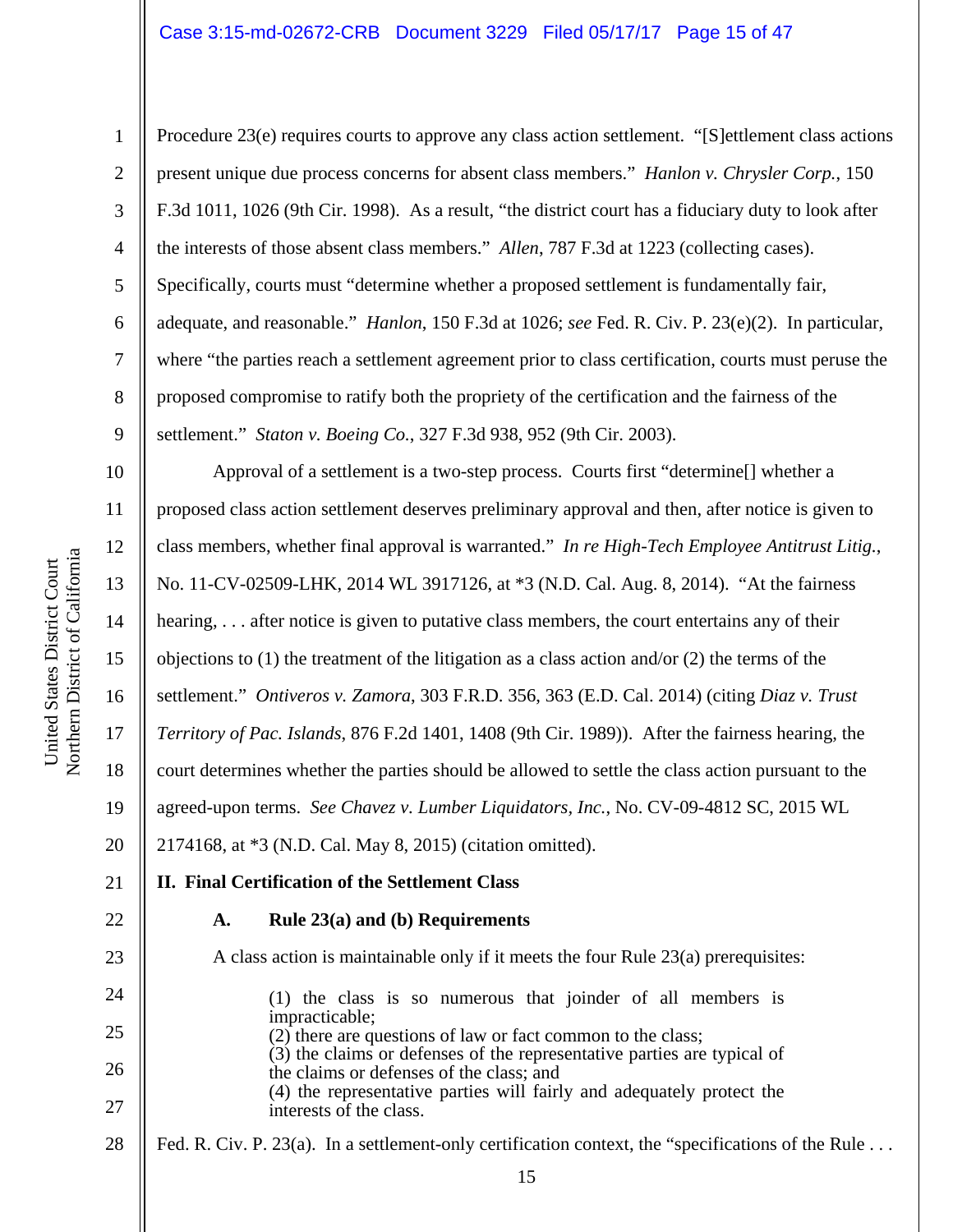Procedure 23(e) requires courts to approve any class action settlement. "[S]ettlement class actions present unique due process concerns for absent class members." *Hanlon v. Chrysler Corp.*, 150 F.3d 1011, 1026 (9th Cir. 1998). As a result, "the district court has a fiduciary duty to look after the interests of those absent class members." *Allen*, 787 F.3d at 1223 (collecting cases). Specifically, courts must "determine whether a proposed settlement is fundamentally fair, adequate, and reasonable." *Hanlon*, 150 F.3d at 1026; *see* Fed. R. Civ. P. 23(e)(2). In particular, where "the parties reach a settlement agreement prior to class certification, courts must peruse the proposed compromise to ratify both the propriety of the certification and the fairness of the settlement." *Staton v. Boeing Co.*, 327 F.3d 938, 952 (9th Cir. 2003).

Approval of a settlement is a two-step process. Courts first "determine[] whether a proposed class action settlement deserves preliminary approval and then, after notice is given to class members, whether final approval is warranted." *In re High-Tech Employee Antitrust Litig.*, No. 11-CV-02509-LHK, 2014 WL 3917126, at *3 (N.D. Cal. Aug. 8, 2014). "At the fairness hearing, . . . after notice is given to putative class members, the court entertains any of their objections to (1) the treatment of the litigation as a class action and/or (2) the terms of the settlement." *Ontiveros v. Zamora*, 303 F.R.D. 356, 363 (E.D. Cal. 2014) (citing *Diaz v. Trust Territory of Pac. Islands*, 876 F.2d 1401, 1408 (9th Cir. 1989)). After the fairness hearing, the court determines whether the parties should be allowed to settle the class action pursuant to the agreed-upon terms. *See Chavez v. Lumber Liquidators, Inc.*, No. CV-09-4812 SC, 2015 WL 2174168, at *3 (N.D. Cal. May 8, 2015) (citation omitted).

## II. Final Certification of the Settlement Class

### A. Rule 23(a) and (b) Requirements

A class action is maintainable only if it meets the four Rule 23(a) prerequisites:

> (1) the class is so numerous that joinder of all members is impracticable;
> (2) there are questions of law or fact common to the class;
> (3) the claims or defenses of the representative parties are typical of the claims or defenses of the class; and
> (4) the representative parties will fairly and adequately protect the interests of the class.

Fed. R. Civ. P. 23(a). In a settlement-only certification context, the "specifications of the Rule . . .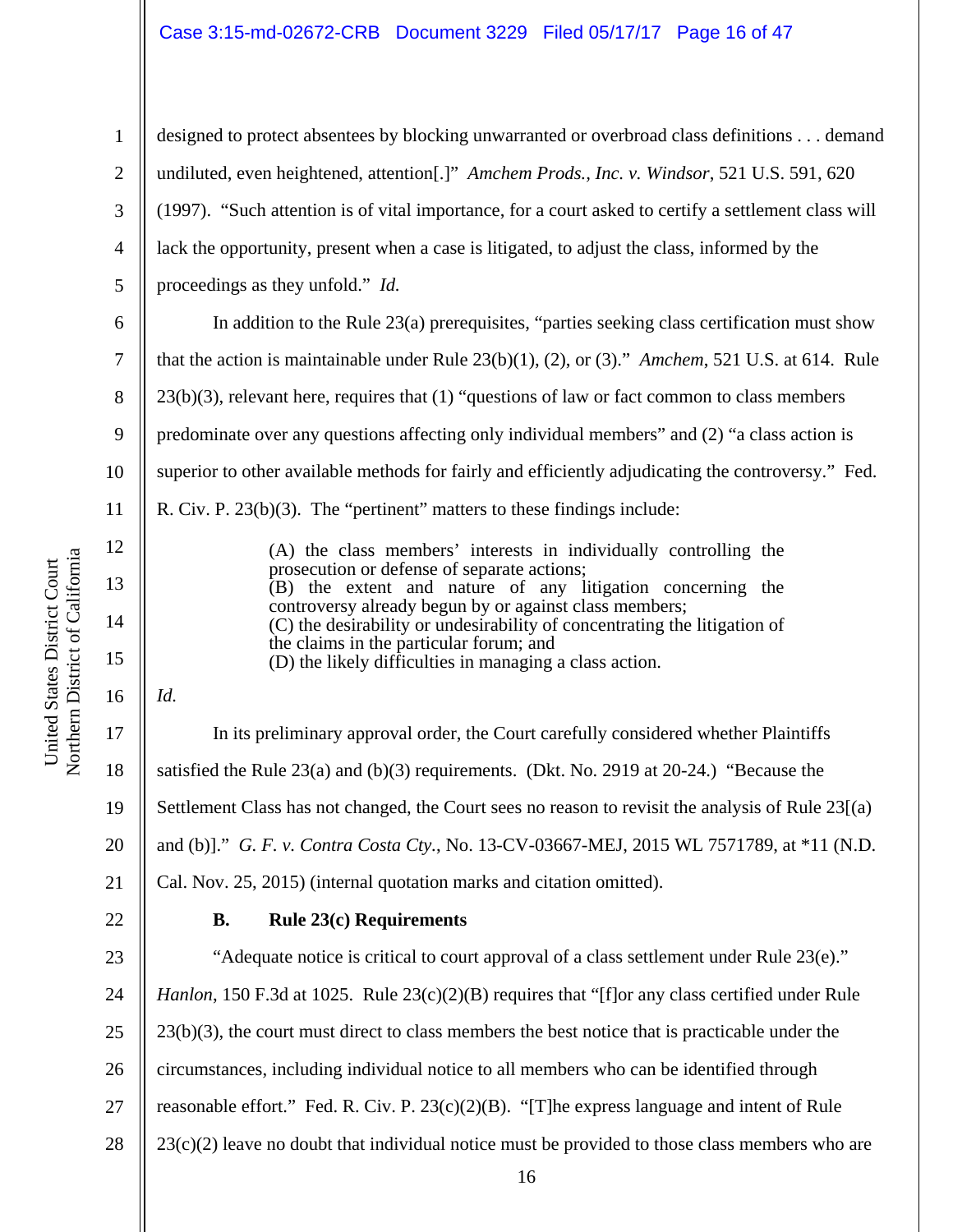designed to protect absentees by blocking unwarranted or overbroad class definitions . . . demand undiluted, even heightened, attention[.]" *Amchem Prods., Inc. v. Windsor*, 521 U.S. 591, 620 (1997). "Such attention is of vital importance, for a court asked to certify a settlement class will lack the opportunity, present when a case is litigated, to adjust the class, informed by the proceedings as they unfold." *Id.*

In addition to the Rule 23(a) prerequisites, "parties seeking class certification must show that the action is maintainable under Rule 23(b)(1), (2), or (3)." *Amchem*, 521 U.S. at 614. Rule 23(b)(3), relevant here, requires that (1) "questions of law or fact common to class members predominate over any questions affecting only individual members" and (2) "a class action is superior to other available methods for fairly and efficiently adjudicating the controversy." Fed. R. Civ. P. 23(b)(3). The "pertinent" matters to these findings include:

> (A) the class members' interests in individually controlling the prosecution or defense of separate actions;
> (B) the extent and nature of any litigation concerning the controversy already begun by or against class members;
> (C) the desirability or undesirability of concentrating the litigation of the claims in the particular forum; and
> (D) the likely difficulties in managing a class action.

*Id.*

In its preliminary approval order, the Court carefully considered whether Plaintiffs satisfied the Rule 23(a) and (b)(3) requirements. (Dkt. No. 2919 at 20-24.) "Because the Settlement Class has not changed, the Court sees no reason to revisit the analysis of Rule 23[(a) and (b)]." *G. F. v. Contra Costa Cty.*, No. 13-CV-03667-MEJ, 2015 WL 7571789, at *11 (N.D. Cal. Nov. 25, 2015) (internal quotation marks and citation omitted).

### B. Rule 23(c) Requirements

"Adequate notice is critical to court approval of a class settlement under Rule 23(e)." *Hanlon*, 150 F.3d at 1025. Rule 23(c)(2)(B) requires that "[f]or any class certified under Rule 23(b)(3), the court must direct to class members the best notice that is practicable under the circumstances, including individual notice to all members who can be identified through reasonable effort." Fed. R. Civ. P. 23(c)(2)(B). "[T]he express language and intent of Rule 23(c)(2) leave no doubt that individual notice must be provided to those class members who are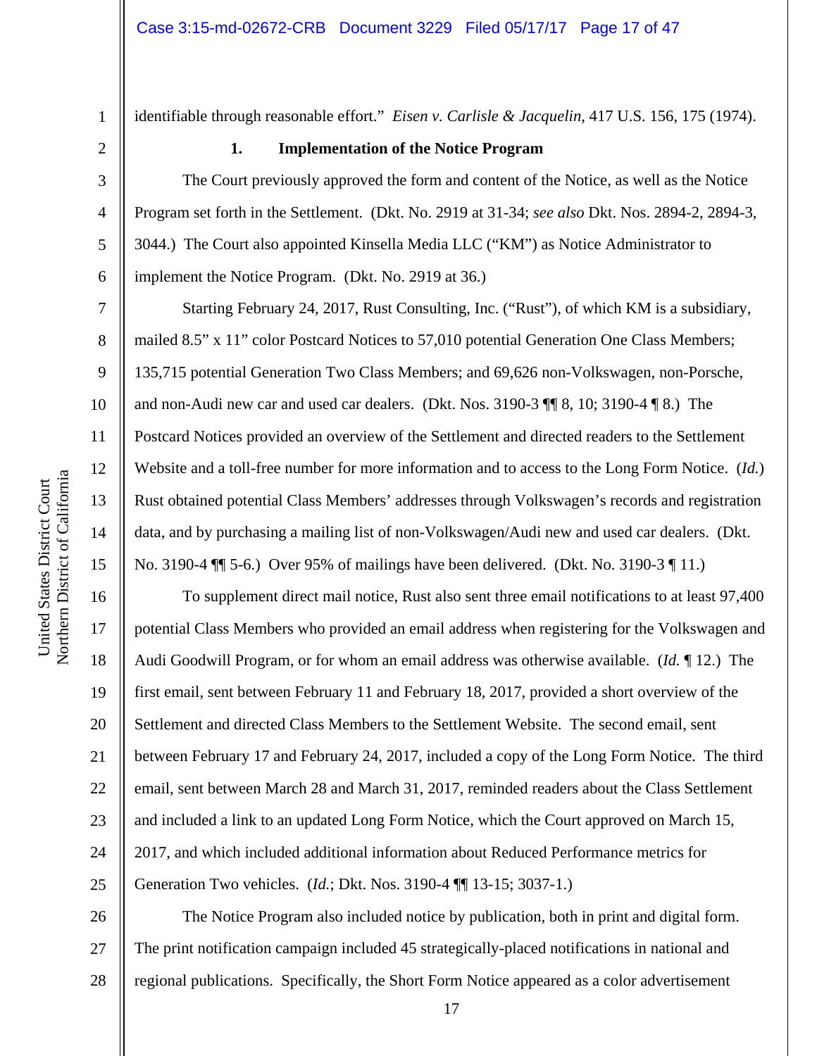identifiable through reasonable effort." *Eisen v. Carlisle & Jacquelin*, 417 U.S. 156, 175 (1974).

**1. Implementation of the Notice Program**

The Court previously approved the form and content of the Notice, as well as the Notice Program set forth in the Settlement. (Dkt. No. 2919 at 31-34; *see also* Dkt. Nos. 2894-2, 2894-3, 3044.) The Court also appointed Kinsella Media LLC ("KM") as Notice Administrator to implement the Notice Program. (Dkt. No. 2919 at 36.)

Starting February 24, 2017, Rust Consulting, Inc. ("Rust"), of which KM is a subsidiary, mailed 8.5" x 11" color Postcard Notices to 57,010 potential Generation One Class Members; 135,715 potential Generation Two Class Members; and 69,626 non-Volkswagen, non-Porsche, and non-Audi new car and used car dealers. (Dkt. Nos. 3190-3 ¶¶ 8, 10; 3190-4 ¶ 8.) The Postcard Notices provided an overview of the Settlement and directed readers to the Settlement Website and a toll-free number for more information and to access to the Long Form Notice. (*Id.*) Rust obtained potential Class Members' addresses through Volkswagen's records and registration data, and by purchasing a mailing list of non-Volkswagen/Audi new and used car dealers. (Dkt. No. 3190-4 ¶¶ 5-6.) Over 95% of mailings have been delivered. (Dkt. No. 3190-3 ¶ 11.)

To supplement direct mail notice, Rust also sent three email notifications to at least 97,400 potential Class Members who provided an email address when registering for the Volkswagen and Audi Goodwill Program, or for whom an email address was otherwise available. (*Id.* ¶ 12.) The first email, sent between February 11 and February 18, 2017, provided a short overview of the Settlement and directed Class Members to the Settlement Website. The second email, sent between February 17 and February 24, 2017, included a copy of the Long Form Notice. The third email, sent between March 28 and March 31, 2017, reminded readers about the Class Settlement and included a link to an updated Long Form Notice, which the Court approved on March 15, 2017, and which included additional information about Reduced Performance metrics for Generation Two vehicles. (*Id.*; Dkt. Nos. 3190-4 ¶¶ 13-15; 3037-1.)

The Notice Program also included notice by publication, both in print and digital form. The print notification campaign included 45 strategically-placed notifications in national and regional publications. Specifically, the Short Form Notice appeared as a color advertisement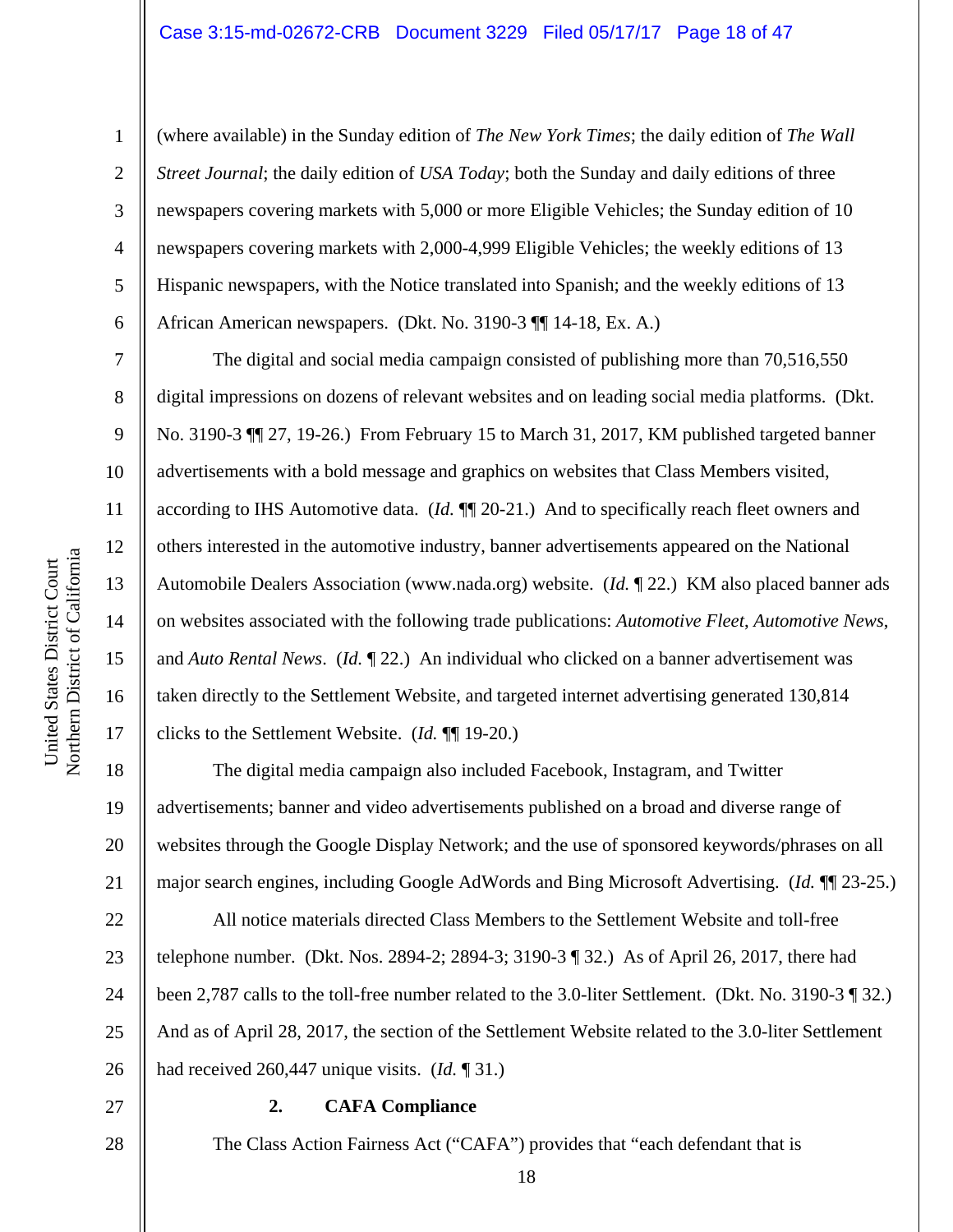(where available) in the Sunday edition of *The New York Times*; the daily edition of *The Wall Street Journal*; the daily edition of *USA Today*; both the Sunday and daily editions of three newspapers covering markets with 5,000 or more Eligible Vehicles; the Sunday edition of 10 newspapers covering markets with 2,000-4,999 Eligible Vehicles; the weekly editions of 13 Hispanic newspapers, with the Notice translated into Spanish; and the weekly editions of 13 African American newspapers. (Dkt. No. 3190-3 ¶¶ 14-18, Ex. A.)

The digital and social media campaign consisted of publishing more than 70,516,550 digital impressions on dozens of relevant websites and on leading social media platforms. (Dkt. No. 3190-3 ¶¶ 27, 19-26.) From February 15 to March 31, 2017, KM published targeted banner advertisements with a bold message and graphics on websites that Class Members visited, according to IHS Automotive data. (*Id.* ¶¶ 20-21.) And to specifically reach fleet owners and others interested in the automotive industry, banner advertisements appeared on the National Automobile Dealers Association (www.nada.org) website. (*Id.* ¶ 22.) KM also placed banner ads on websites associated with the following trade publications: *Automotive Fleet*, *Automotive News*, and *Auto Rental News*. (*Id.* ¶ 22.) An individual who clicked on a banner advertisement was taken directly to the Settlement Website, and targeted internet advertising generated 130,814 clicks to the Settlement Website. (*Id.* ¶¶ 19-20.)

The digital media campaign also included Facebook, Instagram, and Twitter advertisements; banner and video advertisements published on a broad and diverse range of websites through the Google Display Network; and the use of sponsored keywords/phrases on all major search engines, including Google AdWords and Bing Microsoft Advertising. (*Id.* ¶¶ 23-25.)

All notice materials directed Class Members to the Settlement Website and toll-free telephone number. (Dkt. Nos. 2894-2; 2894-3; 3190-3 ¶ 32.) As of April 26, 2017, there had been 2,787 calls to the toll-free number related to the 3.0-liter Settlement. (Dkt. No. 3190-3 ¶ 32.) And as of April 28, 2017, the section of the Settlement Website related to the 3.0-liter Settlement had received 260,447 unique visits. (*Id.* ¶ 31.)

**2. CAFA Compliance**

The Class Action Fairness Act ("CAFA") provides that "each defendant that is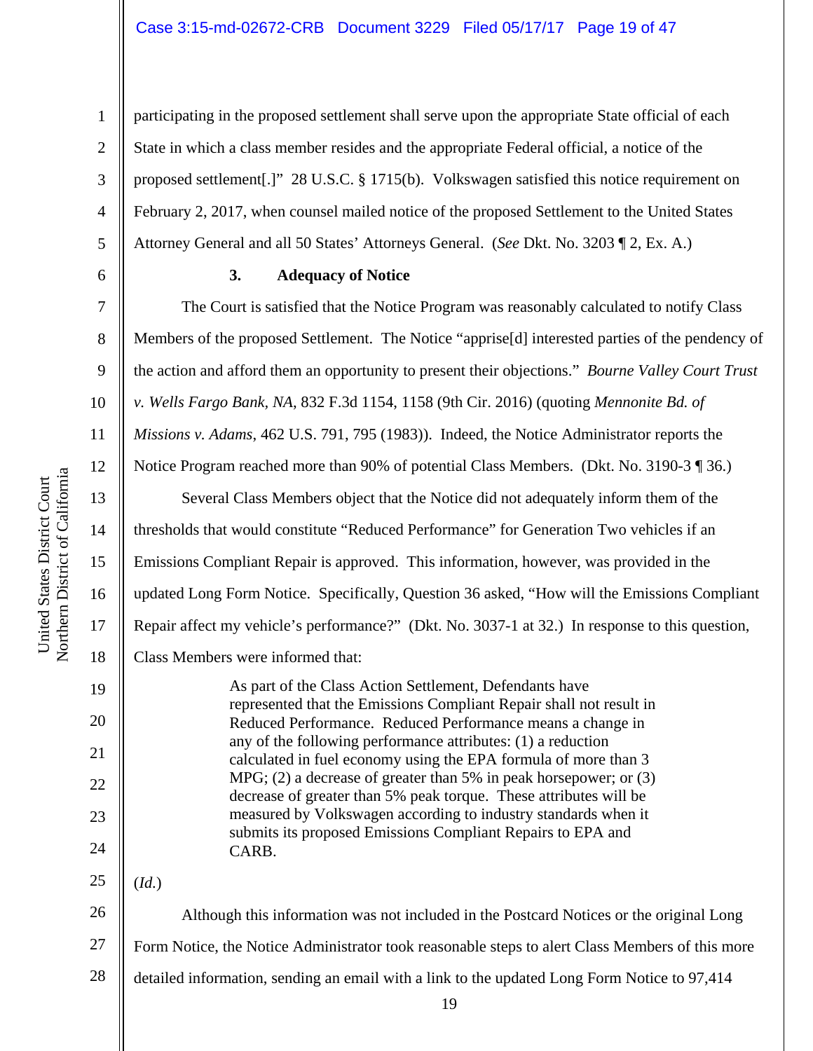participating in the proposed settlement shall serve upon the appropriate State official of each State in which a class member resides and the appropriate Federal official, a notice of the proposed settlement[.]" 28 U.S.C. § 1715(b). Volkswagen satisfied this notice requirement on February 2, 2017, when counsel mailed notice of the proposed Settlement to the United States Attorney General and all 50 States' Attorneys General. (*See* Dkt. No. 3203 ¶ 2, Ex. A.)

**3. Adequacy of Notice**

The Court is satisfied that the Notice Program was reasonably calculated to notify Class Members of the proposed Settlement. The Notice "apprise[d] interested parties of the pendency of the action and afford them an opportunity to present their objections." *Bourne Valley Court Trust v. Wells Fargo Bank, NA*, 832 F.3d 1154, 1158 (9th Cir. 2016) (quoting *Mennonite Bd. of Missions v. Adams*, 462 U.S. 791, 795 (1983)). Indeed, the Notice Administrator reports the Notice Program reached more than 90% of potential Class Members. (Dkt. No. 3190-3 ¶ 36.)

Several Class Members object that the Notice did not adequately inform them of the thresholds that would constitute "Reduced Performance" for Generation Two vehicles if an Emissions Compliant Repair is approved. This information, however, was provided in the updated Long Form Notice. Specifically, Question 36 asked, "How will the Emissions Compliant Repair affect my vehicle's performance?" (Dkt. No. 3037-1 at 32.) In response to this question, Class Members were informed that:

> As part of the Class Action Settlement, Defendants have represented that the Emissions Compliant Repair shall not result in Reduced Performance. Reduced Performance means a change in any of the following performance attributes: (1) a reduction calculated in fuel economy using the EPA formula of more than 3 MPG; (2) a decrease of greater than 5% in peak horsepower; or (3) decrease of greater than 5% peak torque. These attributes will be measured by Volkswagen according to industry standards when it submits its proposed Emissions Compliant Repairs to EPA and CARB.

(*Id.*)

Although this information was not included in the Postcard Notices or the original Long Form Notice, the Notice Administrator took reasonable steps to alert Class Members of this more detailed information, sending an email with a link to the updated Long Form Notice to 97,414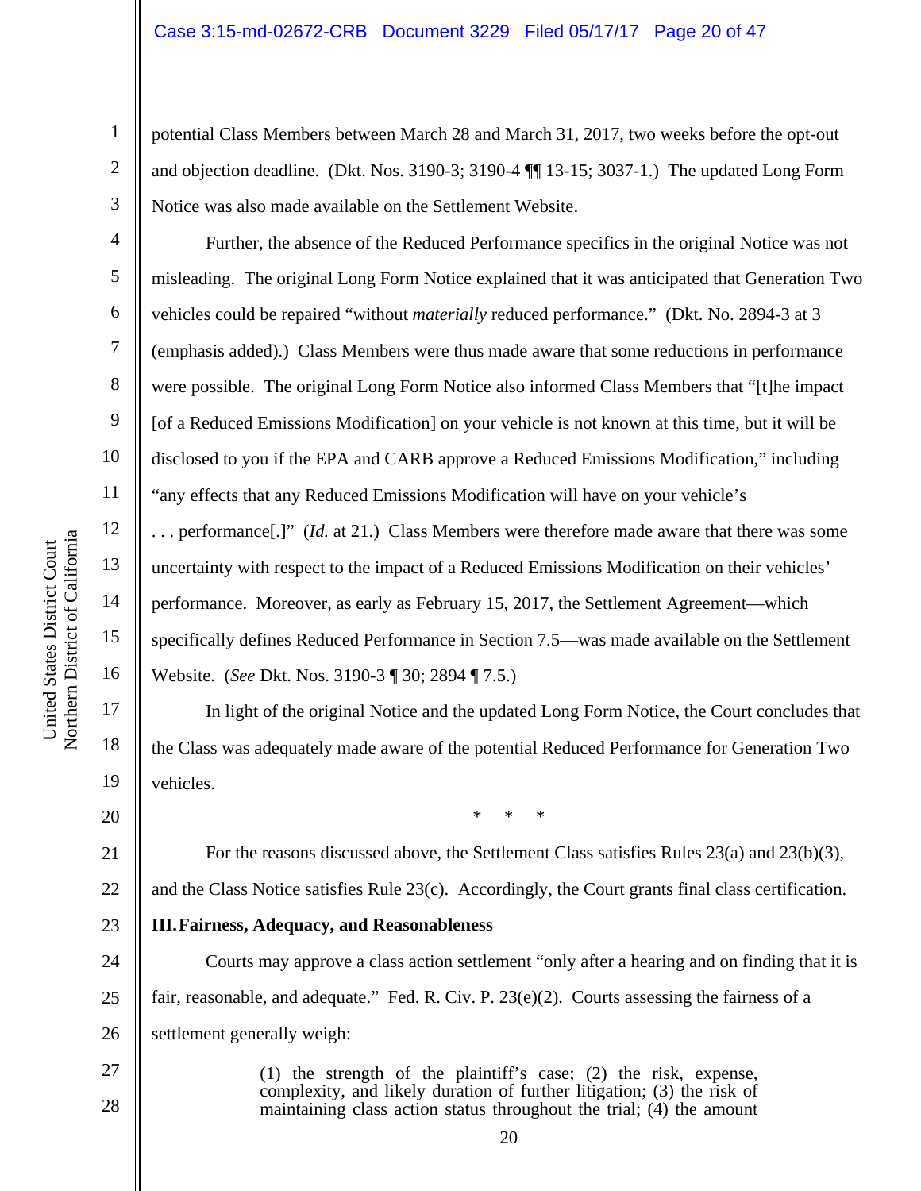potential Class Members between March 28 and March 31, 2017, two weeks before the opt-out and objection deadline. (Dkt. Nos. 3190-3; 3190-4 ¶¶ 13-15; 3037-1.) The updated Long Form Notice was also made available on the Settlement Website.

Further, the absence of the Reduced Performance specifics in the original Notice was not misleading. The original Long Form Notice explained that it was anticipated that Generation Two vehicles could be repaired "without *materially* reduced performance." (Dkt. No. 2894-3 at 3 (emphasis added).) Class Members were thus made aware that some reductions in performance were possible. The original Long Form Notice also informed Class Members that "[t]he impact [of a Reduced Emissions Modification] on your vehicle is not known at this time, but it will be disclosed to you if the EPA and CARB approve a Reduced Emissions Modification," including "any effects that any Reduced Emissions Modification will have on your vehicle's . . . performance[.]" (*Id.* at 21.) Class Members were therefore made aware that there was some uncertainty with respect to the impact of a Reduced Emissions Modification on their vehicles' performance. Moreover, as early as February 15, 2017, the Settlement Agreement—which specifically defines Reduced Performance in Section 7.5—was made available on the Settlement Website. (*See* Dkt. Nos. 3190-3 ¶ 30; 2894 ¶ 7.5.)

In light of the original Notice and the updated Long Form Notice, the Court concludes that the Class was adequately made aware of the potential Reduced Performance for Generation Two vehicles.

\* \* \*

For the reasons discussed above, the Settlement Class satisfies Rules 23(a) and 23(b)(3), and the Class Notice satisfies Rule 23(c). Accordingly, the Court grants final class certification.

## III. Fairness, Adequacy, and Reasonableness

Courts may approve a class action settlement "only after a hearing and on finding that it is fair, reasonable, and adequate." Fed. R. Civ. P. 23(e)(2). Courts assessing the fairness of a settlement generally weigh:

> (1) the strength of the plaintiff's case; (2) the risk, expense, complexity, and likely duration of further litigation; (3) the risk of maintaining class action status throughout the trial; (4) the amount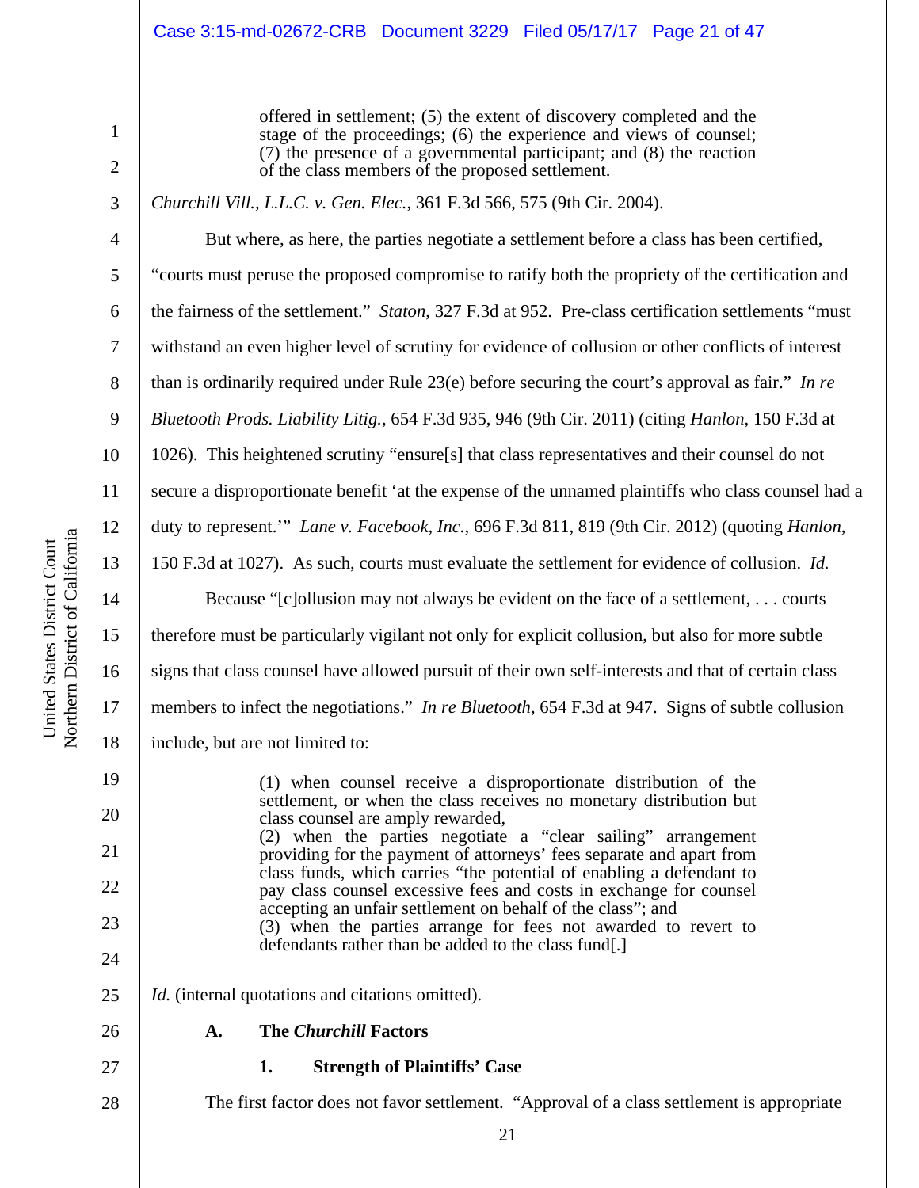> offered in settlement; (5) the extent of discovery completed and the stage of the proceedings; (6) the experience and views of counsel; (7) the presence of a governmental participant; and (8) the reaction of the class members of the proposed settlement.

*Churchill Vill., L.L.C. v. Gen. Elec.*, 361 F.3d 566, 575 (9th Cir. 2004).

But where, as here, the parties negotiate a settlement before a class has been certified, "courts must peruse the proposed compromise to ratify both the propriety of the certification and the fairness of the settlement." *Staton*, 327 F.3d at 952. Pre-class certification settlements "must withstand an even higher level of scrutiny for evidence of collusion or other conflicts of interest than is ordinarily required under Rule 23(e) before securing the court's approval as fair." *In re Bluetooth Prods. Liability Litig.*, 654 F.3d 935, 946 (9th Cir. 2011) (citing *Hanlon*, 150 F.3d at 1026). This heightened scrutiny "ensure[s] that class representatives and their counsel do not secure a disproportionate benefit 'at the expense of the unnamed plaintiffs who class counsel had a duty to represent.'" *Lane v. Facebook, Inc.*, 696 F.3d 811, 819 (9th Cir. 2012) (quoting *Hanlon*, 150 F.3d at 1027). As such, courts must evaluate the settlement for evidence of collusion. *Id.*

Because "[c]ollusion may not always be evident on the face of a settlement, . . . courts therefore must be particularly vigilant not only for explicit collusion, but also for more subtle signs that class counsel have allowed pursuit of their own self-interests and that of certain class members to infect the negotiations." *In re Bluetooth*, 654 F.3d at 947. Signs of subtle collusion include, but are not limited to:

> (1) when counsel receive a disproportionate distribution of the settlement, or when the class receives no monetary distribution but class counsel are amply rewarded,
> (2) when the parties negotiate a "clear sailing" arrangement providing for the payment of attorneys' fees separate and apart from class funds, which carries "the potential of enabling a defendant to pay class counsel excessive fees and costs in exchange for counsel accepting an unfair settlement on behalf of the class"; and
> (3) when the parties arrange for fees not awarded to revert to defendants rather than be added to the class fund[.]

*Id.* (internal quotations and citations omitted).

### A. The *Churchill* Factors

#### 1. Strength of Plaintiffs' Case

The first factor does not favor settlement. "Approval of a class settlement is appropriate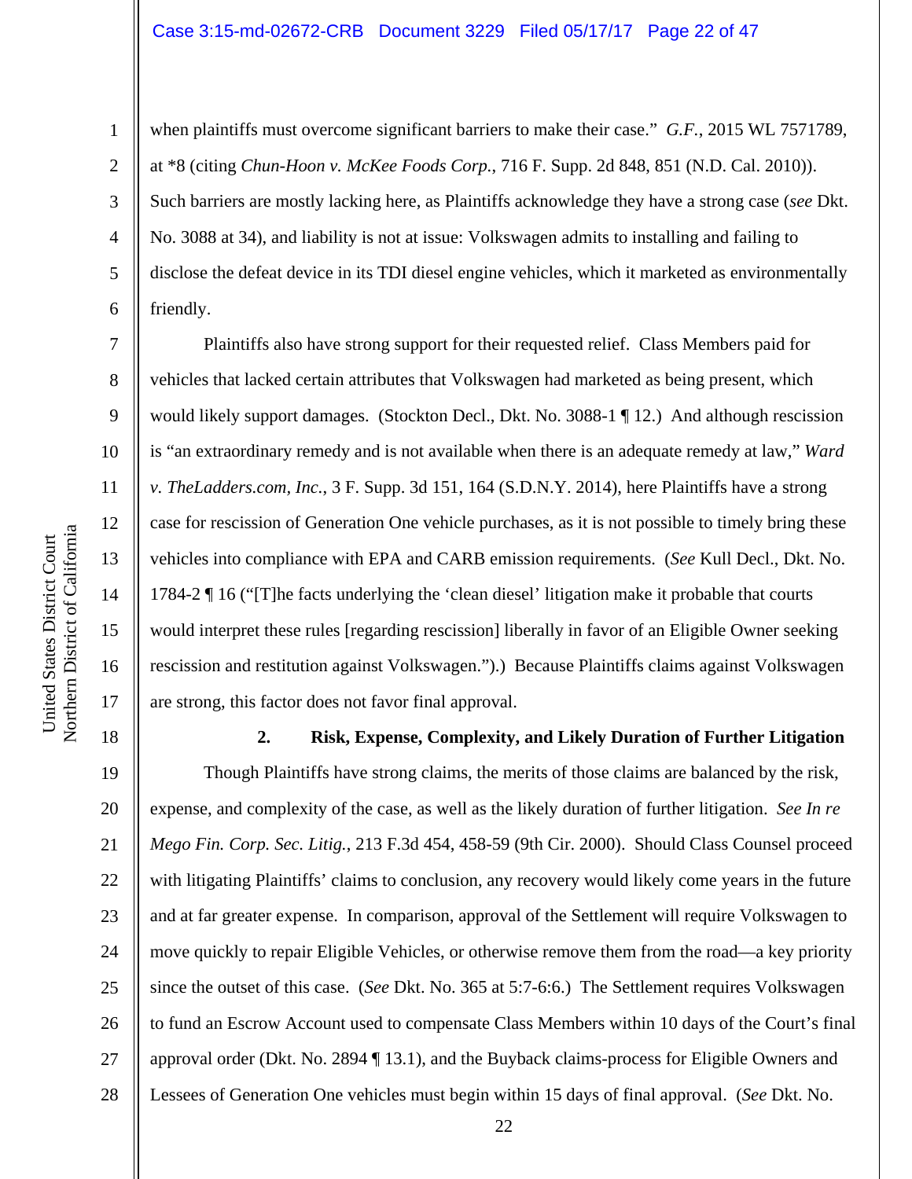when plaintiffs must overcome significant barriers to make their case." *G.F.*, 2015 WL 7571789, at *8 (citing *Chun-Hoon v. McKee Foods Corp.*, 716 F. Supp. 2d 848, 851 (N.D. Cal. 2010)). Such barriers are mostly lacking here, as Plaintiffs acknowledge they have a strong case (*see* Dkt. No. 3088 at 34), and liability is not at issue: Volkswagen admits to installing and failing to disclose the defeat device in its TDI diesel engine vehicles, which it marketed as environmentally friendly.

Plaintiffs also have strong support for their requested relief. Class Members paid for vehicles that lacked certain attributes that Volkswagen had marketed as being present, which would likely support damages. (Stockton Decl., Dkt. No. 3088-1 ¶ 12.) And although rescission is "an extraordinary remedy and is not available when there is an adequate remedy at law," *Ward v. TheLadders.com, Inc.*, 3 F. Supp. 3d 151, 164 (S.D.N.Y. 2014), here Plaintiffs have a strong case for rescission of Generation One vehicle purchases, as it is not possible to timely bring these vehicles into compliance with EPA and CARB emission requirements. (*See* Kull Decl., Dkt. No. 1784-2 ¶ 16 ("[T]he facts underlying the 'clean diesel' litigation make it probable that courts would interpret these rules [regarding rescission] liberally in favor of an Eligible Owner seeking rescission and restitution against Volkswagen.").) Because Plaintiffs claims against Volkswagen are strong, this factor does not favor final approval.

**2. Risk, Expense, Complexity, and Likely Duration of Further Litigation**

Though Plaintiffs have strong claims, the merits of those claims are balanced by the risk, expense, and complexity of the case, as well as the likely duration of further litigation. *See In re Mego Fin. Corp. Sec. Litig.*, 213 F.3d 454, 458-59 (9th Cir. 2000). Should Class Counsel proceed with litigating Plaintiffs' claims to conclusion, any recovery would likely come years in the future and at far greater expense. In comparison, approval of the Settlement will require Volkswagen to move quickly to repair Eligible Vehicles, or otherwise remove them from the road—a key priority since the outset of this case. (*See* Dkt. No. 365 at 5:7-6:6.) The Settlement requires Volkswagen to fund an Escrow Account used to compensate Class Members within 10 days of the Court's final approval order (Dkt. No. 2894 ¶ 13.1), and the Buyback claims-process for Eligible Owners and Lessees of Generation One vehicles must begin within 15 days of final approval. (*See* Dkt. No.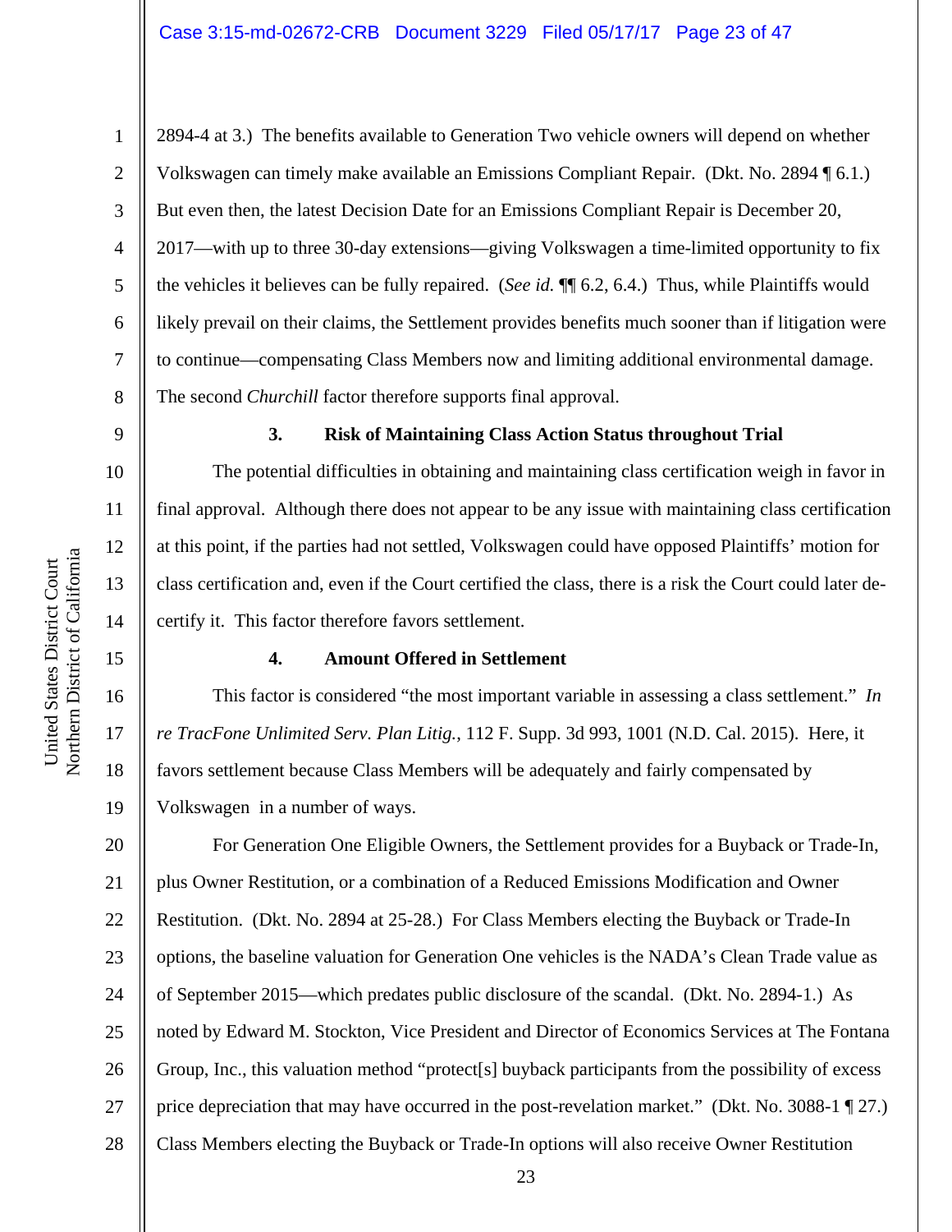2894-4 at 3.) The benefits available to Generation Two vehicle owners will depend on whether Volkswagen can timely make available an Emissions Compliant Repair. (Dkt. No. 2894 ¶ 6.1.) But even then, the latest Decision Date for an Emissions Compliant Repair is December 20, 2017—with up to three 30-day extensions—giving Volkswagen a time-limited opportunity to fix the vehicles it believes can be fully repaired. (*See id.* ¶¶ 6.2, 6.4.) Thus, while Plaintiffs would likely prevail on their claims, the Settlement provides benefits much sooner than if litigation were to continue—compensating Class Members now and limiting additional environmental damage. The second *Churchill* factor therefore supports final approval.

### 3. Risk of Maintaining Class Action Status throughout Trial

The potential difficulties in obtaining and maintaining class certification weigh in favor in final approval. Although there does not appear to be any issue with maintaining class certification at this point, if the parties had not settled, Volkswagen could have opposed Plaintiffs' motion for class certification and, even if the Court certified the class, there is a risk the Court could later de-certify it. This factor therefore favors settlement.

### 4. Amount Offered in Settlement

This factor is considered "the most important variable in assessing a class settlement." *In re TracFone Unlimited Serv. Plan Litig.*, 112 F. Supp. 3d 993, 1001 (N.D. Cal. 2015). Here, it favors settlement because Class Members will be adequately and fairly compensated by Volkswagen in a number of ways.

For Generation One Eligible Owners, the Settlement provides for a Buyback or Trade-In, plus Owner Restitution, or a combination of a Reduced Emissions Modification and Owner Restitution. (Dkt. No. 2894 at 25-28.) For Class Members electing the Buyback or Trade-In options, the baseline valuation for Generation One vehicles is the NADA's Clean Trade value as of September 2015—which predates public disclosure of the scandal. (Dkt. No. 2894-1.) As noted by Edward M. Stockton, Vice President and Director of Economics Services at The Fontana Group, Inc., this valuation method "protect[s] buyback participants from the possibility of excess price depreciation that may have occurred in the post-revelation market." (Dkt. No. 3088-1 ¶ 27.) Class Members electing the Buyback or Trade-In options will also receive Owner Restitution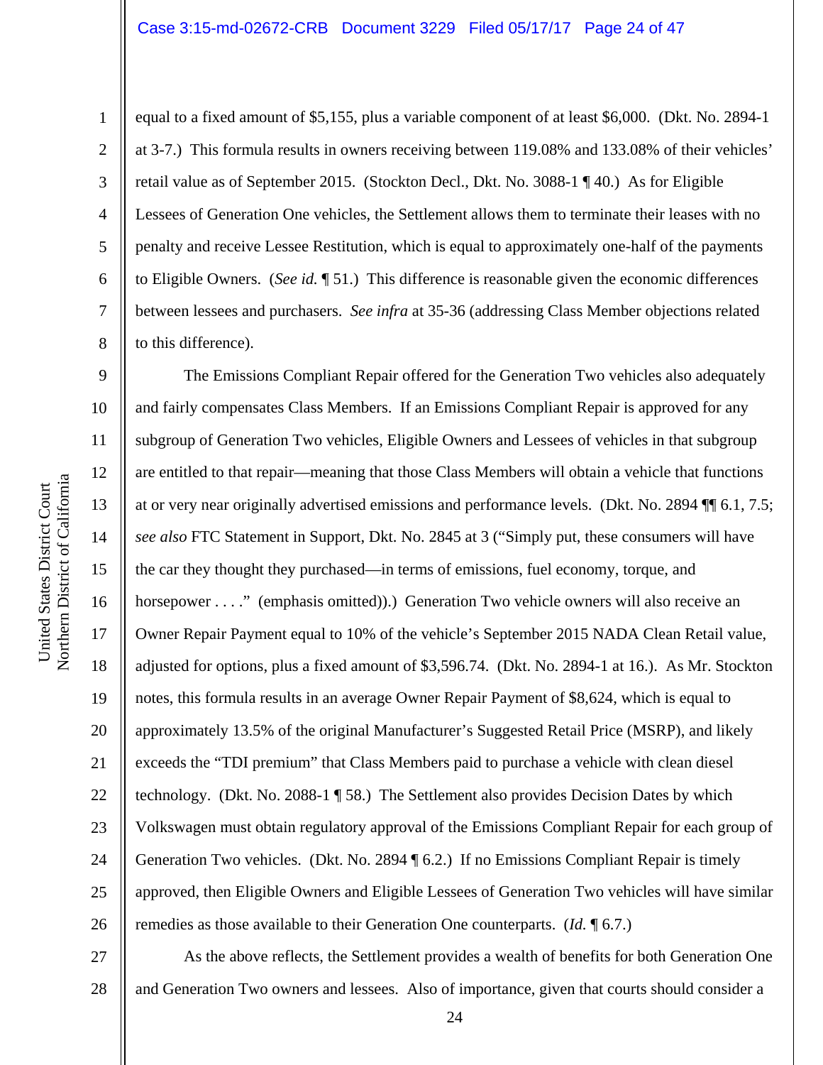equal to a fixed amount of $5,155, plus a variable component of at least $6,000. (Dkt. No. 2894-1 at 3-7.) This formula results in owners receiving between 119.08% and 133.08% of their vehicles' retail value as of September 2015. (Stockton Decl., Dkt. No. 3088-1 ¶ 40.) As for Eligible Lessees of Generation One vehicles, the Settlement allows them to terminate their leases with no penalty and receive Lessee Restitution, which is equal to approximately one-half of the payments to Eligible Owners. (*See id.* ¶ 51.) This difference is reasonable given the economic differences between lessees and purchasers. *See infra* at 35-36 (addressing Class Member objections related to this difference).

The Emissions Compliant Repair offered for the Generation Two vehicles also adequately and fairly compensates Class Members. If an Emissions Compliant Repair is approved for any subgroup of Generation Two vehicles, Eligible Owners and Lessees of vehicles in that subgroup are entitled to that repair—meaning that those Class Members will obtain a vehicle that functions at or very near originally advertised emissions and performance levels. (Dkt. No. 2894 ¶¶ 6.1, 7.5; *see also* FTC Statement in Support, Dkt. No. 2845 at 3 ("Simply put, these consumers will have the car they thought they purchased—in terms of emissions, fuel economy, torque, and horsepower . . . ." (emphasis omitted)).) Generation Two vehicle owners will also receive an Owner Repair Payment equal to 10% of the vehicle's September 2015 NADA Clean Retail value, adjusted for options, plus a fixed amount of $3,596.74. (Dkt. No. 2894-1 at 16.). As Mr. Stockton notes, this formula results in an average Owner Repair Payment of $8,624, which is equal to approximately 13.5% of the original Manufacturer's Suggested Retail Price (MSRP), and likely exceeds the "TDI premium" that Class Members paid to purchase a vehicle with clean diesel technology. (Dkt. No. 2088-1 ¶ 58.) The Settlement also provides Decision Dates by which Volkswagen must obtain regulatory approval of the Emissions Compliant Repair for each group of Generation Two vehicles. (Dkt. No. 2894 ¶ 6.2.) If no Emissions Compliant Repair is timely approved, then Eligible Owners and Eligible Lessees of Generation Two vehicles will have similar remedies as those available to their Generation One counterparts. (*Id.* ¶ 6.7.)

As the above reflects, the Settlement provides a wealth of benefits for both Generation One and Generation Two owners and lessees. Also of importance, given that courts should consider a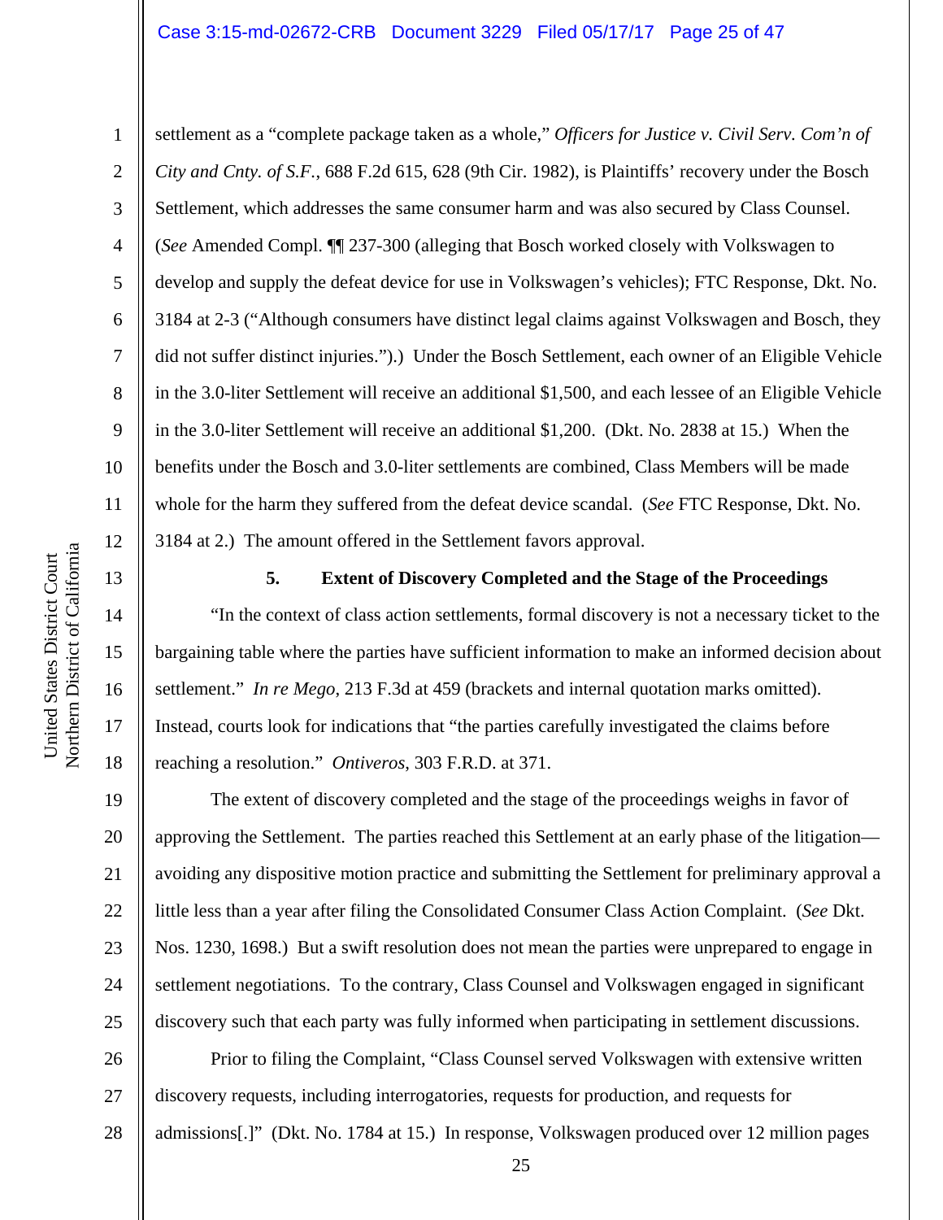settlement as a "complete package taken as a whole," *Officers for Justice v. Civil Serv. Com'n of City and Cnty. of S.F.*, 688 F.2d 615, 628 (9th Cir. 1982), is Plaintiffs' recovery under the Bosch Settlement, which addresses the same consumer harm and was also secured by Class Counsel. (*See* Amended Compl. ¶¶ 237-300 (alleging that Bosch worked closely with Volkswagen to develop and supply the defeat device for use in Volkswagen's vehicles); FTC Response, Dkt. No. 3184 at 2-3 ("Although consumers have distinct legal claims against Volkswagen and Bosch, they did not suffer distinct injuries.").) Under the Bosch Settlement, each owner of an Eligible Vehicle in the 3.0-liter Settlement will receive an additional $1,500, and each lessee of an Eligible Vehicle in the 3.0-liter Settlement will receive an additional $1,200. (Dkt. No. 2838 at 15.) When the benefits under the Bosch and 3.0-liter settlements are combined, Class Members will be made whole for the harm they suffered from the defeat device scandal. (*See* FTC Response, Dkt. No. 3184 at 2.) The amount offered in the Settlement favors approval.

**5. Extent of Discovery Completed and the Stage of the Proceedings**

"In the context of class action settlements, formal discovery is not a necessary ticket to the bargaining table where the parties have sufficient information to make an informed decision about settlement." *In re Mego*, 213 F.3d at 459 (brackets and internal quotation marks omitted). Instead, courts look for indications that "the parties carefully investigated the claims before reaching a resolution." *Ontiveros*, 303 F.R.D. at 371.

The extent of discovery completed and the stage of the proceedings weighs in favor of approving the Settlement. The parties reached this Settlement at an early phase of the litigation—avoiding any dispositive motion practice and submitting the Settlement for preliminary approval a little less than a year after filing the Consolidated Consumer Class Action Complaint. (*See* Dkt. Nos. 1230, 1698.) But a swift resolution does not mean the parties were unprepared to engage in settlement negotiations. To the contrary, Class Counsel and Volkswagen engaged in significant discovery such that each party was fully informed when participating in settlement discussions.

Prior to filing the Complaint, "Class Counsel served Volkswagen with extensive written discovery requests, including interrogatories, requests for production, and requests for admissions[.]" (Dkt. No. 1784 at 15.) In response, Volkswagen produced over 12 million pages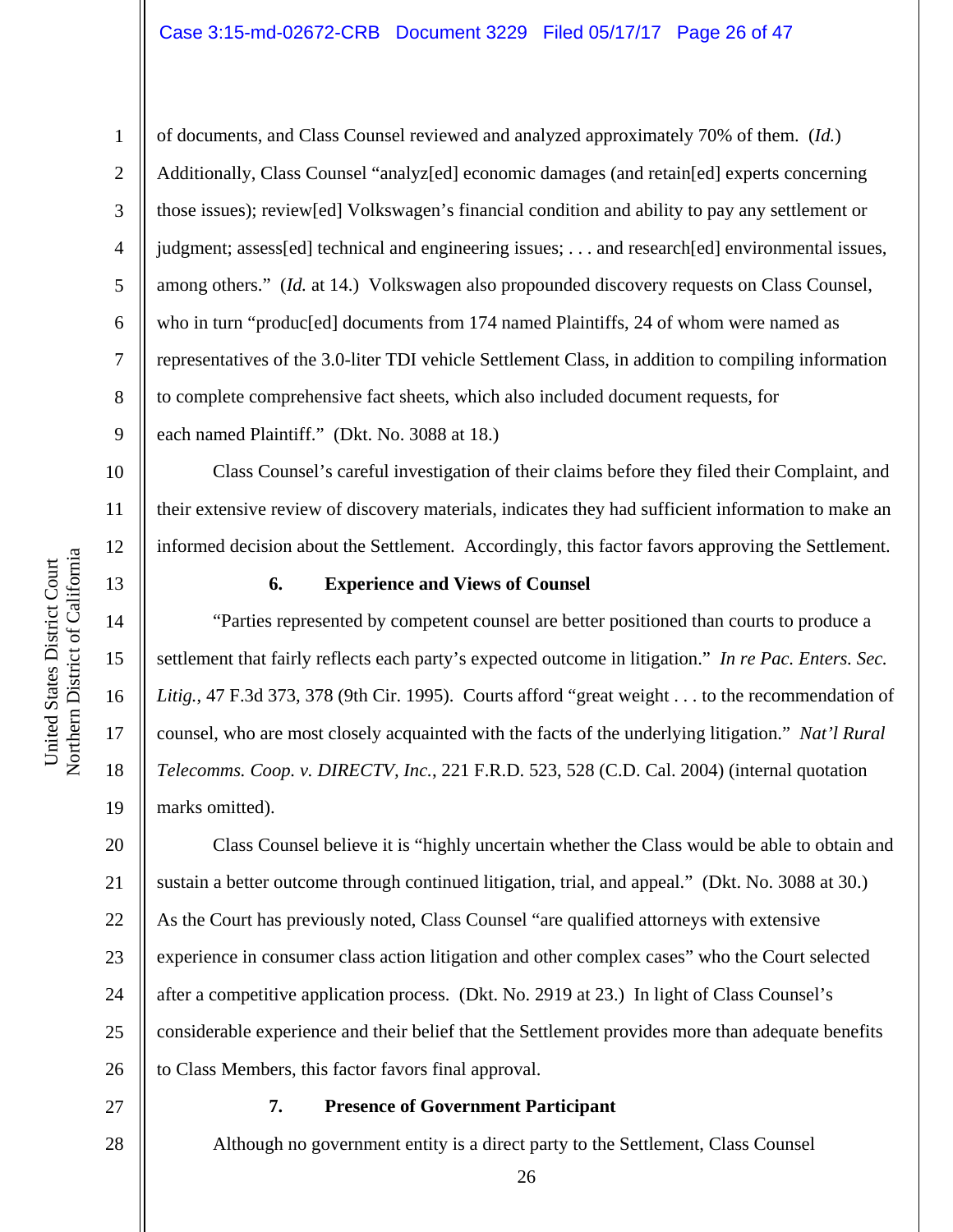of documents, and Class Counsel reviewed and analyzed approximately 70% of them. (*Id.*) Additionally, Class Counsel "analyz[ed] economic damages (and retain[ed] experts concerning those issues); review[ed] Volkswagen's financial condition and ability to pay any settlement or judgment; assess[ed] technical and engineering issues; . . . and research[ed] environmental issues, among others." (*Id.* at 14.) Volkswagen also propounded discovery requests on Class Counsel, who in turn "produc[ed] documents from 174 named Plaintiffs, 24 of whom were named as representatives of the 3.0-liter TDI vehicle Settlement Class, in addition to compiling information to complete comprehensive fact sheets, which also included document requests, for each named Plaintiff." (Dkt. No. 3088 at 18.)

Class Counsel's careful investigation of their claims before they filed their Complaint, and their extensive review of discovery materials, indicates they had sufficient information to make an informed decision about the Settlement. Accordingly, this factor favors approving the Settlement.

**6. Experience and Views of Counsel**

"Parties represented by competent counsel are better positioned than courts to produce a settlement that fairly reflects each party's expected outcome in litigation." *In re Pac. Enters. Sec. Litig.*, 47 F.3d 373, 378 (9th Cir. 1995). Courts afford "great weight . . . to the recommendation of counsel, who are most closely acquainted with the facts of the underlying litigation." *Nat'l Rural Telecomms. Coop. v. DIRECTV, Inc.*, 221 F.R.D. 523, 528 (C.D. Cal. 2004) (internal quotation marks omitted).

Class Counsel believe it is "highly uncertain whether the Class would be able to obtain and sustain a better outcome through continued litigation, trial, and appeal." (Dkt. No. 3088 at 30.) As the Court has previously noted, Class Counsel "are qualified attorneys with extensive experience in consumer class action litigation and other complex cases" who the Court selected after a competitive application process. (Dkt. No. 2919 at 23.) In light of Class Counsel's considerable experience and their belief that the Settlement provides more than adequate benefits to Class Members, this factor favors final approval.

**7. Presence of Government Participant**

Although no government entity is a direct party to the Settlement, Class Counsel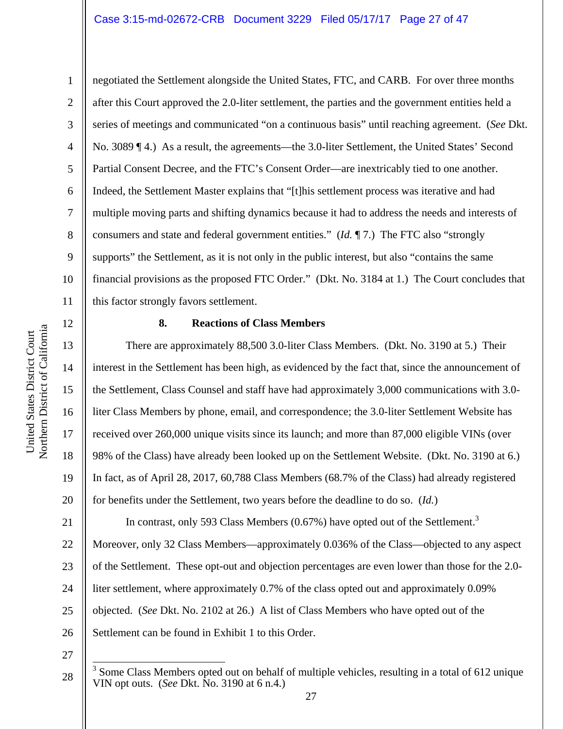negotiated the Settlement alongside the United States, FTC, and CARB. For over three months after this Court approved the 2.0-liter settlement, the parties and the government entities held a series of meetings and communicated "on a continuous basis" until reaching agreement. (*See* Dkt. No. 3089 ¶ 4.) As a result, the agreements—the 3.0-liter Settlement, the United States' Second Partial Consent Decree, and the FTC's Consent Order—are inextricably tied to one another. Indeed, the Settlement Master explains that "[t]his settlement process was iterative and had multiple moving parts and shifting dynamics because it had to address the needs and interests of consumers and state and federal government entities." (*Id.* ¶ 7.) The FTC also "strongly supports" the Settlement, as it is not only in the public interest, but also "contains the same financial provisions as the proposed FTC Order." (Dkt. No. 3184 at 1.) The Court concludes that this factor strongly favors settlement.

**8. Reactions of Class Members**

There are approximately 88,500 3.0-liter Class Members. (Dkt. No. 3190 at 5.) Their interest in the Settlement has been high, as evidenced by the fact that, since the announcement of the Settlement, Class Counsel and staff have had approximately 3,000 communications with 3.0-liter Class Members by phone, email, and correspondence; the 3.0-liter Settlement Website has received over 260,000 unique visits since its launch; and more than 87,000 eligible VINs (over 98% of the Class) have already been looked up on the Settlement Website. (Dkt. No. 3190 at 6.) In fact, as of April 28, 2017, 60,788 Class Members (68.7% of the Class) had already registered for benefits under the Settlement, two years before the deadline to do so. (*Id.*)

In contrast, only 593 Class Members (0.67%) have opted out of the Settlement.[3] Moreover, only 32 Class Members—approximately 0.036% of the Class—objected to any aspect of the Settlement. These opt-out and objection percentages are even lower than those for the 2.0-liter settlement, where approximately 0.7% of the class opted out and approximately 0.09% objected. (*See* Dkt. No. 2102 at 26.) A list of Class Members who have opted out of the Settlement can be found in Exhibit 1 to this Order.

[3] Some Class Members opted out on behalf of multiple vehicles, resulting in a total of 612 unique VIN opt outs. (*See* Dkt. No. 3190 at 6 n.4.)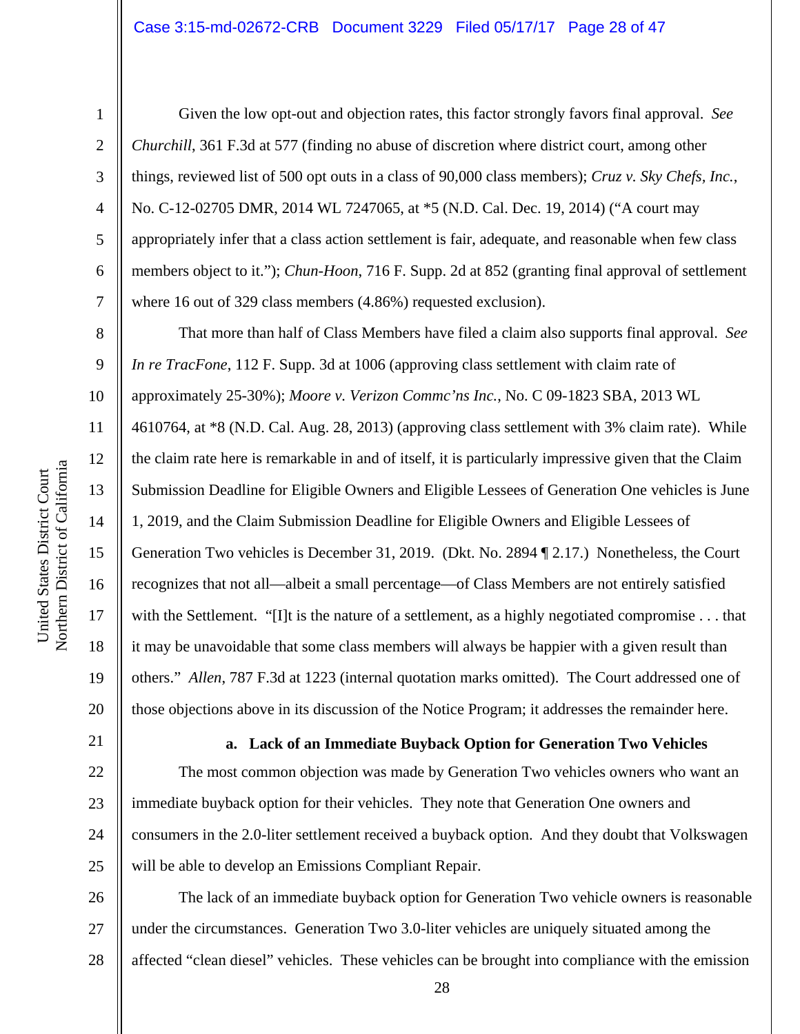Given the low opt-out and objection rates, this factor strongly favors final approval. *See Churchill*, 361 F.3d at 577 (finding no abuse of discretion where district court, among other things, reviewed list of 500 opt outs in a class of 90,000 class members); *Cruz v. Sky Chefs, Inc.*, No. C-12-02705 DMR, 2014 WL 7247065, at *5 (N.D. Cal. Dec. 19, 2014) ("A court may appropriately infer that a class action settlement is fair, adequate, and reasonable when few class members object to it."); *Chun-Hoon*, 716 F. Supp. 2d at 852 (granting final approval of settlement where 16 out of 329 class members (4.86%) requested exclusion).

That more than half of Class Members have filed a claim also supports final approval. *See In re TracFone*, 112 F. Supp. 3d at 1006 (approving class settlement with claim rate of approximately 25-30%); *Moore v. Verizon Commc'ns Inc.*, No. C 09-1823 SBA, 2013 WL 4610764, at *8 (N.D. Cal. Aug. 28, 2013) (approving class settlement with 3% claim rate). While the claim rate here is remarkable in and of itself, it is particularly impressive given that the Claim Submission Deadline for Eligible Owners and Eligible Lessees of Generation One vehicles is June 1, 2019, and the Claim Submission Deadline for Eligible Owners and Eligible Lessees of Generation Two vehicles is December 31, 2019. (Dkt. No. 2894 ¶ 2.17.) Nonetheless, the Court recognizes that not all—albeit a small percentage—of Class Members are not entirely satisfied with the Settlement. "[I]t is the nature of a settlement, as a highly negotiated compromise . . . that it may be unavoidable that some class members will always be happier with a given result than others." *Allen*, 787 F.3d at 1223 (internal quotation marks omitted). The Court addressed one of those objections above in its discussion of the Notice Program; it addresses the remainder here.

**a. Lack of an Immediate Buyback Option for Generation Two Vehicles**

The most common objection was made by Generation Two vehicles owners who want an immediate buyback option for their vehicles. They note that Generation One owners and consumers in the 2.0-liter settlement received a buyback option. And they doubt that Volkswagen will be able to develop an Emissions Compliant Repair.

The lack of an immediate buyback option for Generation Two vehicle owners is reasonable under the circumstances. Generation Two 3.0-liter vehicles are uniquely situated among the affected "clean diesel" vehicles. These vehicles can be brought into compliance with the emission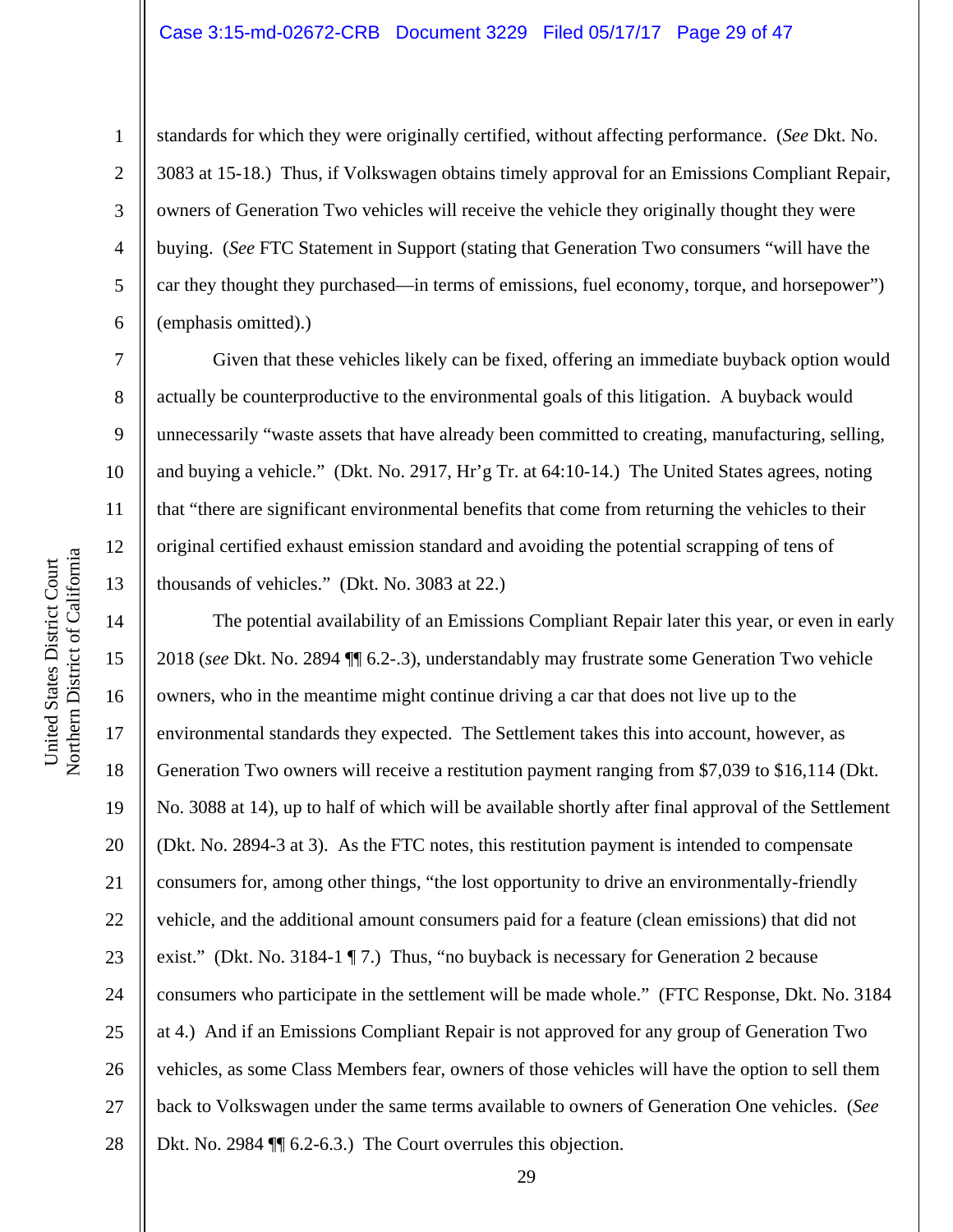standards for which they were originally certified, without affecting performance. (*See* Dkt. No. 3083 at 15-18.) Thus, if Volkswagen obtains timely approval for an Emissions Compliant Repair, owners of Generation Two vehicles will receive the vehicle they originally thought they were buying. (*See* FTC Statement in Support (stating that Generation Two consumers "will have the car they thought they purchased—in terms of emissions, fuel economy, torque, and horsepower") (emphasis omitted).)

Given that these vehicles likely can be fixed, offering an immediate buyback option would actually be counterproductive to the environmental goals of this litigation. A buyback would unnecessarily "waste assets that have already been committed to creating, manufacturing, selling, and buying a vehicle." (Dkt. No. 2917, Hr'g Tr. at 64:10-14.) The United States agrees, noting that "there are significant environmental benefits that come from returning the vehicles to their original certified exhaust emission standard and avoiding the potential scrapping of tens of thousands of vehicles." (Dkt. No. 3083 at 22.)

The potential availability of an Emissions Compliant Repair later this year, or even in early 2018 (*see* Dkt. No. 2894 ¶¶ 6.2-.3), understandably may frustrate some Generation Two vehicle owners, who in the meantime might continue driving a car that does not live up to the environmental standards they expected. The Settlement takes this into account, however, as Generation Two owners will receive a restitution payment ranging from $7,039 to $16,114 (Dkt. No. 3088 at 14), up to half of which will be available shortly after final approval of the Settlement (Dkt. No. 2894-3 at 3). As the FTC notes, this restitution payment is intended to compensate consumers for, among other things, "the lost opportunity to drive an environmentally-friendly vehicle, and the additional amount consumers paid for a feature (clean emissions) that did not exist." (Dkt. No. 3184-1 ¶ 7.) Thus, "no buyback is necessary for Generation 2 because consumers who participate in the settlement will be made whole." (FTC Response, Dkt. No. 3184 at 4.) And if an Emissions Compliant Repair is not approved for any group of Generation Two vehicles, as some Class Members fear, owners of those vehicles will have the option to sell them back to Volkswagen under the same terms available to owners of Generation One vehicles. (*See* Dkt. No. 2984 ¶¶ 6.2-6.3.) The Court overrules this objection.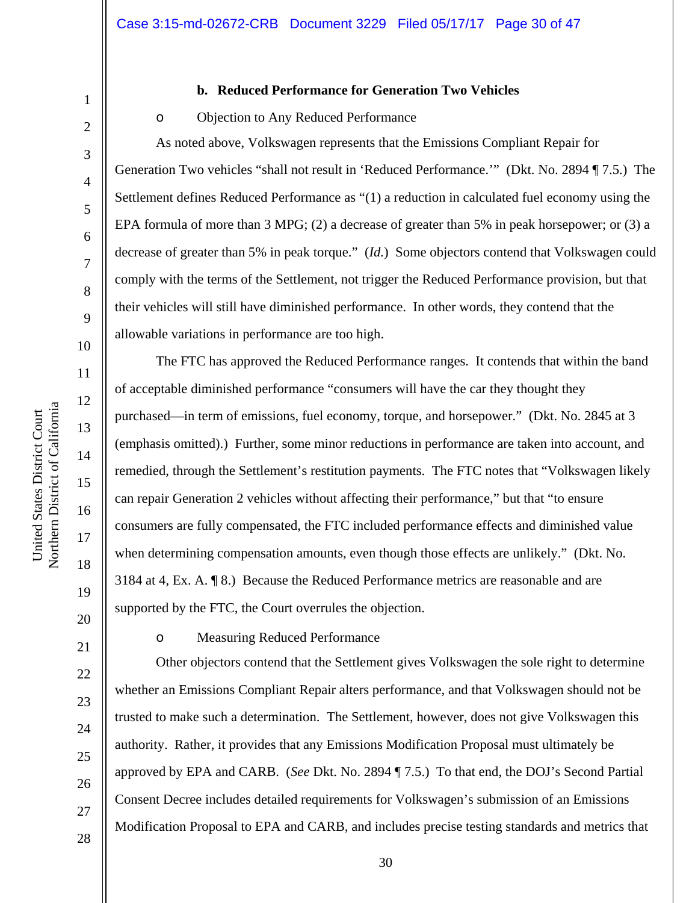**b. Reduced Performance for Generation Two Vehicles**

- Objection to Any Reduced Performance

As noted above, Volkswagen represents that the Emissions Compliant Repair for Generation Two vehicles "shall not result in 'Reduced Performance.'" (Dkt. No. 2894 ¶ 7.5.) The Settlement defines Reduced Performance as "(1) a reduction in calculated fuel economy using the EPA formula of more than 3 MPG; (2) a decrease of greater than 5% in peak horsepower; or (3) a decrease of greater than 5% in peak torque." (*Id.*) Some objectors contend that Volkswagen could comply with the terms of the Settlement, not trigger the Reduced Performance provision, but that their vehicles will still have diminished performance. In other words, they contend that the allowable variations in performance are too high.

The FTC has approved the Reduced Performance ranges. It contends that within the band of acceptable diminished performance "consumers will have the car they thought they purchased—in term of emissions, fuel economy, torque, and horsepower." (Dkt. No. 2845 at 3 (emphasis omitted).) Further, some minor reductions in performance are taken into account, and remedied, through the Settlement's restitution payments. The FTC notes that "Volkswagen likely can repair Generation 2 vehicles without affecting their performance," but that "to ensure consumers are fully compensated, the FTC included performance effects and diminished value when determining compensation amounts, even though those effects are unlikely." (Dkt. No. 3184 at 4, Ex. A. ¶ 8.) Because the Reduced Performance metrics are reasonable and are supported by the FTC, the Court overrules the objection.

- Measuring Reduced Performance

Other objectors contend that the Settlement gives Volkswagen the sole right to determine whether an Emissions Compliant Repair alters performance, and that Volkswagen should not be trusted to make such a determination. The Settlement, however, does not give Volkswagen this authority. Rather, it provides that any Emissions Modification Proposal must ultimately be approved by EPA and CARB. (*See* Dkt. No. 2894 ¶ 7.5.) To that end, the DOJ's Second Partial Consent Decree includes detailed requirements for Volkswagen's submission of an Emissions Modification Proposal to EPA and CARB, and includes precise testing standards and metrics that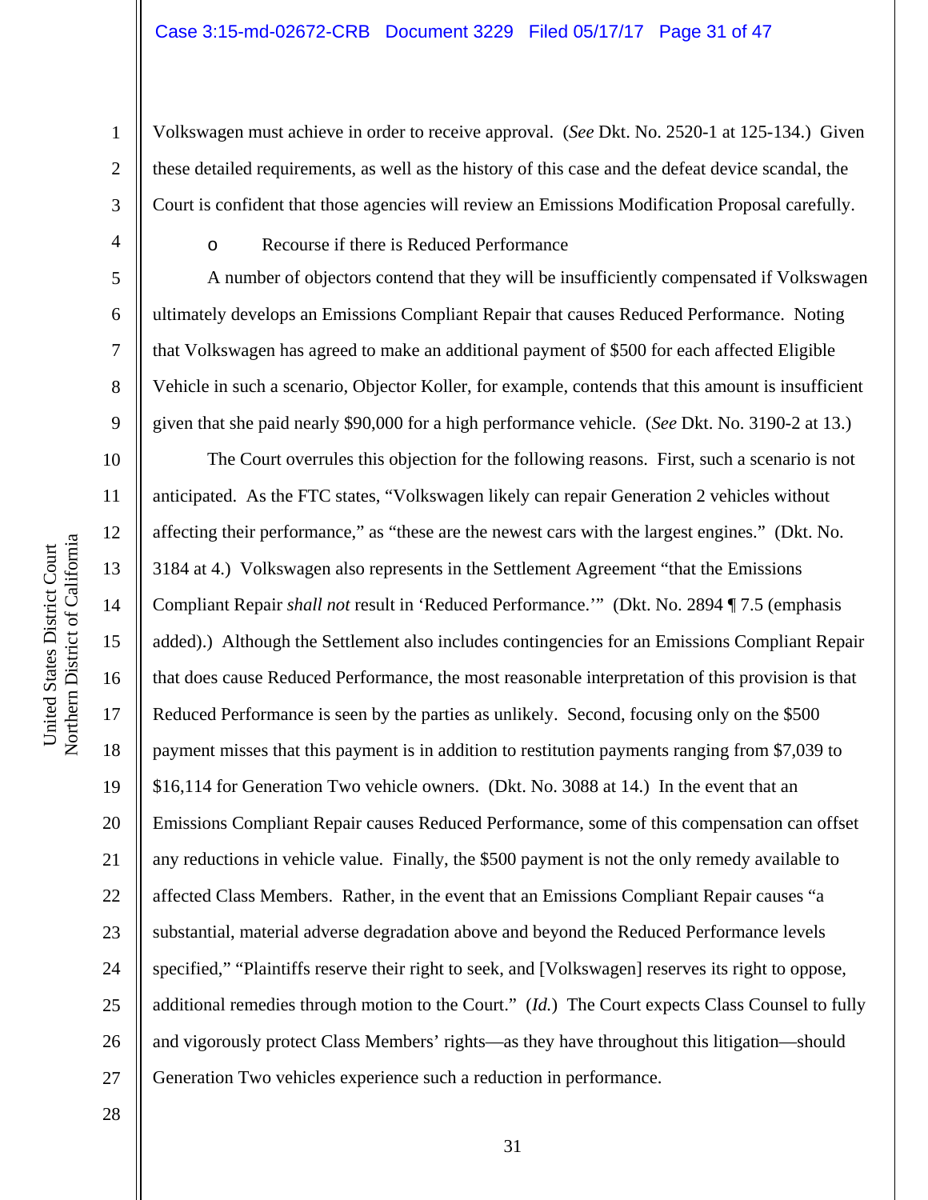Volkswagen must achieve in order to receive approval. (*See* Dkt. No. 2520-1 at 125-134.) Given these detailed requirements, as well as the history of this case and the defeat device scandal, the Court is confident that those agencies will review an Emissions Modification Proposal carefully.

- Recourse if there is Reduced Performance

A number of objectors contend that they will be insufficiently compensated if Volkswagen ultimately develops an Emissions Compliant Repair that causes Reduced Performance. Noting that Volkswagen has agreed to make an additional payment of $500 for each affected Eligible Vehicle in such a scenario, Objector Koller, for example, contends that this amount is insufficient given that she paid nearly $90,000 for a high performance vehicle. (*See* Dkt. No. 3190-2 at 13.)

The Court overrules this objection for the following reasons. First, such a scenario is not anticipated. As the FTC states, "Volkswagen likely can repair Generation 2 vehicles without affecting their performance," as "these are the newest cars with the largest engines." (Dkt. No. 3184 at 4.) Volkswagen also represents in the Settlement Agreement "that the Emissions Compliant Repair *shall not* result in 'Reduced Performance.'" (Dkt. No. 2894 ¶ 7.5 (emphasis added).) Although the Settlement also includes contingencies for an Emissions Compliant Repair that does cause Reduced Performance, the most reasonable interpretation of this provision is that Reduced Performance is seen by the parties as unlikely. Second, focusing only on the $500 payment misses that this payment is in addition to restitution payments ranging from $7,039 to $16,114 for Generation Two vehicle owners. (Dkt. No. 3088 at 14.) In the event that an Emissions Compliant Repair causes Reduced Performance, some of this compensation can offset any reductions in vehicle value. Finally, the $500 payment is not the only remedy available to affected Class Members. Rather, in the event that an Emissions Compliant Repair causes "a substantial, material adverse degradation above and beyond the Reduced Performance levels specified," "Plaintiffs reserve their right to seek, and [Volkswagen] reserves its right to oppose, additional remedies through motion to the Court." (*Id.*) The Court expects Class Counsel to fully and vigorously protect Class Members' rights—as they have throughout this litigation—should Generation Two vehicles experience such a reduction in performance.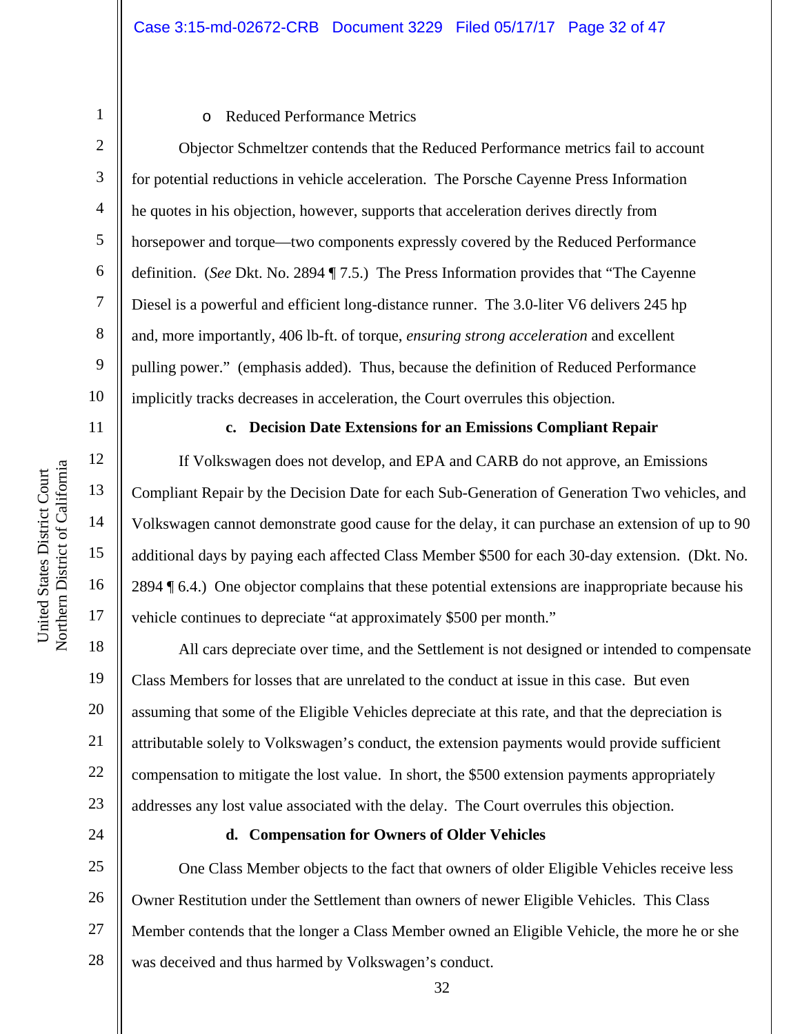- Reduced Performance Metrics

Objector Schmeltzer contends that the Reduced Performance metrics fail to account for potential reductions in vehicle acceleration. The Porsche Cayenne Press Information he quotes in his objection, however, supports that acceleration derives directly from horsepower and torque—two components expressly covered by the Reduced Performance definition. (*See* Dkt. No. 2894 ¶ 7.5.) The Press Information provides that "The Cayenne Diesel is a powerful and efficient long-distance runner. The 3.0-liter V6 delivers 245 hp and, more importantly, 406 lb-ft. of torque, *ensuring strong acceleration* and excellent pulling power." (emphasis added). Thus, because the definition of Reduced Performance implicitly tracks decreases in acceleration, the Court overrules this objection.

**c. Decision Date Extensions for an Emissions Compliant Repair**

If Volkswagen does not develop, and EPA and CARB do not approve, an Emissions Compliant Repair by the Decision Date for each Sub-Generation of Generation Two vehicles, and Volkswagen cannot demonstrate good cause for the delay, it can purchase an extension of up to 90 additional days by paying each affected Class Member $500 for each 30-day extension. (Dkt. No. 2894 ¶ 6.4.) One objector complains that these potential extensions are inappropriate because his vehicle continues to depreciate "at approximately $500 per month."

All cars depreciate over time, and the Settlement is not designed or intended to compensate Class Members for losses that are unrelated to the conduct at issue in this case. But even assuming that some of the Eligible Vehicles depreciate at this rate, and that the depreciation is attributable solely to Volkswagen's conduct, the extension payments would provide sufficient compensation to mitigate the lost value. In short, the $500 extension payments appropriately addresses any lost value associated with the delay. The Court overrules this objection.

**d. Compensation for Owners of Older Vehicles**

One Class Member objects to the fact that owners of older Eligible Vehicles receive less Owner Restitution under the Settlement than owners of newer Eligible Vehicles. This Class Member contends that the longer a Class Member owned an Eligible Vehicle, the more he or she was deceived and thus harmed by Volkswagen's conduct.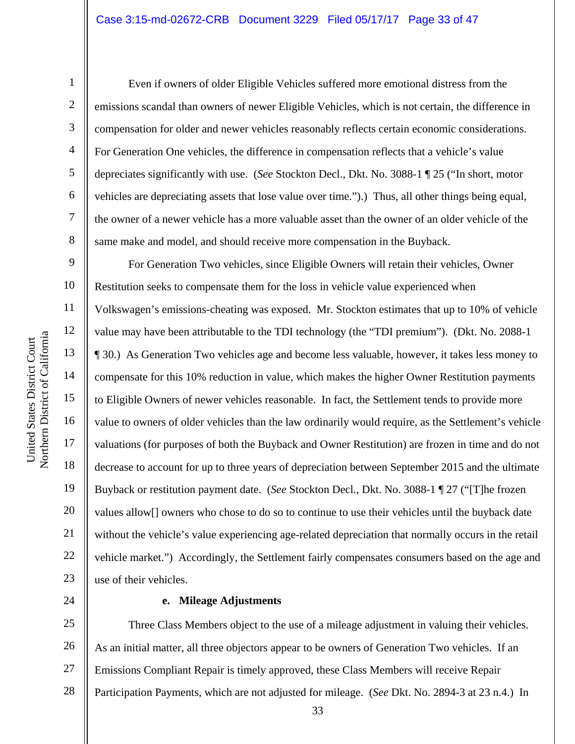Even if owners of older Eligible Vehicles suffered more emotional distress from the emissions scandal than owners of newer Eligible Vehicles, which is not certain, the difference in compensation for older and newer vehicles reasonably reflects certain economic considerations. For Generation One vehicles, the difference in compensation reflects that a vehicle's value depreciates significantly with use. (*See* Stockton Decl., Dkt. No. 3088-1 ¶ 25 ("In short, motor vehicles are depreciating assets that lose value over time.").) Thus, all other things being equal, the owner of a newer vehicle has a more valuable asset than the owner of an older vehicle of the same make and model, and should receive more compensation in the Buyback.

For Generation Two vehicles, since Eligible Owners will retain their vehicles, Owner Restitution seeks to compensate them for the loss in vehicle value experienced when Volkswagen's emissions-cheating was exposed. Mr. Stockton estimates that up to 10% of vehicle value may have been attributable to the TDI technology (the "TDI premium"). (Dkt. No. 2088-1 ¶ 30.) As Generation Two vehicles age and become less valuable, however, it takes less money to compensate for this 10% reduction in value, which makes the higher Owner Restitution payments to Eligible Owners of newer vehicles reasonable. In fact, the Settlement tends to provide more value to owners of older vehicles than the law ordinarily would require, as the Settlement's vehicle valuations (for purposes of both the Buyback and Owner Restitution) are frozen in time and do not decrease to account for up to three years of depreciation between September 2015 and the ultimate Buyback or restitution payment date. (*See* Stockton Decl., Dkt. No. 3088-1 ¶ 27 ("[T]he frozen values allow[] owners who chose to do so to continue to use their vehicles until the buyback date without the vehicle's value experiencing age-related depreciation that normally occurs in the retail vehicle market.") Accordingly, the Settlement fairly compensates consumers based on the age and use of their vehicles.

**e. Mileage Adjustments**

Three Class Members object to the use of a mileage adjustment in valuing their vehicles. As an initial matter, all three objectors appear to be owners of Generation Two vehicles. If an Emissions Compliant Repair is timely approved, these Class Members will receive Repair Participation Payments, which are not adjusted for mileage. (*See* Dkt. No. 2894-3 at 23 n.4.) In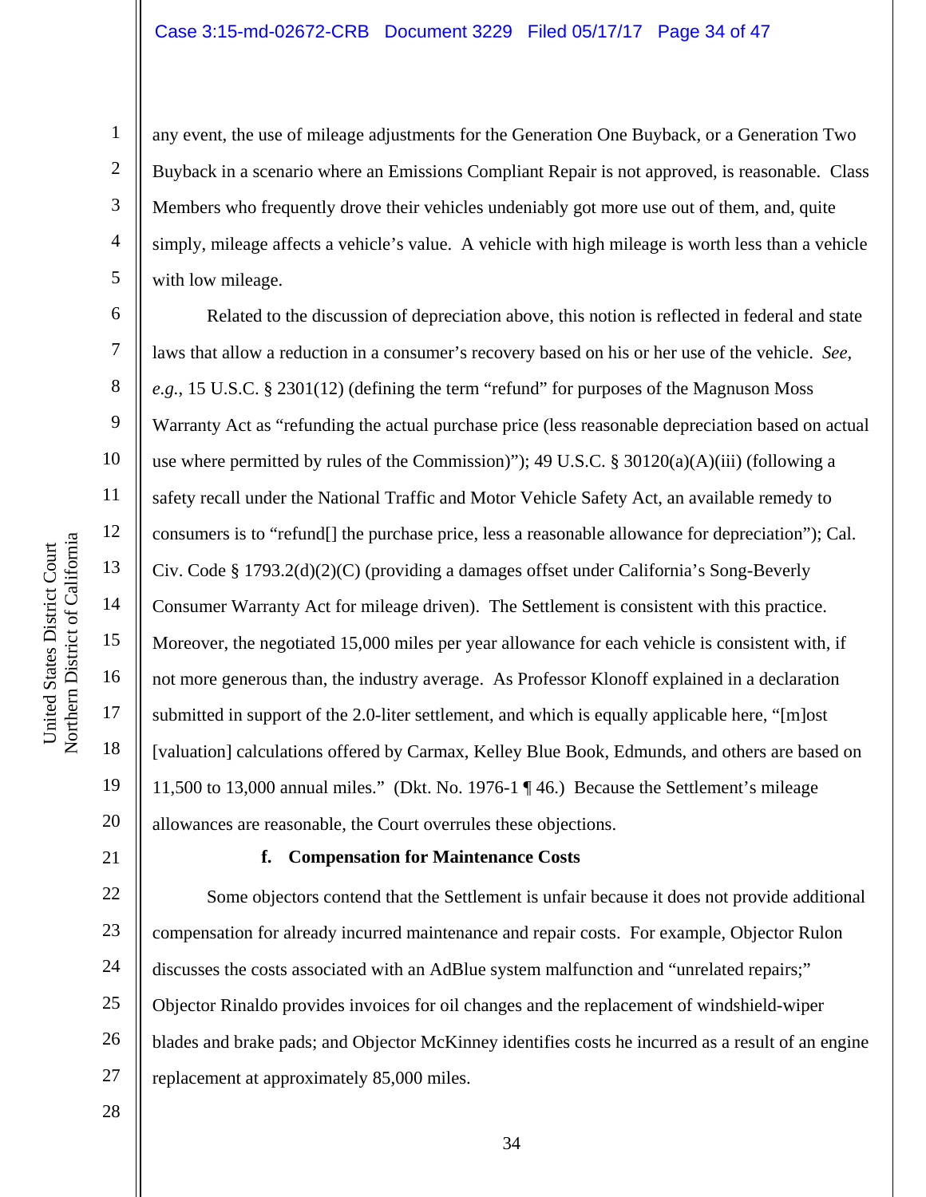any event, the use of mileage adjustments for the Generation One Buyback, or a Generation Two Buyback in a scenario where an Emissions Compliant Repair is not approved, is reasonable. Class Members who frequently drove their vehicles undeniably got more use out of them, and, quite simply, mileage affects a vehicle's value. A vehicle with high mileage is worth less than a vehicle with low mileage.

Related to the discussion of depreciation above, this notion is reflected in federal and state laws that allow a reduction in a consumer's recovery based on his or her use of the vehicle. *See, e.g.*, 15 U.S.C. § 2301(12) (defining the term "refund" for purposes of the Magnuson Moss Warranty Act as "refunding the actual purchase price (less reasonable depreciation based on actual use where permitted by rules of the Commission)"); 49 U.S.C. § 30120(a)(A)(iii) (following a safety recall under the National Traffic and Motor Vehicle Safety Act, an available remedy to consumers is to "refund[] the purchase price, less a reasonable allowance for depreciation"); Cal. Civ. Code § 1793.2(d)(2)(C) (providing a damages offset under California's Song-Beverly Consumer Warranty Act for mileage driven). The Settlement is consistent with this practice. Moreover, the negotiated 15,000 miles per year allowance for each vehicle is consistent with, if not more generous than, the industry average. As Professor Klonoff explained in a declaration submitted in support of the 2.0-liter settlement, and which is equally applicable here, "[m]ost [valuation] calculations offered by Carmax, Kelley Blue Book, Edmunds, and others are based on 11,500 to 13,000 annual miles." (Dkt. No. 1976-1 ¶ 46.) Because the Settlement's mileage allowances are reasonable, the Court overrules these objections.

**f. Compensation for Maintenance Costs**

Some objectors contend that the Settlement is unfair because it does not provide additional compensation for already incurred maintenance and repair costs. For example, Objector Rulon discusses the costs associated with an AdBlue system malfunction and "unrelated repairs;" Objector Rinaldo provides invoices for oil changes and the replacement of windshield-wiper blades and brake pads; and Objector McKinney identifies costs he incurred as a result of an engine replacement at approximately 85,000 miles.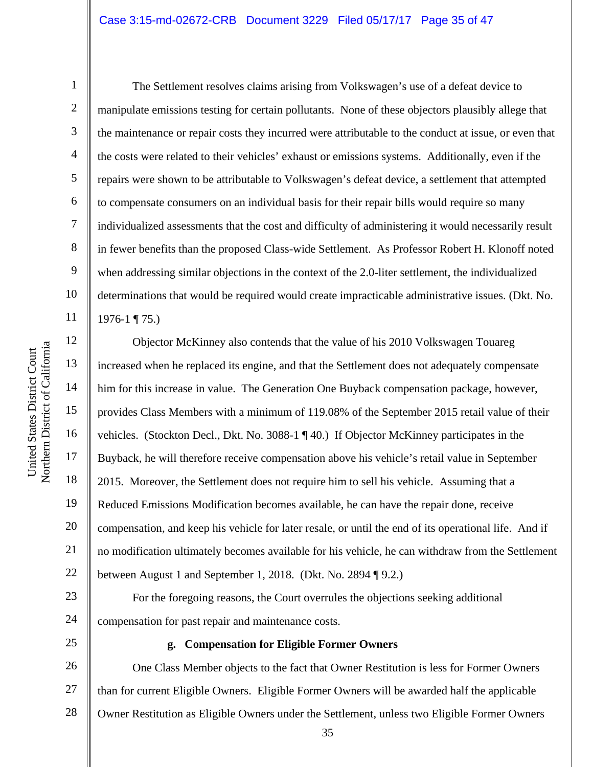The Settlement resolves claims arising from Volkswagen's use of a defeat device to manipulate emissions testing for certain pollutants. None of these objectors plausibly allege that the maintenance or repair costs they incurred were attributable to the conduct at issue, or even that the costs were related to their vehicles' exhaust or emissions systems. Additionally, even if the repairs were shown to be attributable to Volkswagen's defeat device, a settlement that attempted to compensate consumers on an individual basis for their repair bills would require so many individualized assessments that the cost and difficulty of administering it would necessarily result in fewer benefits than the proposed Class-wide Settlement. As Professor Robert H. Klonoff noted when addressing similar objections in the context of the 2.0-liter settlement, the individualized determinations that would be required would create impracticable administrative issues. (Dkt. No. 1976-1 ¶ 75.)

Objector McKinney also contends that the value of his 2010 Volkswagen Touareg increased when he replaced its engine, and that the Settlement does not adequately compensate him for this increase in value. The Generation One Buyback compensation package, however, provides Class Members with a minimum of 119.08% of the September 2015 retail value of their vehicles. (Stockton Decl., Dkt. No. 3088-1 ¶ 40.) If Objector McKinney participates in the Buyback, he will therefore receive compensation above his vehicle's retail value in September 2015. Moreover, the Settlement does not require him to sell his vehicle. Assuming that a Reduced Emissions Modification becomes available, he can have the repair done, receive compensation, and keep his vehicle for later resale, or until the end of its operational life. And if no modification ultimately becomes available for his vehicle, he can withdraw from the Settlement between August 1 and September 1, 2018. (Dkt. No. 2894 ¶ 9.2.)

For the foregoing reasons, the Court overrules the objections seeking additional compensation for past repair and maintenance costs.

**g. Compensation for Eligible Former Owners**

One Class Member objects to the fact that Owner Restitution is less for Former Owners than for current Eligible Owners. Eligible Former Owners will be awarded half the applicable Owner Restitution as Eligible Owners under the Settlement, unless two Eligible Former Owners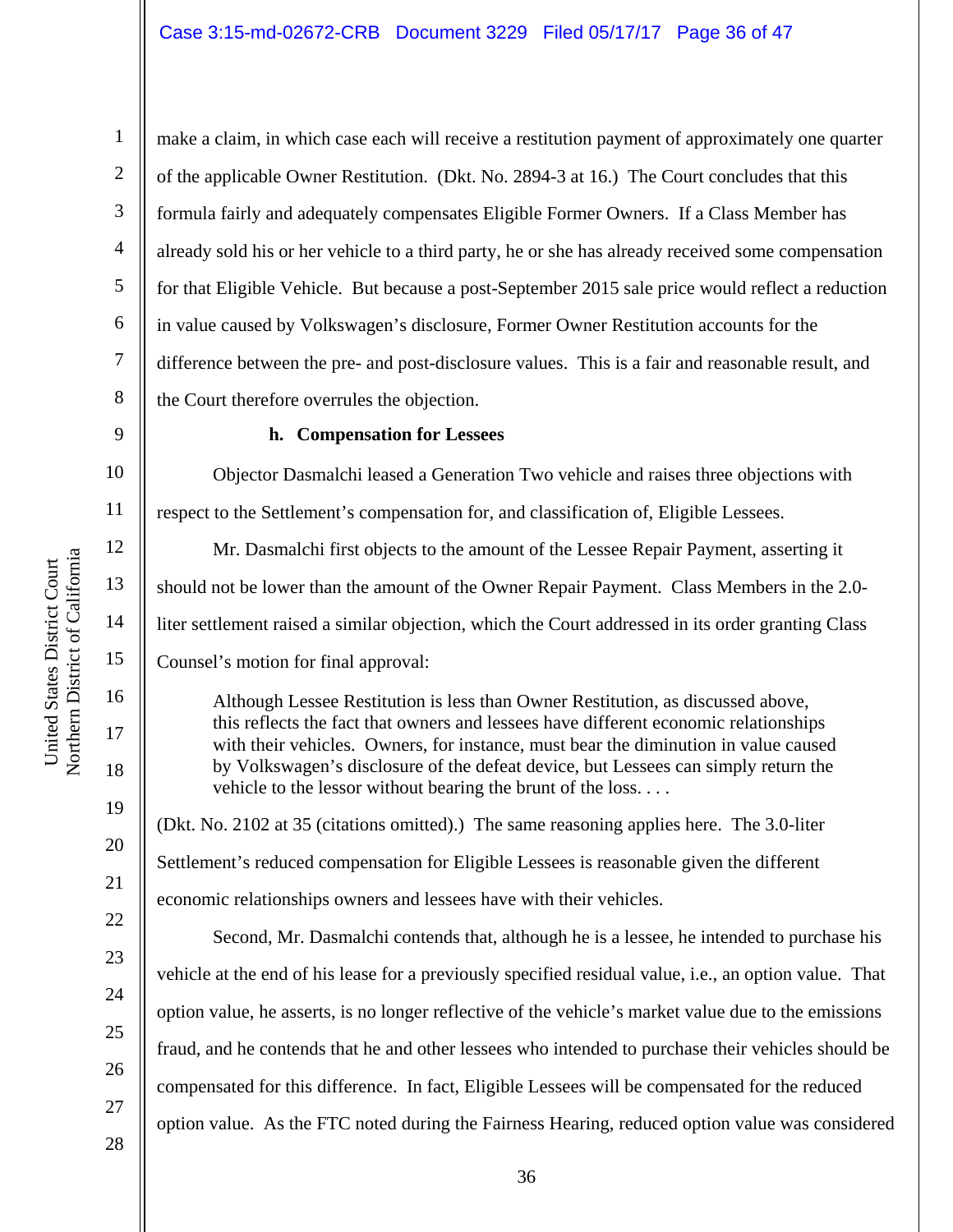make a claim, in which case each will receive a restitution payment of approximately one quarter of the applicable Owner Restitution. (Dkt. No. 2894-3 at 16.) The Court concludes that this formula fairly and adequately compensates Eligible Former Owners. If a Class Member has already sold his or her vehicle to a third party, he or she has already received some compensation for that Eligible Vehicle. But because a post-September 2015 sale price would reflect a reduction in value caused by Volkswagen's disclosure, Former Owner Restitution accounts for the difference between the pre- and post-disclosure values. This is a fair and reasonable result, and the Court therefore overrules the objection.

**h. Compensation for Lessees**

Objector Dasmalchi leased a Generation Two vehicle and raises three objections with respect to the Settlement's compensation for, and classification of, Eligible Lessees.

Mr. Dasmalchi first objects to the amount of the Lessee Repair Payment, asserting it should not be lower than the amount of the Owner Repair Payment. Class Members in the 2.0-liter settlement raised a similar objection, which the Court addressed in its order granting Class Counsel's motion for final approval:

> Although Lessee Restitution is less than Owner Restitution, as discussed above, this reflects the fact that owners and lessees have different economic relationships with their vehicles. Owners, for instance, must bear the diminution in value caused by Volkswagen's disclosure of the defeat device, but Lessees can simply return the vehicle to the lessor without bearing the brunt of the loss. . . .

(Dkt. No. 2102 at 35 (citations omitted).) The same reasoning applies here. The 3.0-liter Settlement's reduced compensation for Eligible Lessees is reasonable given the different economic relationships owners and lessees have with their vehicles.

Second, Mr. Dasmalchi contends that, although he is a lessee, he intended to purchase his vehicle at the end of his lease for a previously specified residual value, i.e., an option value. That option value, he asserts, is no longer reflective of the vehicle's market value due to the emissions fraud, and he contends that he and other lessees who intended to purchase their vehicles should be compensated for this difference. In fact, Eligible Lessees will be compensated for the reduced option value. As the FTC noted during the Fairness Hearing, reduced option value was considered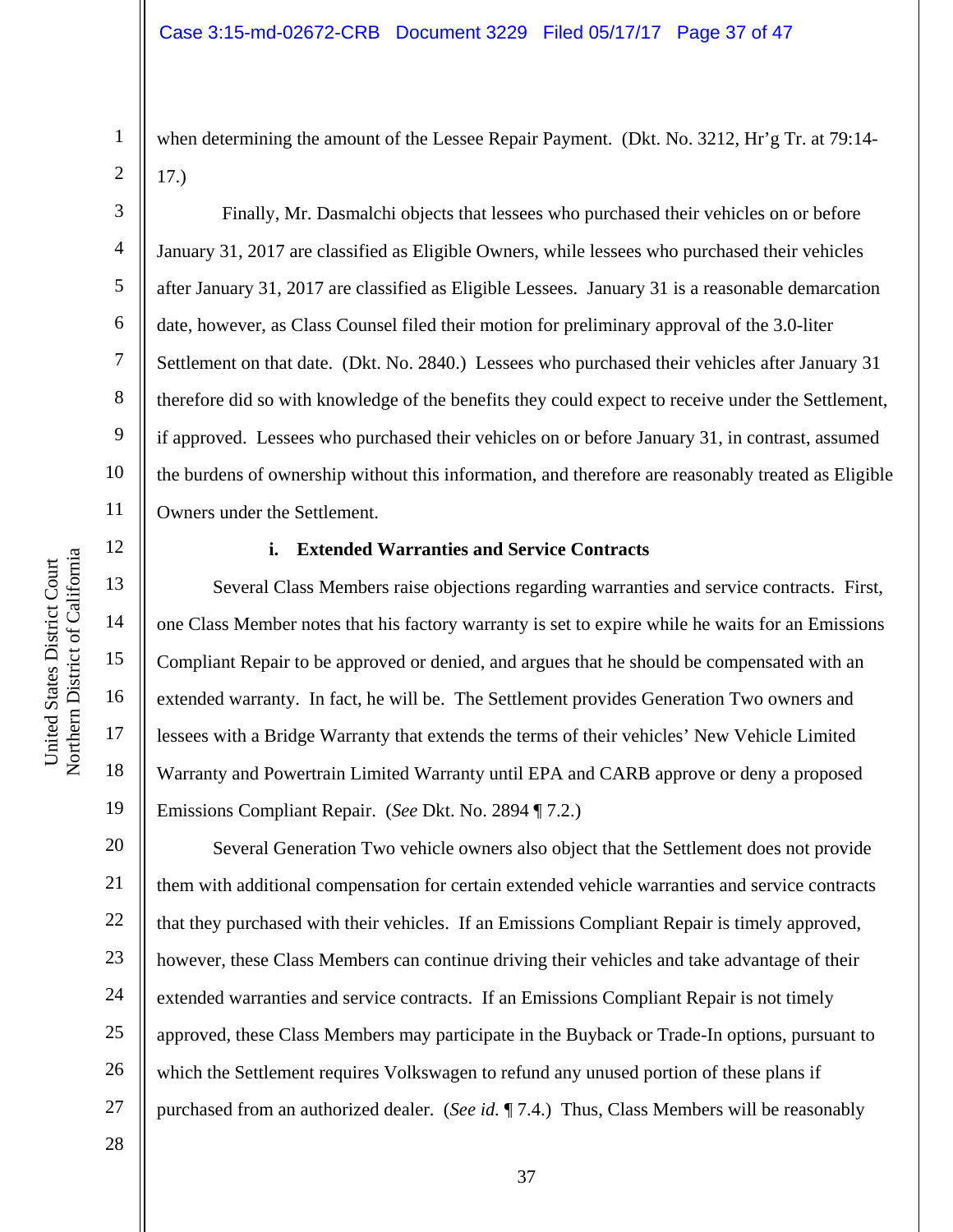when determining the amount of the Lessee Repair Payment. (Dkt. No. 3212, Hr'g Tr. at 79:14-17.)

Finally, Mr. Dasmalchi objects that lessees who purchased their vehicles on or before January 31, 2017 are classified as Eligible Owners, while lessees who purchased their vehicles after January 31, 2017 are classified as Eligible Lessees. January 31 is a reasonable demarcation date, however, as Class Counsel filed their motion for preliminary approval of the 3.0-liter Settlement on that date. (Dkt. No. 2840.) Lessees who purchased their vehicles after January 31 therefore did so with knowledge of the benefits they could expect to receive under the Settlement, if approved. Lessees who purchased their vehicles on or before January 31, in contrast, assumed the burdens of ownership without this information, and therefore are reasonably treated as Eligible Owners under the Settlement.

**i. Extended Warranties and Service Contracts**

Several Class Members raise objections regarding warranties and service contracts. First, one Class Member notes that his factory warranty is set to expire while he waits for an Emissions Compliant Repair to be approved or denied, and argues that he should be compensated with an extended warranty. In fact, he will be. The Settlement provides Generation Two owners and lessees with a Bridge Warranty that extends the terms of their vehicles' New Vehicle Limited Warranty and Powertrain Limited Warranty until EPA and CARB approve or deny a proposed Emissions Compliant Repair. (*See* Dkt. No. 2894 ¶ 7.2.)

Several Generation Two vehicle owners also object that the Settlement does not provide them with additional compensation for certain extended vehicle warranties and service contracts that they purchased with their vehicles. If an Emissions Compliant Repair is timely approved, however, these Class Members can continue driving their vehicles and take advantage of their extended warranties and service contracts. If an Emissions Compliant Repair is not timely approved, these Class Members may participate in the Buyback or Trade-In options, pursuant to which the Settlement requires Volkswagen to refund any unused portion of these plans if purchased from an authorized dealer. (*See id.* ¶ 7.4.) Thus, Class Members will be reasonably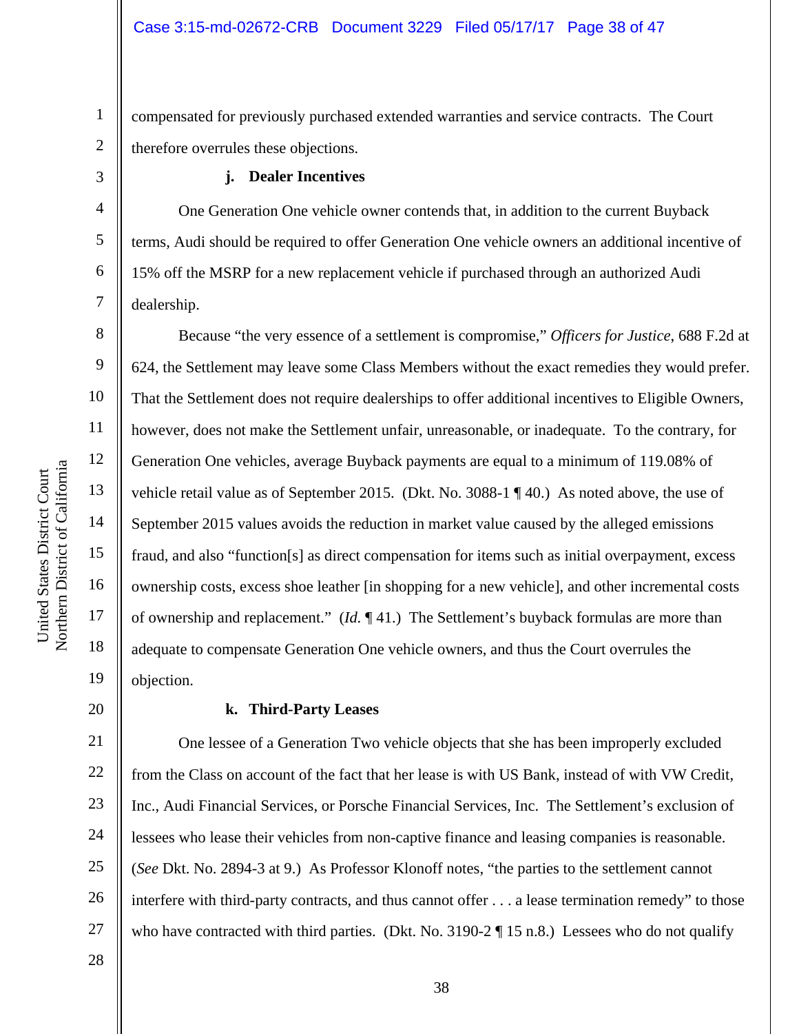compensated for previously purchased extended warranties and service contracts. The Court therefore overrules these objections.

**j. Dealer Incentives**

One Generation One vehicle owner contends that, in addition to the current Buyback terms, Audi should be required to offer Generation One vehicle owners an additional incentive of 15% off the MSRP for a new replacement vehicle if purchased through an authorized Audi dealership.

Because "the very essence of a settlement is compromise," *Officers for Justice*, 688 F.2d at 624, the Settlement may leave some Class Members without the exact remedies they would prefer. That the Settlement does not require dealerships to offer additional incentives to Eligible Owners, however, does not make the Settlement unfair, unreasonable, or inadequate. To the contrary, for Generation One vehicles, average Buyback payments are equal to a minimum of 119.08% of vehicle retail value as of September 2015. (Dkt. No. 3088-1 ¶ 40.) As noted above, the use of September 2015 values avoids the reduction in market value caused by the alleged emissions fraud, and also "function[s] as direct compensation for items such as initial overpayment, excess ownership costs, excess shoe leather [in shopping for a new vehicle], and other incremental costs of ownership and replacement." (*Id.* ¶ 41.) The Settlement's buyback formulas are more than adequate to compensate Generation One vehicle owners, and thus the Court overrules the objection.

**k. Third-Party Leases**

One lessee of a Generation Two vehicle objects that she has been improperly excluded from the Class on account of the fact that her lease is with US Bank, instead of with VW Credit, Inc., Audi Financial Services, or Porsche Financial Services, Inc. The Settlement's exclusion of lessees who lease their vehicles from non-captive finance and leasing companies is reasonable. (*See* Dkt. No. 2894-3 at 9.) As Professor Klonoff notes, "the parties to the settlement cannot interfere with third-party contracts, and thus cannot offer . . . a lease termination remedy" to those who have contracted with third parties. (Dkt. No. 3190-2 ¶ 15 n.8.) Lessees who do not qualify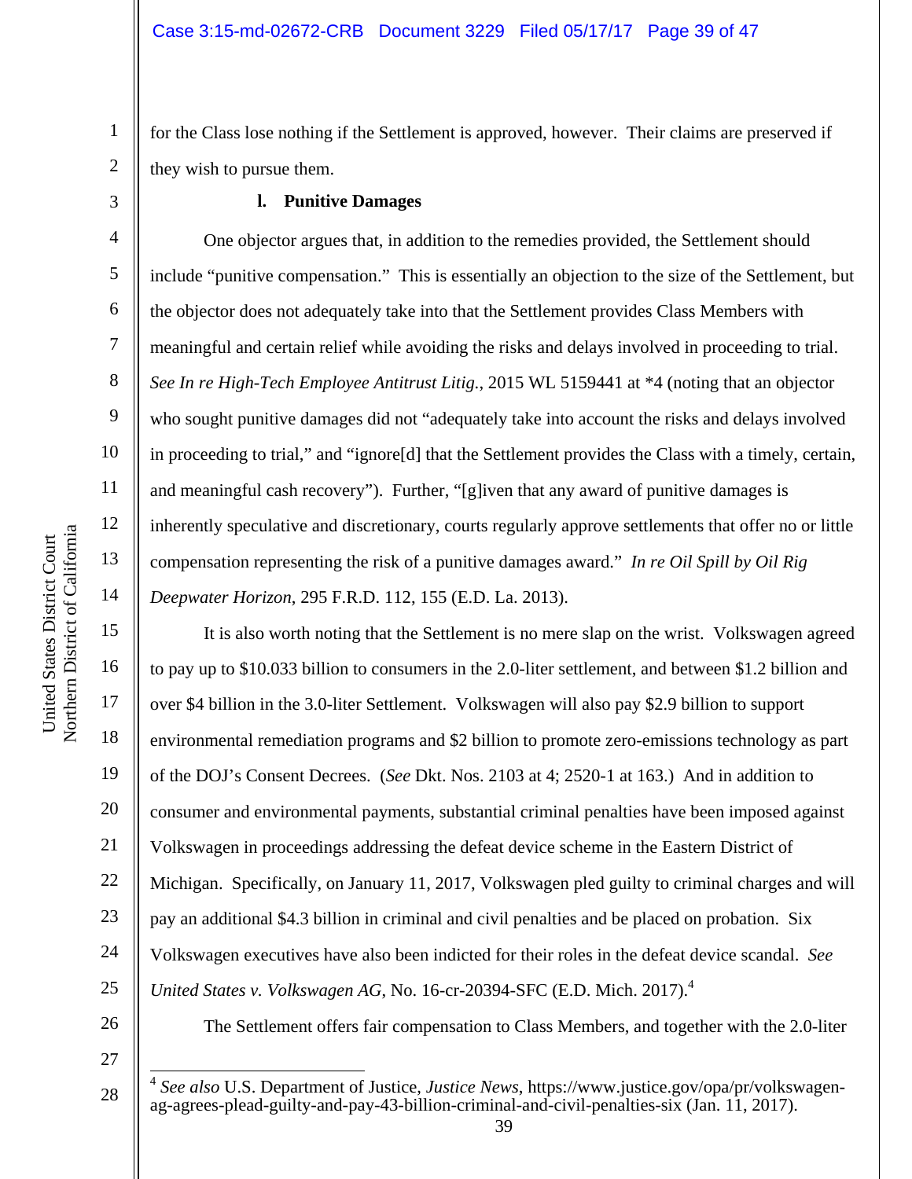for the Class lose nothing if the Settlement is approved, however. Their claims are preserved if they wish to pursue them.

**l. Punitive Damages**

One objector argues that, in addition to the remedies provided, the Settlement should include "punitive compensation." This is essentially an objection to the size of the Settlement, but the objector does not adequately take into that the Settlement provides Class Members with meaningful and certain relief while avoiding the risks and delays involved in proceeding to trial. *See In re High-Tech Employee Antitrust Litig.*, 2015 WL 5159441 at *4 (noting that an objector who sought punitive damages did not "adequately take into account the risks and delays involved in proceeding to trial," and "ignore[d] that the Settlement provides the Class with a timely, certain, and meaningful cash recovery"). Further, "[g]iven that any award of punitive damages is inherently speculative and discretionary, courts regularly approve settlements that offer no or little compensation representing the risk of a punitive damages award." *In re Oil Spill by Oil Rig Deepwater Horizon*, 295 F.R.D. 112, 155 (E.D. La. 2013).

It is also worth noting that the Settlement is no mere slap on the wrist. Volkswagen agreed to pay up to $10.033 billion to consumers in the 2.0-liter settlement, and between $1.2 billion and over $4 billion in the 3.0-liter Settlement. Volkswagen will also pay $2.9 billion to support environmental remediation programs and $2 billion to promote zero-emissions technology as part of the DOJ's Consent Decrees. (*See* Dkt. Nos. 2103 at 4; 2520-1 at 163.) And in addition to consumer and environmental payments, substantial criminal penalties have been imposed against Volkswagen in proceedings addressing the defeat device scheme in the Eastern District of Michigan. Specifically, on January 11, 2017, Volkswagen pled guilty to criminal charges and will pay an additional $4.3 billion in criminal and civil penalties and be placed on probation. Six Volkswagen executives have also been indicted for their roles in the defeat device scandal. *See United States v. Volkswagen AG*, No. 16-cr-20394-SFC (E.D. Mich. 2017).[4]

The Settlement offers fair compensation to Class Members, and together with the 2.0-liter

[4] *See also* U.S. Department of Justice, *Justice News*, https://www.justice.gov/opa/pr/volkswagen-ag-agrees-plead-guilty-and-pay-43-billion-criminal-and-civil-penalties-six (Jan. 11, 2017).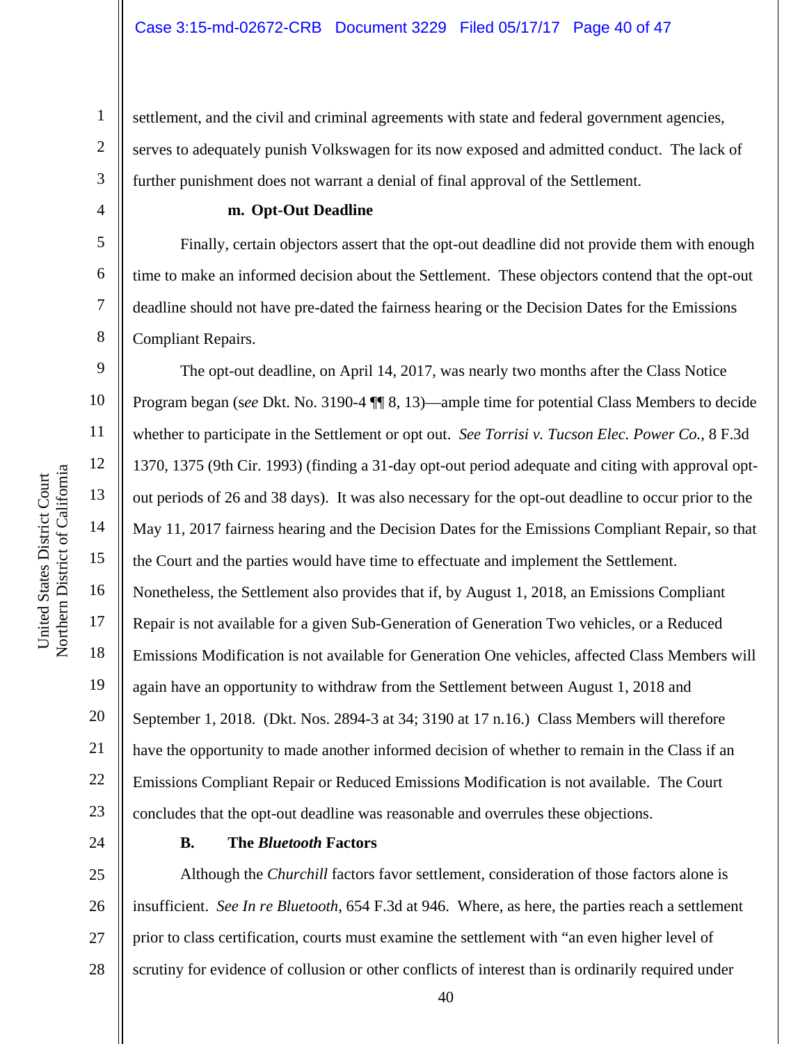settlement, and the civil and criminal agreements with state and federal government agencies, serves to adequately punish Volkswagen for its now exposed and admitted conduct. The lack of further punishment does not warrant a denial of final approval of the Settlement.

**m. Opt-Out Deadline**

Finally, certain objectors assert that the opt-out deadline did not provide them with enough time to make an informed decision about the Settlement. These objectors contend that the opt-out deadline should not have pre-dated the fairness hearing or the Decision Dates for the Emissions Compliant Repairs.

The opt-out deadline, on April 14, 2017, was nearly two months after the Class Notice Program began (*see* Dkt. No. 3190-4 ¶¶ 8, 13)—ample time for potential Class Members to decide whether to participate in the Settlement or opt out. *See Torrisi v. Tucson Elec. Power Co.*, 8 F.3d 1370, 1375 (9th Cir. 1993) (finding a 31-day opt-out period adequate and citing with approval opt-out periods of 26 and 38 days). It was also necessary for the opt-out deadline to occur prior to the May 11, 2017 fairness hearing and the Decision Dates for the Emissions Compliant Repair, so that the Court and the parties would have time to effectuate and implement the Settlement. Nonetheless, the Settlement also provides that if, by August 1, 2018, an Emissions Compliant Repair is not available for a given Sub-Generation of Generation Two vehicles, or a Reduced Emissions Modification is not available for Generation One vehicles, affected Class Members will again have an opportunity to withdraw from the Settlement between August 1, 2018 and September 1, 2018. (Dkt. Nos. 2894-3 at 34; 3190 at 17 n.16.) Class Members will therefore have the opportunity to made another informed decision of whether to remain in the Class if an Emissions Compliant Repair or Reduced Emissions Modification is not available. The Court concludes that the opt-out deadline was reasonable and overrules these objections.

**B. The *Bluetooth* Factors**

Although the *Churchill* factors favor settlement, consideration of those factors alone is insufficient. *See In re Bluetooth*, 654 F.3d at 946. Where, as here, the parties reach a settlement prior to class certification, courts must examine the settlement with "an even higher level of scrutiny for evidence of collusion or other conflicts of interest than is ordinarily required under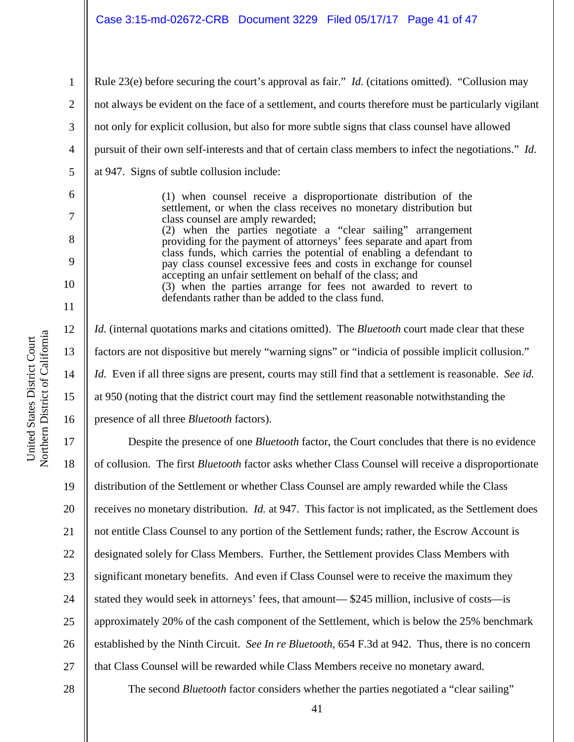Rule 23(e) before securing the court's approval as fair." *Id.* (citations omitted). "Collusion may not always be evident on the face of a settlement, and courts therefore must be particularly vigilant not only for explicit collusion, but also for more subtle signs that class counsel have allowed pursuit of their own self-interests and that of certain class members to infect the negotiations." *Id.* at 947. Signs of subtle collusion include:

> (1) when counsel receive a disproportionate distribution of the settlement, or when the class receives no monetary distribution but class counsel are amply rewarded;
> (2) when the parties negotiate a "clear sailing" arrangement providing for the payment of attorneys' fees separate and apart from class funds, which carries the potential of enabling a defendant to pay class counsel excessive fees and costs in exchange for counsel accepting an unfair settlement on behalf of the class; and
> (3) when the parties arrange for fees not awarded to revert to defendants rather than be added to the class fund.

*Id.* (internal quotations marks and citations omitted). The *Bluetooth* court made clear that these factors are not dispositive but merely "warning signs" or "indicia of possible implicit collusion." *Id.* Even if all three signs are present, courts may still find that a settlement is reasonable. *See id.* at 950 (noting that the district court may find the settlement reasonable notwithstanding the presence of all three *Bluetooth* factors).

Despite the presence of one *Bluetooth* factor, the Court concludes that there is no evidence of collusion. The first *Bluetooth* factor asks whether Class Counsel will receive a disproportionate distribution of the Settlement or whether Class Counsel are amply rewarded while the Class receives no monetary distribution. *Id.* at 947. This factor is not implicated, as the Settlement does not entitle Class Counsel to any portion of the Settlement funds; rather, the Escrow Account is designated solely for Class Members. Further, the Settlement provides Class Members with significant monetary benefits. And even if Class Counsel were to receive the maximum they stated they would seek in attorneys' fees, that amount— $245 million, inclusive of costs—is approximately 20% of the cash component of the Settlement, which is below the 25% benchmark established by the Ninth Circuit. *See In re Bluetooth*, 654 F.3d at 942. Thus, there is no concern that Class Counsel will be rewarded while Class Members receive no monetary award.

The second *Bluetooth* factor considers whether the parties negotiated a "clear sailing"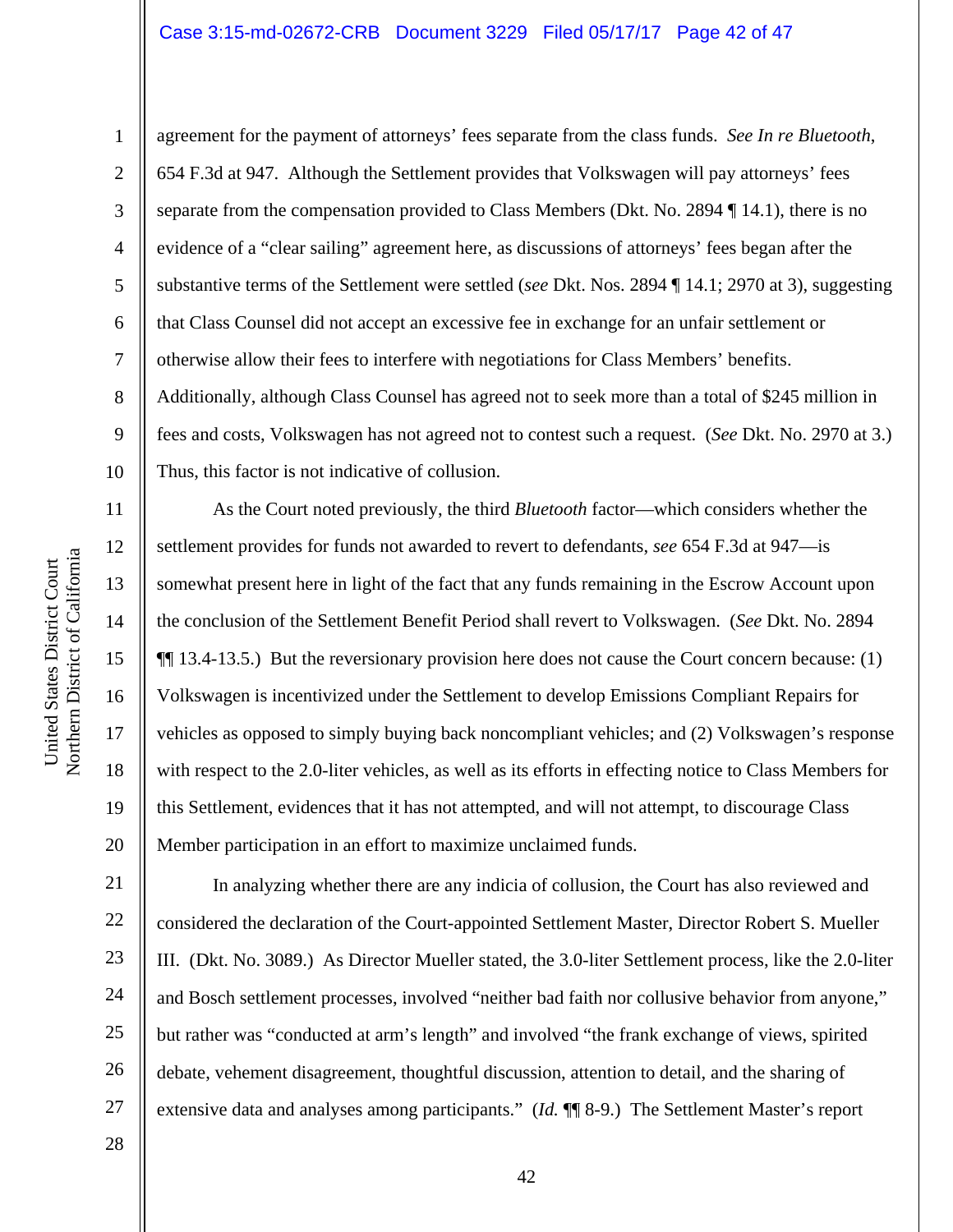agreement for the payment of attorneys' fees separate from the class funds. *See In re Bluetooth*, 654 F.3d at 947. Although the Settlement provides that Volkswagen will pay attorneys' fees separate from the compensation provided to Class Members (Dkt. No. 2894 ¶ 14.1), there is no evidence of a "clear sailing" agreement here, as discussions of attorneys' fees began after the substantive terms of the Settlement were settled (*see* Dkt. Nos. 2894 ¶ 14.1; 2970 at 3), suggesting that Class Counsel did not accept an excessive fee in exchange for an unfair settlement or otherwise allow their fees to interfere with negotiations for Class Members' benefits. Additionally, although Class Counsel has agreed not to seek more than a total of $245 million in fees and costs, Volkswagen has not agreed not to contest such a request. (*See* Dkt. No. 2970 at 3.) Thus, this factor is not indicative of collusion.

As the Court noted previously, the third *Bluetooth* factor—which considers whether the settlement provides for funds not awarded to revert to defendants, *see* 654 F.3d at 947—is somewhat present here in light of the fact that any funds remaining in the Escrow Account upon the conclusion of the Settlement Benefit Period shall revert to Volkswagen. (*See* Dkt. No. 2894 ¶¶ 13.4-13.5.) But the reversionary provision here does not cause the Court concern because: (1) Volkswagen is incentivized under the Settlement to develop Emissions Compliant Repairs for vehicles as opposed to simply buying back noncompliant vehicles; and (2) Volkswagen's response with respect to the 2.0-liter vehicles, as well as its efforts in effecting notice to Class Members for this Settlement, evidences that it has not attempted, and will not attempt, to discourage Class Member participation in an effort to maximize unclaimed funds.

In analyzing whether there are any indicia of collusion, the Court has also reviewed and considered the declaration of the Court-appointed Settlement Master, Director Robert S. Mueller III. (Dkt. No. 3089.) As Director Mueller stated, the 3.0-liter Settlement process, like the 2.0-liter and Bosch settlement processes, involved "neither bad faith nor collusive behavior from anyone," but rather was "conducted at arm's length" and involved "the frank exchange of views, spirited debate, vehement disagreement, thoughtful discussion, attention to detail, and the sharing of extensive data and analyses among participants." (*Id.* ¶¶ 8-9.) The Settlement Master's report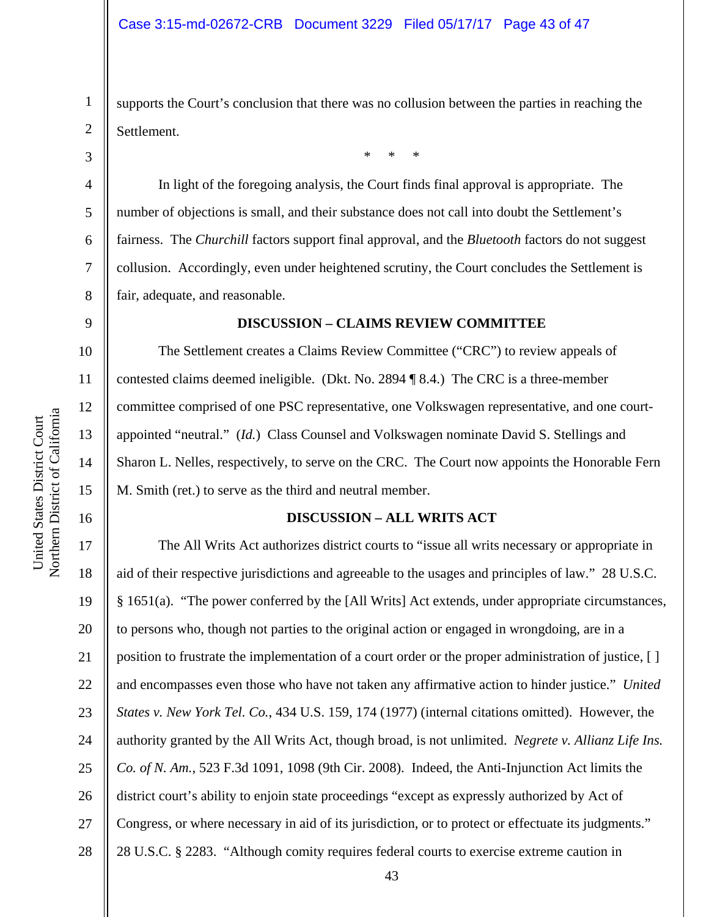supports the Court's conclusion that there was no collusion between the parties in reaching the Settlement.

\*     \*     \*

In light of the foregoing analysis, the Court finds final approval is appropriate. The number of objections is small, and their substance does not call into doubt the Settlement's fairness. The *Churchill* factors support final approval, and the *Bluetooth* factors do not suggest collusion. Accordingly, even under heightened scrutiny, the Court concludes the Settlement is fair, adequate, and reasonable.

## DISCUSSION – CLAIMS REVIEW COMMITTEE

The Settlement creates a Claims Review Committee ("CRC") to review appeals of contested claims deemed ineligible. (Dkt. No. 2894 ¶ 8.4.) The CRC is a three-member committee comprised of one PSC representative, one Volkswagen representative, and one court-appointed "neutral." (*Id.*) Class Counsel and Volkswagen nominate David S. Stellings and Sharon L. Nelles, respectively, to serve on the CRC. The Court now appoints the Honorable Fern M. Smith (ret.) to serve as the third and neutral member.

## DISCUSSION – ALL WRITS ACT

The All Writs Act authorizes district courts to "issue all writs necessary or appropriate in aid of their respective jurisdictions and agreeable to the usages and principles of law." 28 U.S.C. § 1651(a). "The power conferred by the [All Writs] Act extends, under appropriate circumstances, to persons who, though not parties to the original action or engaged in wrongdoing, are in a position to frustrate the implementation of a court order or the proper administration of justice, [ ] and encompasses even those who have not taken any affirmative action to hinder justice." *United States v. New York Tel. Co.*, 434 U.S. 159, 174 (1977) (internal citations omitted). However, the authority granted by the All Writs Act, though broad, is not unlimited. *Negrete v. Allianz Life Ins. Co. of N. Am.*, 523 F.3d 1091, 1098 (9th Cir. 2008). Indeed, the Anti-Injunction Act limits the district court's ability to enjoin state proceedings "except as expressly authorized by Act of Congress, or where necessary in aid of its jurisdiction, or to protect or effectuate its judgments." 28 U.S.C. § 2283. "Although comity requires federal courts to exercise extreme caution in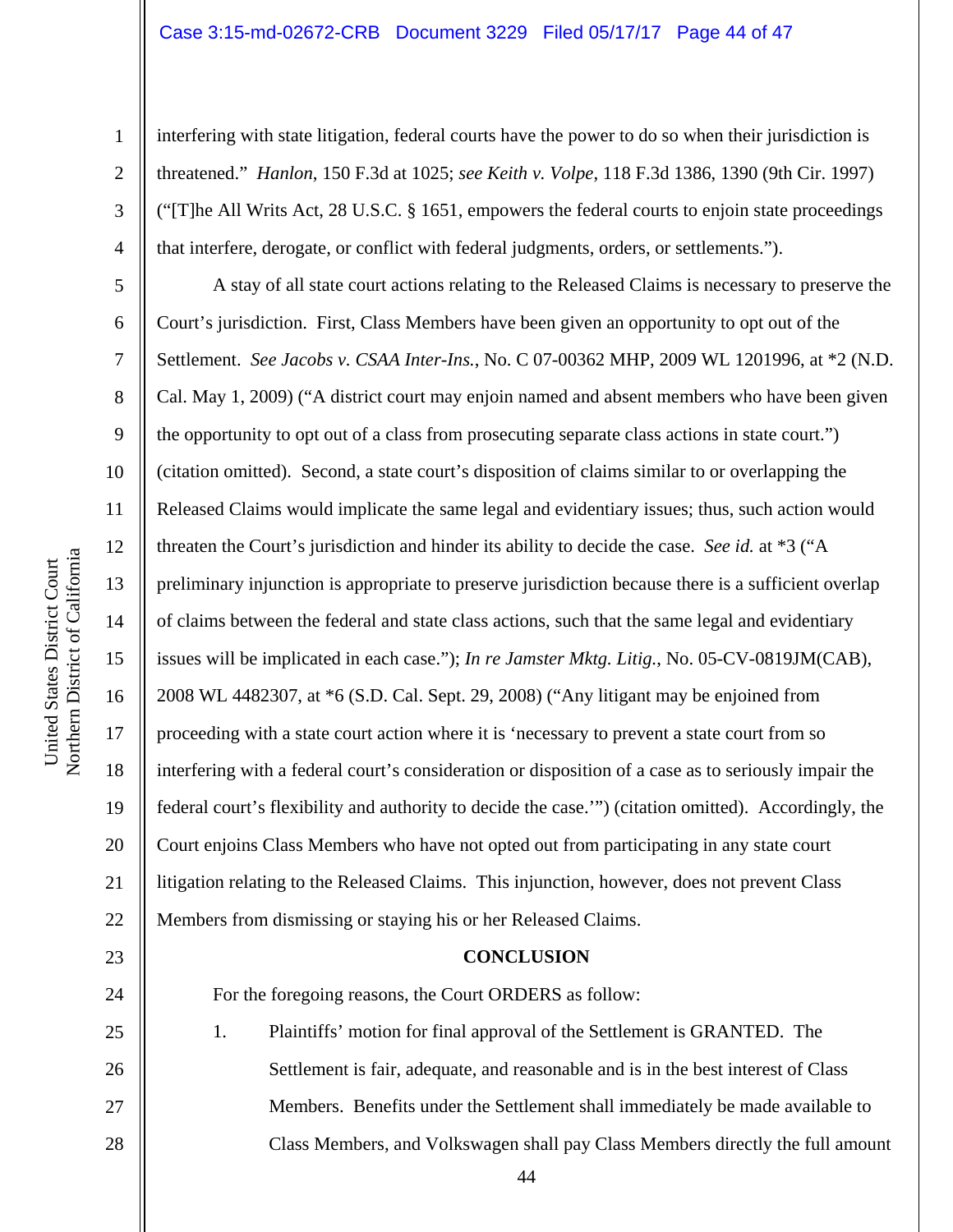interfering with state litigation, federal courts have the power to do so when their jurisdiction is threatened." *Hanlon*, 150 F.3d at 1025; *see Keith v. Volpe*, 118 F.3d 1386, 1390 (9th Cir. 1997) ("[T]he All Writs Act, 28 U.S.C. § 1651, empowers the federal courts to enjoin state proceedings that interfere, derogate, or conflict with federal judgments, orders, or settlements.").

A stay of all state court actions relating to the Released Claims is necessary to preserve the Court's jurisdiction. First, Class Members have been given an opportunity to opt out of the Settlement. *See Jacobs v. CSAA Inter-Ins.*, No. C 07-00362 MHP, 2009 WL 1201996, at *2 (N.D. Cal. May 1, 2009) ("A district court may enjoin named and absent members who have been given the opportunity to opt out of a class from prosecuting separate class actions in state court.") (citation omitted). Second, a state court's disposition of claims similar to or overlapping the Released Claims would implicate the same legal and evidentiary issues; thus, such action would threaten the Court's jurisdiction and hinder its ability to decide the case. *See id.* at *3 ("A preliminary injunction is appropriate to preserve jurisdiction because there is a sufficient overlap of claims between the federal and state class actions, such that the same legal and evidentiary issues will be implicated in each case."); *In re Jamster Mktg. Litig.*, No. 05-CV-0819JM(CAB), 2008 WL 4482307, at *6 (S.D. Cal. Sept. 29, 2008) ("Any litigant may be enjoined from proceeding with a state court action where it is 'necessary to prevent a state court from so interfering with a federal court's consideration or disposition of a case as to seriously impair the federal court's flexibility and authority to decide the case.'") (citation omitted). Accordingly, the Court enjoins Class Members who have not opted out from participating in any state court litigation relating to the Released Claims. This injunction, however, does not prevent Class Members from dismissing or staying his or her Released Claims.

**CONCLUSION**

For the foregoing reasons, the Court ORDERS as follow:

1. Plaintiffs' motion for final approval of the Settlement is GRANTED. The Settlement is fair, adequate, and reasonable and is in the best interest of Class Members. Benefits under the Settlement shall immediately be made available to Class Members, and Volkswagen shall pay Class Members directly the full amount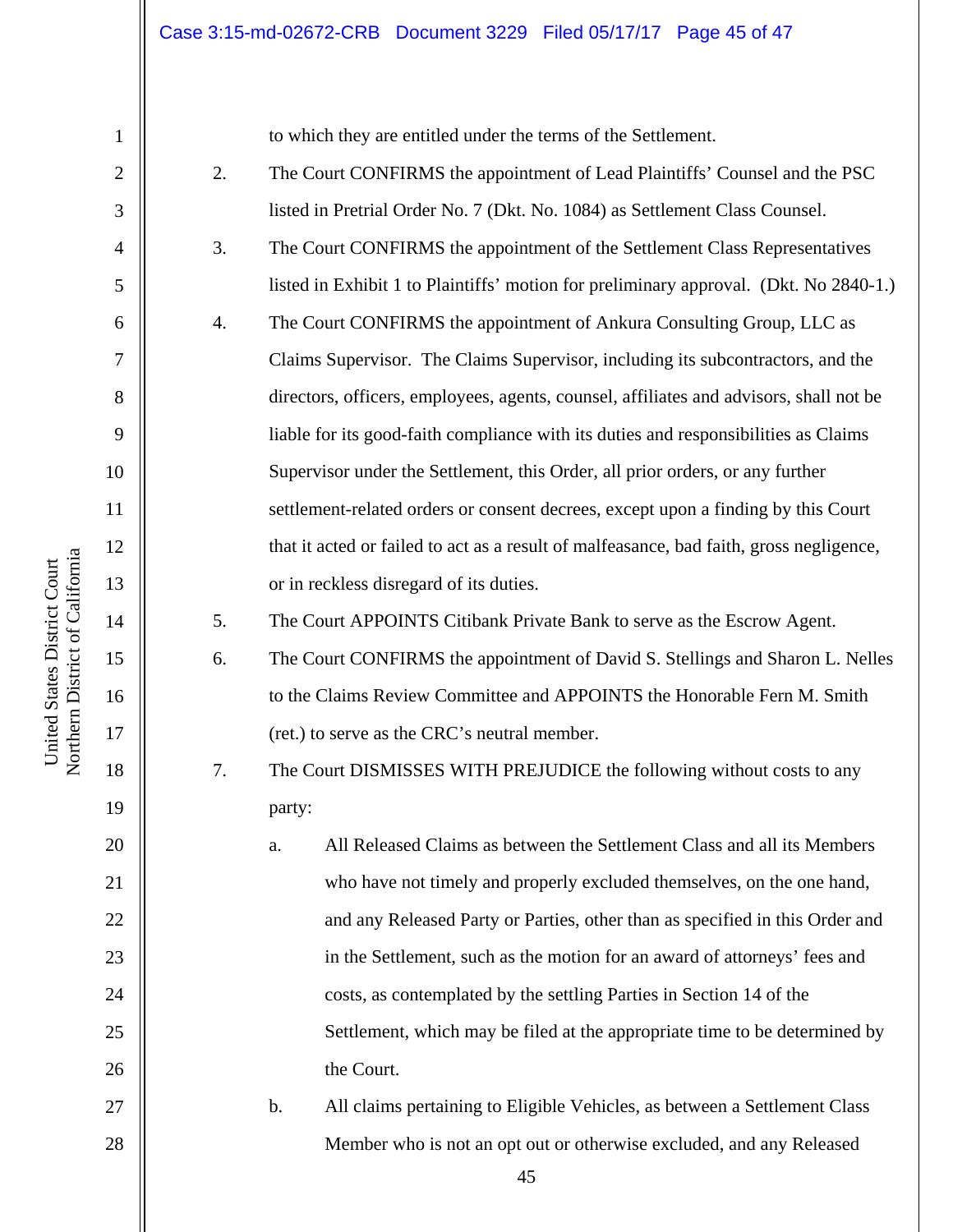to which they are entitled under the terms of the Settlement.

2. The Court CONFIRMS the appointment of Lead Plaintiffs' Counsel and the PSC listed in Pretrial Order No. 7 (Dkt. No. 1084) as Settlement Class Counsel.

3. The Court CONFIRMS the appointment of the Settlement Class Representatives listed in Exhibit 1 to Plaintiffs' motion for preliminary approval. (Dkt. No 2840-1.)

4. The Court CONFIRMS the appointment of Ankura Consulting Group, LLC as Claims Supervisor. The Claims Supervisor, including its subcontractors, and the directors, officers, employees, agents, counsel, affiliates and advisors, shall not be liable for its good-faith compliance with its duties and responsibilities as Claims Supervisor under the Settlement, this Order, all prior orders, or any further settlement-related orders or consent decrees, except upon a finding by this Court that it acted or failed to act as a result of malfeasance, bad faith, gross negligence, or in reckless disregard of its duties.

5. The Court APPOINTS Citibank Private Bank to serve as the Escrow Agent.

6. The Court CONFIRMS the appointment of David S. Stellings and Sharon L. Nelles to the Claims Review Committee and APPOINTS the Honorable Fern M. Smith (ret.) to serve as the CRC's neutral member.

7. The Court DISMISSES WITH PREJUDICE the following without costs to any party:

   a. All Released Claims as between the Settlement Class and all its Members who have not timely and properly excluded themselves, on the one hand, and any Released Party or Parties, other than as specified in this Order and in the Settlement, such as the motion for an award of attorneys' fees and costs, as contemplated by the settling Parties in Section 14 of the Settlement, which may be filed at the appropriate time to be determined by the Court.

   b. All claims pertaining to Eligible Vehicles, as between a Settlement Class Member who is not an opt out or otherwise excluded, and any Released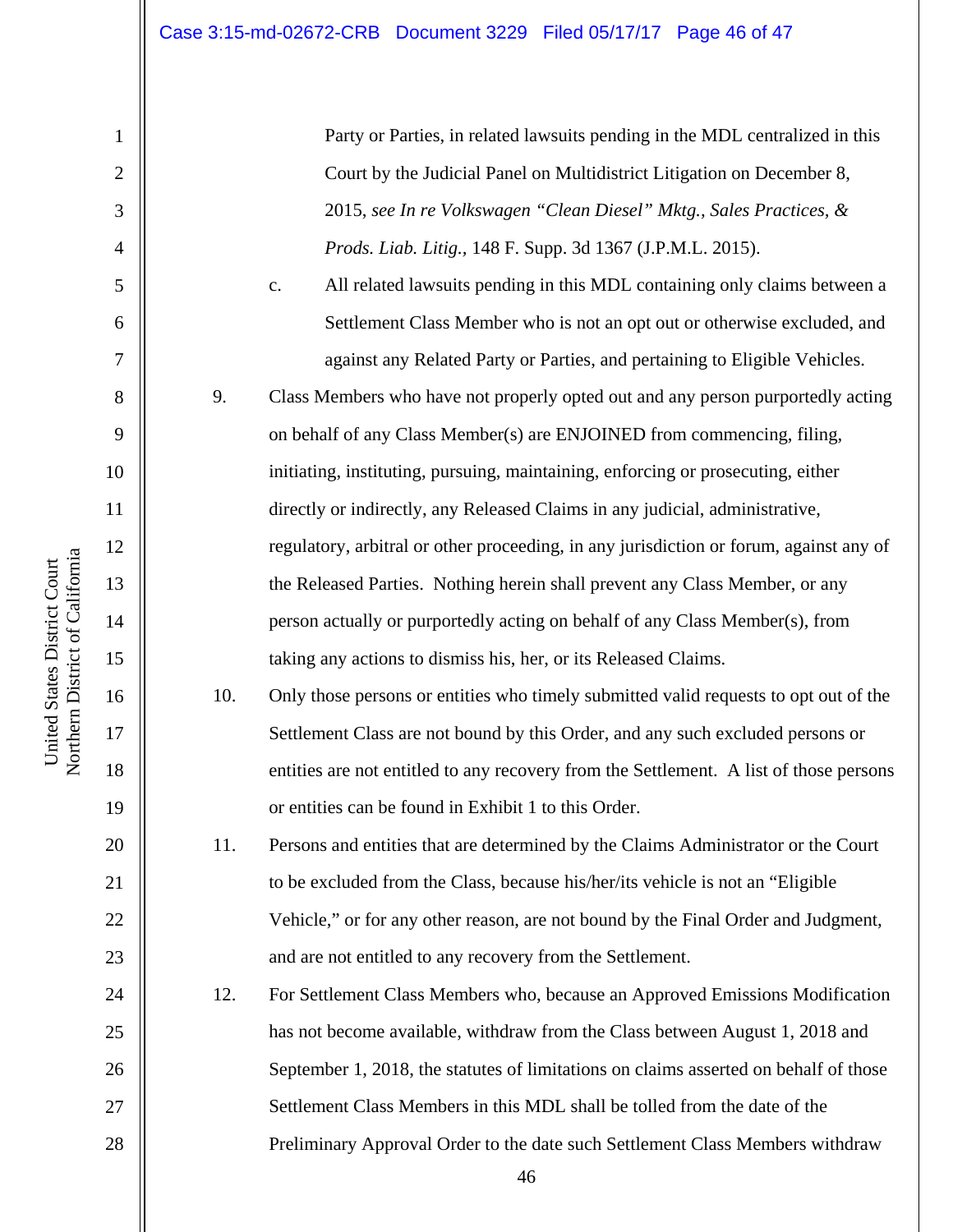Party or Parties, in related lawsuits pending in the MDL centralized in this Court by the Judicial Panel on Multidistrict Litigation on December 8, 2015, *see In re Volkswagen "Clean Diesel" Mktg., Sales Practices, & Prods. Liab. Litig.*, 148 F. Supp. 3d 1367 (J.P.M.L. 2015).

c. All related lawsuits pending in this MDL containing only claims between a Settlement Class Member who is not an opt out or otherwise excluded, and against any Related Party or Parties, and pertaining to Eligible Vehicles.

9. Class Members who have not properly opted out and any person purportedly acting on behalf of any Class Member(s) are ENJOINED from commencing, filing, initiating, instituting, pursuing, maintaining, enforcing or prosecuting, either directly or indirectly, any Released Claims in any judicial, administrative, regulatory, arbitral or other proceeding, in any jurisdiction or forum, against any of the Released Parties. Nothing herein shall prevent any Class Member, or any person actually or purportedly acting on behalf of any Class Member(s), from taking any actions to dismiss his, her, or its Released Claims.

10. Only those persons or entities who timely submitted valid requests to opt out of the Settlement Class are not bound by this Order, and any such excluded persons or entities are not entitled to any recovery from the Settlement. A list of those persons or entities can be found in Exhibit 1 to this Order.

11. Persons and entities that are determined by the Claims Administrator or the Court to be excluded from the Class, because his/her/its vehicle is not an "Eligible Vehicle," or for any other reason, are not bound by the Final Order and Judgment, and are not entitled to any recovery from the Settlement.

12. For Settlement Class Members who, because an Approved Emissions Modification has not become available, withdraw from the Class between August 1, 2018 and September 1, 2018, the statutes of limitations on claims asserted on behalf of those Settlement Class Members in this MDL shall be tolled from the date of the Preliminary Approval Order to the date such Settlement Class Members withdraw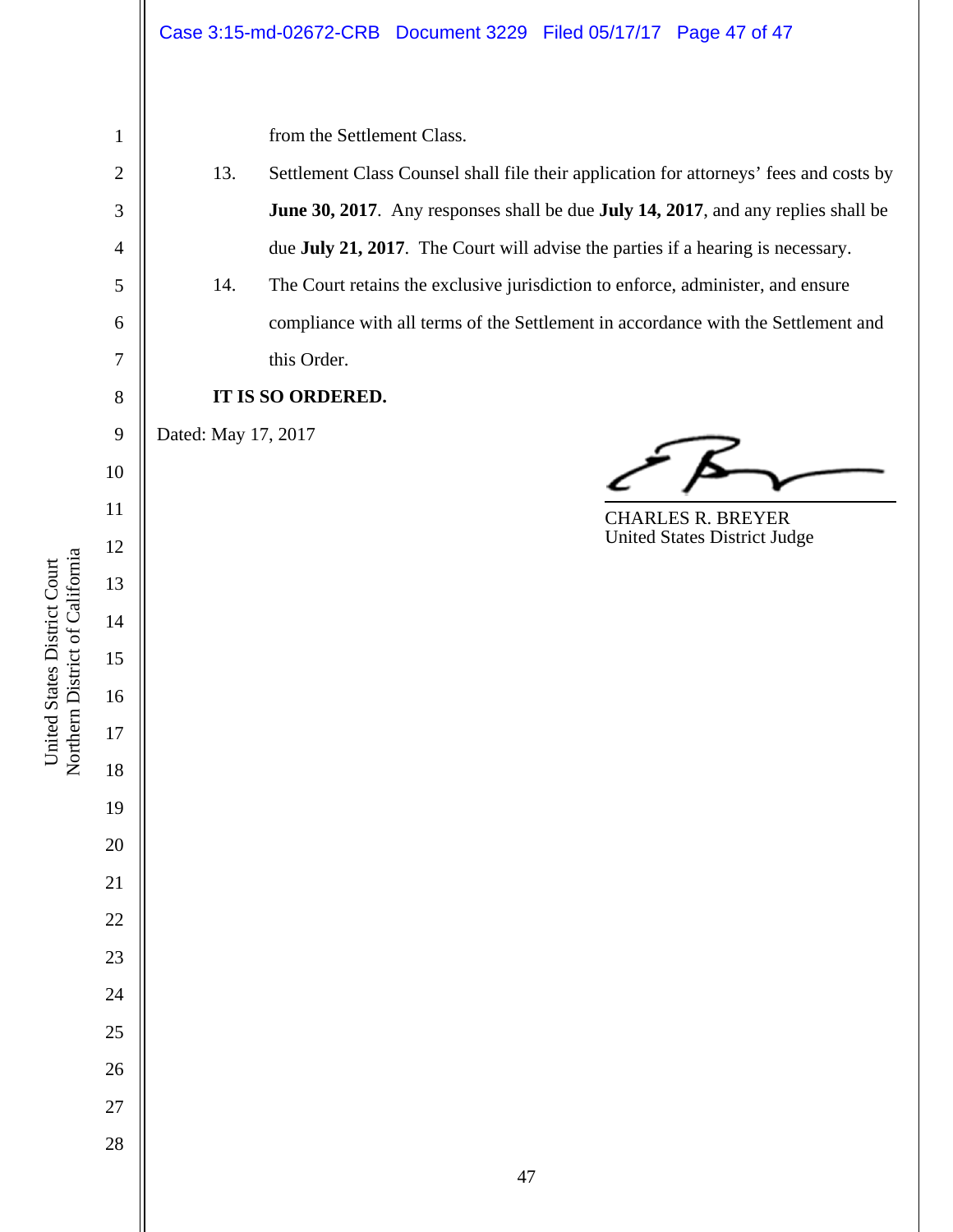from the Settlement Class.

13. Settlement Class Counsel shall file their application for attorneys' fees and costs by **June 30, 2017**. Any responses shall be due **July 14, 2017**, and any replies shall be due **July 21, 2017**. The Court will advise the parties if a hearing is necessary.

14. The Court retains the exclusive jurisdiction to enforce, administer, and ensure compliance with all terms of the Settlement in accordance with the Settlement and this Order.

**IT IS SO ORDERED.**

Dated: May 17, 2017

CHARLES R. BREYER
United States District Judge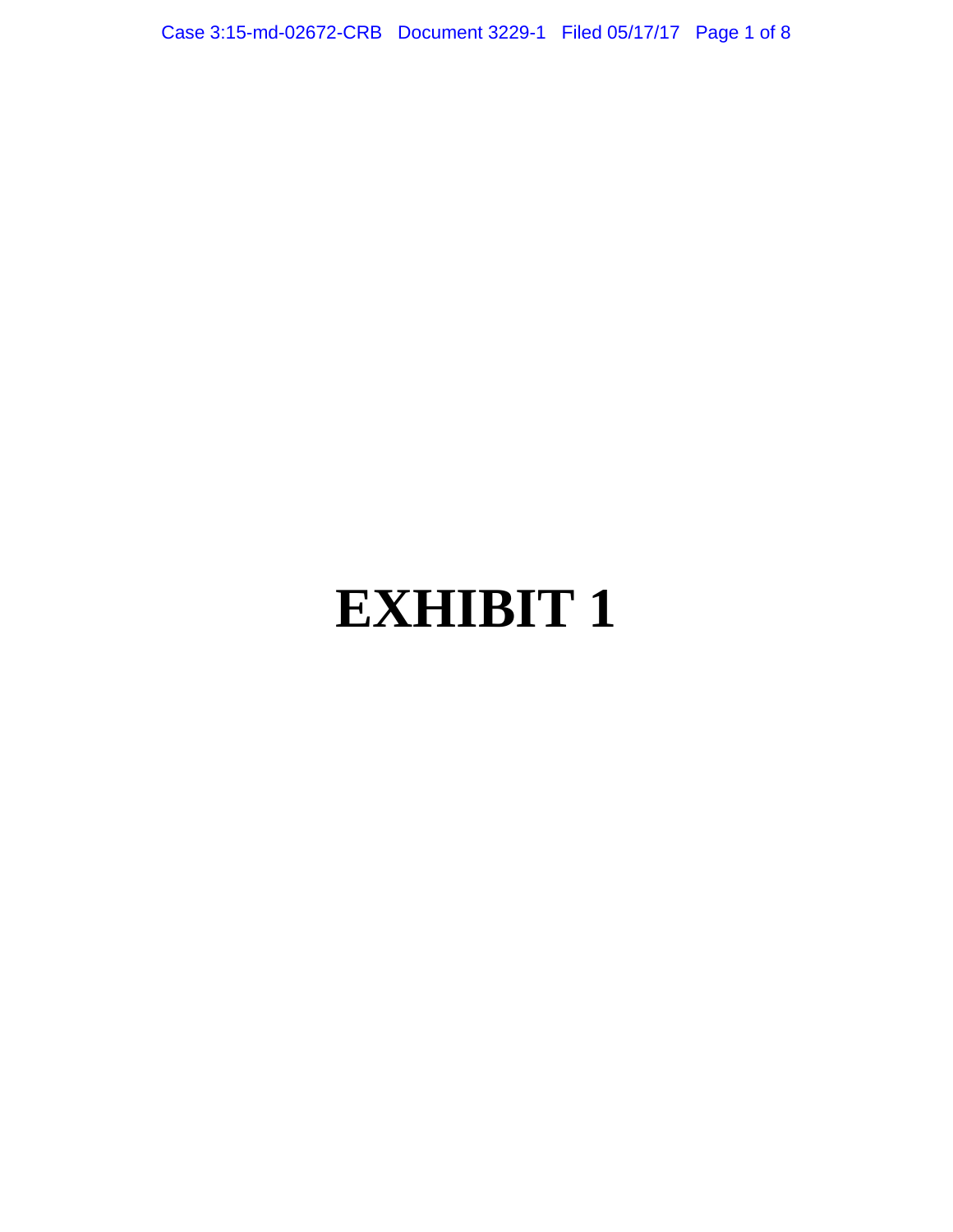# EXHIBIT 1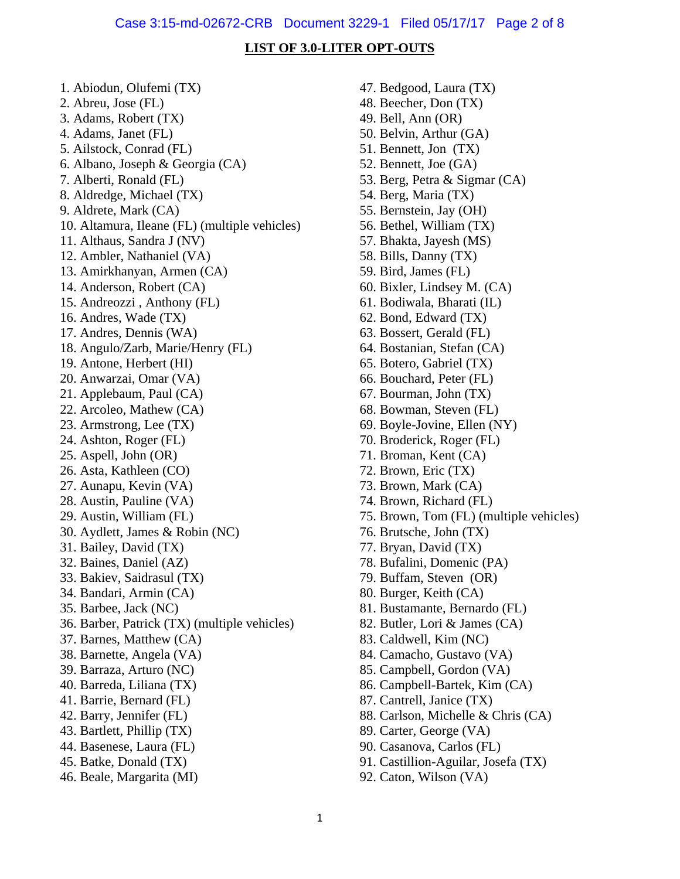**LIST OF 3.0-LITER OPT-OUTS**

1. Abiodun, Olufemi (TX)
2. Abreu, Jose (FL)
3. Adams, Robert (TX)
4. Adams, Janet (FL)
5. Ailstock, Conrad (FL)
6. Albano, Joseph & Georgia (CA)
7. Alberti, Ronald (FL)
8. Aldredge, Michael (TX)
9. Aldrete, Mark (CA)
10. Altamura, Ileane (FL) (multiple vehicles)
11. Althaus, Sandra J (NV)
12. Ambler, Nathaniel (VA)
13. Amirkhanyan, Armen (CA)
14. Anderson, Robert (CA)
15. Andreozzi , Anthony (FL)
16. Andres, Wade (TX)
17. Andres, Dennis (WA)
18. Angulo/Zarb, Marie/Henry (FL)
19. Antone, Herbert (HI)
20. Anwarzai, Omar (VA)
21. Applebaum, Paul (CA)
22. Arcoleo, Mathew (CA)
23. Armstrong, Lee (TX)
24. Ashton, Roger (FL)
25. Aspell, John (OR)
26. Asta, Kathleen (CO)
27. Aunapu, Kevin (VA)
28. Austin, Pauline (VA)
29. Austin, William (FL)
30. Aydlett, James & Robin (NC)
31. Bailey, David (TX)
32. Baines, Daniel (AZ)
33. Bakiev, Saidrasul (TX)
34. Bandari, Armin (CA)
35. Barbee, Jack (NC)
36. Barber, Patrick (TX) (multiple vehicles)
37. Barnes, Matthew (CA)
38. Barnette, Angela (VA)
39. Barraza, Arturo (NC)
40. Barreda, Liliana (TX)
41. Barrie, Bernard (FL)
42. Barry, Jennifer (FL)
43. Bartlett, Phillip (TX)
44. Basenese, Laura (FL)
45. Batke, Donald (TX)
46. Beale, Margarita (MI)
47. Bedgood, Laura (TX)
48. Beecher, Don (TX)
49. Bell, Ann (OR)
50. Belvin, Arthur (GA)
51. Bennett, Jon (TX)
52. Bennett, Joe (GA)
53. Berg, Petra & Sigmar (CA)
54. Berg, Maria (TX)
55. Bernstein, Jay (OH)
56. Bethel, William (TX)
57. Bhakta, Jayesh (MS)
58. Bills, Danny (TX)
59. Bird, James (FL)
60. Bixler, Lindsey M. (CA)
61. Bodiwala, Bharati (IL)
62. Bond, Edward (TX)
63. Bossert, Gerald (FL)
64. Bostanian, Stefan (CA)
65. Botero, Gabriel (TX)
66. Bouchard, Peter (FL)
67. Bourman, John (TX)
68. Bowman, Steven (FL)
69. Boyle-Jovine, Ellen (NY)
70. Broderick, Roger (FL)
71. Broman, Kent (CA)
72. Brown, Eric (TX)
73. Brown, Mark (CA)
74. Brown, Richard (FL)
75. Brown, Tom (FL) (multiple vehicles)
76. Brutsche, John (TX)
77. Bryan, David (TX)
78. Bufalini, Domenic (PA)
79. Buffam, Steven (OR)
80. Burger, Keith (CA)
81. Bustamante, Bernardo (FL)
82. Butler, Lori & James (CA)
83. Caldwell, Kim (NC)
84. Camacho, Gustavo (VA)
85. Campbell, Gordon (VA)
86. Campbell-Bartek, Kim (CA)
87. Cantrell, Janice (TX)
88. Carlson, Michelle & Chris (CA)
89. Carter, George (VA)
90. Casanova, Carlos (FL)
91. Castillion-Aguilar, Josefa (TX)
92. Caton, Wilson (VA)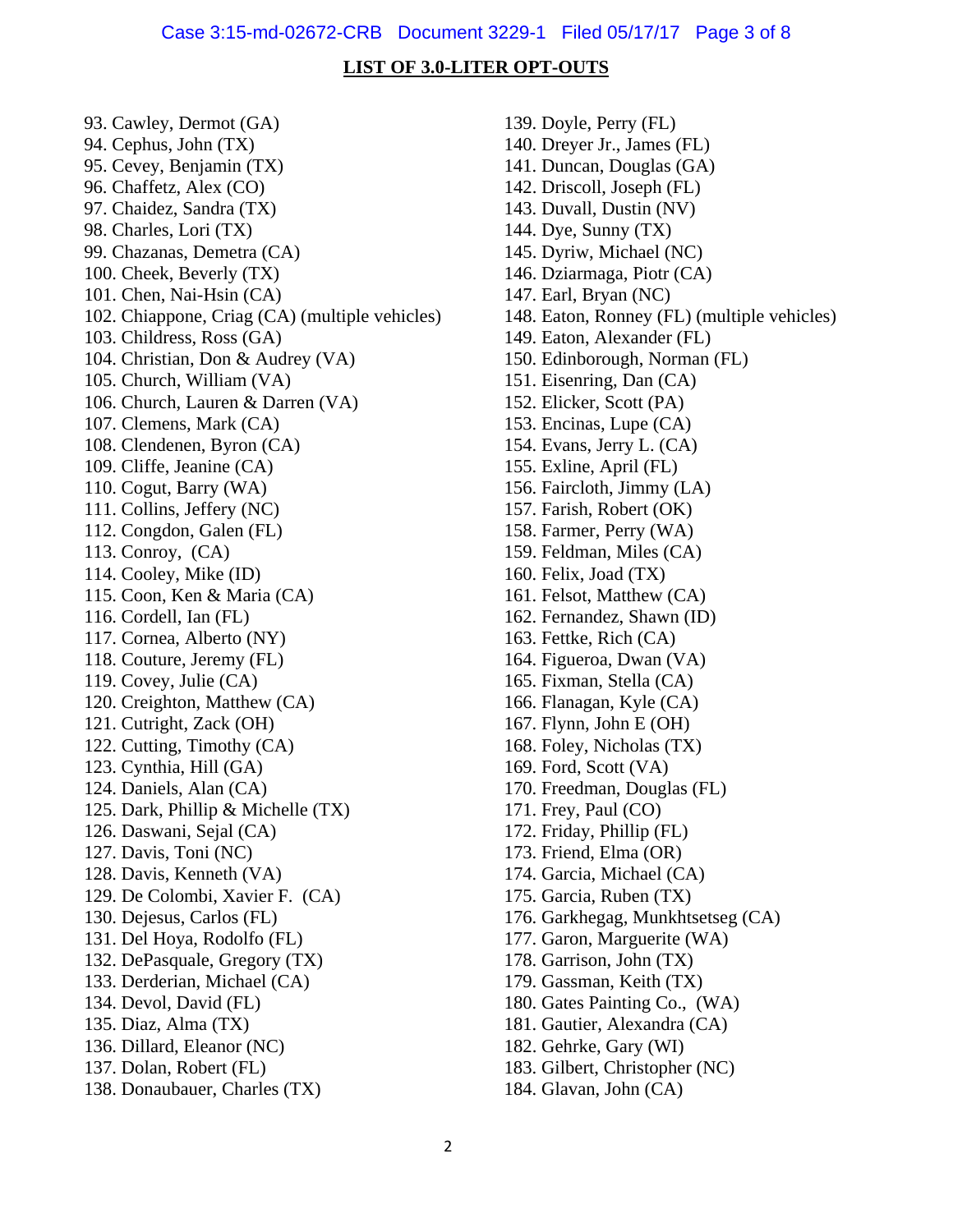## LIST OF 3.0-LITER OPT-OUTS

93. Cawley, Dermot (GA)
94. Cephus, John (TX)
95. Cevey, Benjamin (TX)
96. Chaffetz, Alex (CO)
97. Chaidez, Sandra (TX)
98. Charles, Lori (TX)
99. Chazanas, Demetra (CA)
100. Cheek, Beverly (TX)
101. Chen, Nai-Hsin (CA)
102. Chiappone, Criag (CA) (multiple vehicles)
103. Childress, Ross (GA)
104. Christian, Don & Audrey (VA)
105. Church, William (VA)
106. Church, Lauren & Darren (VA)
107. Clemens, Mark (CA)
108. Clendenen, Byron (CA)
109. Cliffe, Jeanine (CA)
110. Cogut, Barry (WA)
111. Collins, Jeffery (NC)
112. Congdon, Galen (FL)
113. Conroy, (CA)
114. Cooley, Mike (ID)
115. Coon, Ken & Maria (CA)
116. Cordell, Ian (FL)
117. Cornea, Alberto (NY)
118. Couture, Jeremy (FL)
119. Covey, Julie (CA)
120. Creighton, Matthew (CA)
121. Cutright, Zack (OH)
122. Cutting, Timothy (CA)
123. Cynthia, Hill (GA)
124. Daniels, Alan (CA)
125. Dark, Phillip & Michelle (TX)
126. Daswani, Sejal (CA)
127. Davis, Toni (NC)
128. Davis, Kenneth (VA)
129. De Colombi, Xavier F. (CA)
130. Dejesus, Carlos (FL)
131. Del Hoya, Rodolfo (FL)
132. DePasquale, Gregory (TX)
133. Derderian, Michael (CA)
134. Devol, David (FL)
135. Diaz, Alma (TX)
136. Dillard, Eleanor (NC)
137. Dolan, Robert (FL)
138. Donaubauer, Charles (TX)
139. Doyle, Perry (FL)
140. Dreyer Jr., James (FL)
141. Duncan, Douglas (GA)
142. Driscoll, Joseph (FL)
143. Duvall, Dustin (NV)
144. Dye, Sunny (TX)
145. Dyriw, Michael (NC)
146. Dziarmaga, Piotr (CA)
147. Earl, Bryan (NC)
148. Eaton, Ronney (FL) (multiple vehicles)
149. Eaton, Alexander (FL)
150. Edinborough, Norman (FL)
151. Eisenring, Dan (CA)
152. Elicker, Scott (PA)
153. Encinas, Lupe (CA)
154. Evans, Jerry L. (CA)
155. Exline, April (FL)
156. Faircloth, Jimmy (LA)
157. Farish, Robert (OK)
158. Farmer, Perry (WA)
159. Feldman, Miles (CA)
160. Felix, Joad (TX)
161. Felsot, Matthew (CA)
162. Fernandez, Shawn (ID)
163. Fettke, Rich (CA)
164. Figueroa, Dwan (VA)
165. Fixman, Stella (CA)
166. Flanagan, Kyle (CA)
167. Flynn, John E (OH)
168. Foley, Nicholas (TX)
169. Ford, Scott (VA)
170. Freedman, Douglas (FL)
171. Frey, Paul (CO)
172. Friday, Phillip (FL)
173. Friend, Elma (OR)
174. Garcia, Michael (CA)
175. Garcia, Ruben (TX)
176. Garkhegag, Munkhtsetseg (CA)
177. Garon, Marguerite (WA)
178. Garrison, John (TX)
179. Gassman, Keith (TX)
180. Gates Painting Co., (WA)
181. Gautier, Alexandra (CA)
182. Gehrke, Gary (WI)
183. Gilbert, Christopher (NC)
184. Glavan, John (CA)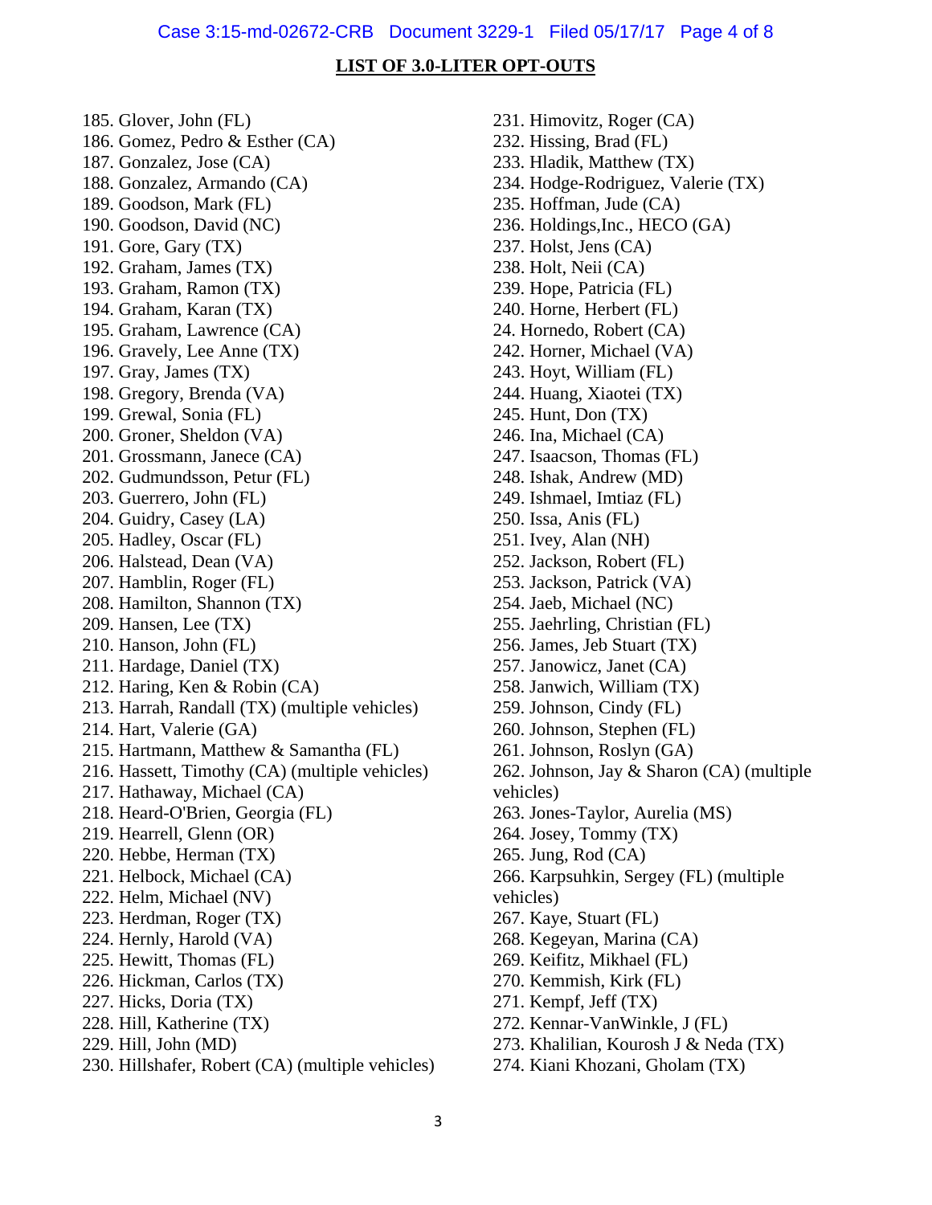## LIST OF 3.0-LITER OPT-OUTS

185. Glover, John (FL)
186. Gomez, Pedro & Esther (CA)
187. Gonzalez, Jose (CA)
188. Gonzalez, Armando (CA)
189. Goodson, Mark (FL)
190. Goodson, David (NC)
191. Gore, Gary (TX)
192. Graham, James (TX)
193. Graham, Ramon (TX)
194. Graham, Karan (TX)
195. Graham, Lawrence (CA)
196. Gravely, Lee Anne (TX)
197. Gray, James (TX)
198. Gregory, Brenda (VA)
199. Grewal, Sonia (FL)
200. Groner, Sheldon (VA)
201. Grossmann, Janece (CA)
202. Gudmundsson, Petur (FL)
203. Guerrero, John (FL)
204. Guidry, Casey (LA)
205. Hadley, Oscar (FL)
206. Halstead, Dean (VA)
207. Hamblin, Roger (FL)
208. Hamilton, Shannon (TX)
209. Hansen, Lee (TX)
210. Hanson, John (FL)
211. Hardage, Daniel (TX)
212. Haring, Ken & Robin (CA)
213. Harrah, Randall (TX) (multiple vehicles)
214. Hart, Valerie (GA)
215. Hartmann, Matthew & Samantha (FL)
216. Hassett, Timothy (CA) (multiple vehicles)
217. Hathaway, Michael (CA)
218. Heard-O'Brien, Georgia (FL)
219. Hearrell, Glenn (OR)
220. Hebbe, Herman (TX)
221. Helbock, Michael (CA)
222. Helm, Michael (NV)
223. Herdman, Roger (TX)
224. Hernly, Harold (VA)
225. Hewitt, Thomas (FL)
226. Hickman, Carlos (TX)
227. Hicks, Doria (TX)
228. Hill, Katherine (TX)
229. Hill, John (MD)
230. Hillshafer, Robert (CA) (multiple vehicles)
231. Himovitz, Roger (CA)
232. Hissing, Brad (FL)
233. Hladik, Matthew (TX)
234. Hodge-Rodriguez, Valerie (TX)
235. Hoffman, Jude (CA)
236. Holdings,Inc., HECO (GA)
237. Holst, Jens (CA)
238. Holt, Neii (CA)
239. Hope, Patricia (FL)
240. Horne, Herbert (FL)

24. Hornedo, Robert (CA)

242. Horner, Michael (VA)
243. Hoyt, William (FL)
244. Huang, Xiaotei (TX)
245. Hunt, Don (TX)
246. Ina, Michael (CA)
247. Isaacson, Thomas (FL)
248. Ishak, Andrew (MD)
249. Ishmael, Imtiaz (FL)
250. Issa, Anis (FL)
251. Ivey, Alan (NH)
252. Jackson, Robert (FL)
253. Jackson, Patrick (VA)
254. Jaeb, Michael (NC)
255. Jaehrling, Christian (FL)
256. James, Jeb Stuart (TX)
257. Janowicz, Janet (CA)
258. Janwich, William (TX)
259. Johnson, Cindy (FL)
260. Johnson, Stephen (FL)
261. Johnson, Roslyn (GA)
262. Johnson, Jay & Sharon (CA) (multiple vehicles)
263. Jones-Taylor, Aurelia (MS)
264. Josey, Tommy (TX)
265. Jung, Rod (CA)
266. Karpsuhkin, Sergey (FL) (multiple vehicles)
267. Kaye, Stuart (FL)
268. Kegeyan, Marina (CA)
269. Keifitz, Mikhael (FL)
270. Kemmish, Kirk (FL)
271. Kempf, Jeff (TX)
272. Kennar-VanWinkle, J (FL)
273. Khalilian, Kourosh J & Neda (TX)
274. Kiani Khozani, Gholam (TX)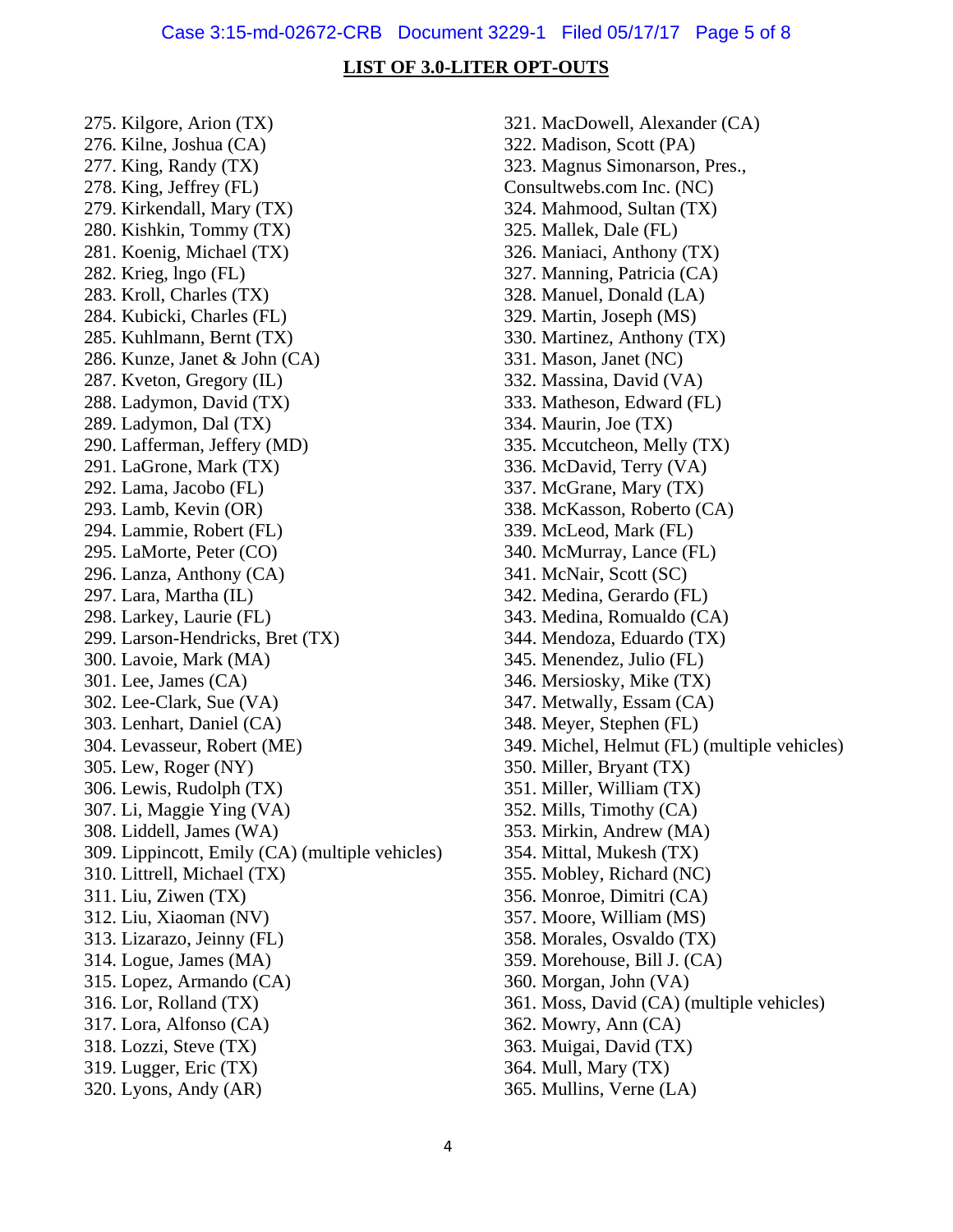## LIST OF 3.0-LITER OPT-OUTS

275. Kilgore, Arion (TX)
276. Kilne, Joshua (CA)
277. King, Randy (TX)
278. King, Jeffrey (FL)
279. Kirkendall, Mary (TX)
280. Kishkin, Tommy (TX)
281. Koenig, Michael (TX)
282. Krieg, lngo (FL)
283. Kroll, Charles (TX)
284. Kubicki, Charles (FL)
285. Kuhlmann, Bernt (TX)
286. Kunze, Janet & John (CA)
287. Kveton, Gregory (IL)
288. Ladymon, David (TX)
289. Ladymon, Dal (TX)
290. Lafferman, Jeffery (MD)
291. LaGrone, Mark (TX)
292. Lama, Jacobo (FL)
293. Lamb, Kevin (OR)
294. Lammie, Robert (FL)
295. LaMorte, Peter (CO)
296. Lanza, Anthony (CA)
297. Lara, Martha (IL)
298. Larkey, Laurie (FL)
299. Larson-Hendricks, Bret (TX)
300. Lavoie, Mark (MA)
301. Lee, James (CA)
302. Lee-Clark, Sue (VA)
303. Lenhart, Daniel (CA)
304. Levasseur, Robert (ME)
305. Lew, Roger (NY)
306. Lewis, Rudolph (TX)
307. Li, Maggie Ying (VA)
308. Liddell, James (WA)
309. Lippincott, Emily (CA) (multiple vehicles)
310. Littrell, Michael (TX)
311. Liu, Ziwen (TX)
312. Liu, Xiaoman (NV)
313. Lizarazo, Jeinny (FL)
314. Logue, James (MA)
315. Lopez, Armando (CA)
316. Lor, Rolland (TX)
317. Lora, Alfonso (CA)
318. Lozzi, Steve (TX)
319. Lugger, Eric (TX)
320. Lyons, Andy (AR)
321. MacDowell, Alexander (CA)
322. Madison, Scott (PA)
323. Magnus Simonarson, Pres., Consultwebs.com Inc. (NC)
324. Mahmood, Sultan (TX)
325. Mallek, Dale (FL)
326. Maniaci, Anthony (TX)
327. Manning, Patricia (CA)
328. Manuel, Donald (LA)
329. Martin, Joseph (MS)
330. Martinez, Anthony (TX)
331. Mason, Janet (NC)
332. Massina, David (VA)
333. Matheson, Edward (FL)
334. Maurin, Joe (TX)
335. Mccutcheon, Melly (TX)
336. McDavid, Terry (VA)
337. McGrane, Mary (TX)
338. McKasson, Roberto (CA)
339. McLeod, Mark (FL)
340. McMurray, Lance (FL)
341. McNair, Scott (SC)
342. Medina, Gerardo (FL)
343. Medina, Romualdo (CA)
344. Mendoza, Eduardo (TX)
345. Menendez, Julio (FL)
346. Mersiosky, Mike (TX)
347. Metwally, Essam (CA)
348. Meyer, Stephen (FL)
349. Michel, Helmut (FL) (multiple vehicles)
350. Miller, Bryant (TX)
351. Miller, William (TX)
352. Mills, Timothy (CA)
353. Mirkin, Andrew (MA)
354. Mittal, Mukesh (TX)
355. Mobley, Richard (NC)
356. Monroe, Dimitri (CA)
357. Moore, William (MS)
358. Morales, Osvaldo (TX)
359. Morehouse, Bill J. (CA)
360. Morgan, John (VA)
361. Moss, David (CA) (multiple vehicles)
362. Mowry, Ann (CA)
363. Muigai, David (TX)
364. Mull, Mary (TX)
365. Mullins, Verne (LA)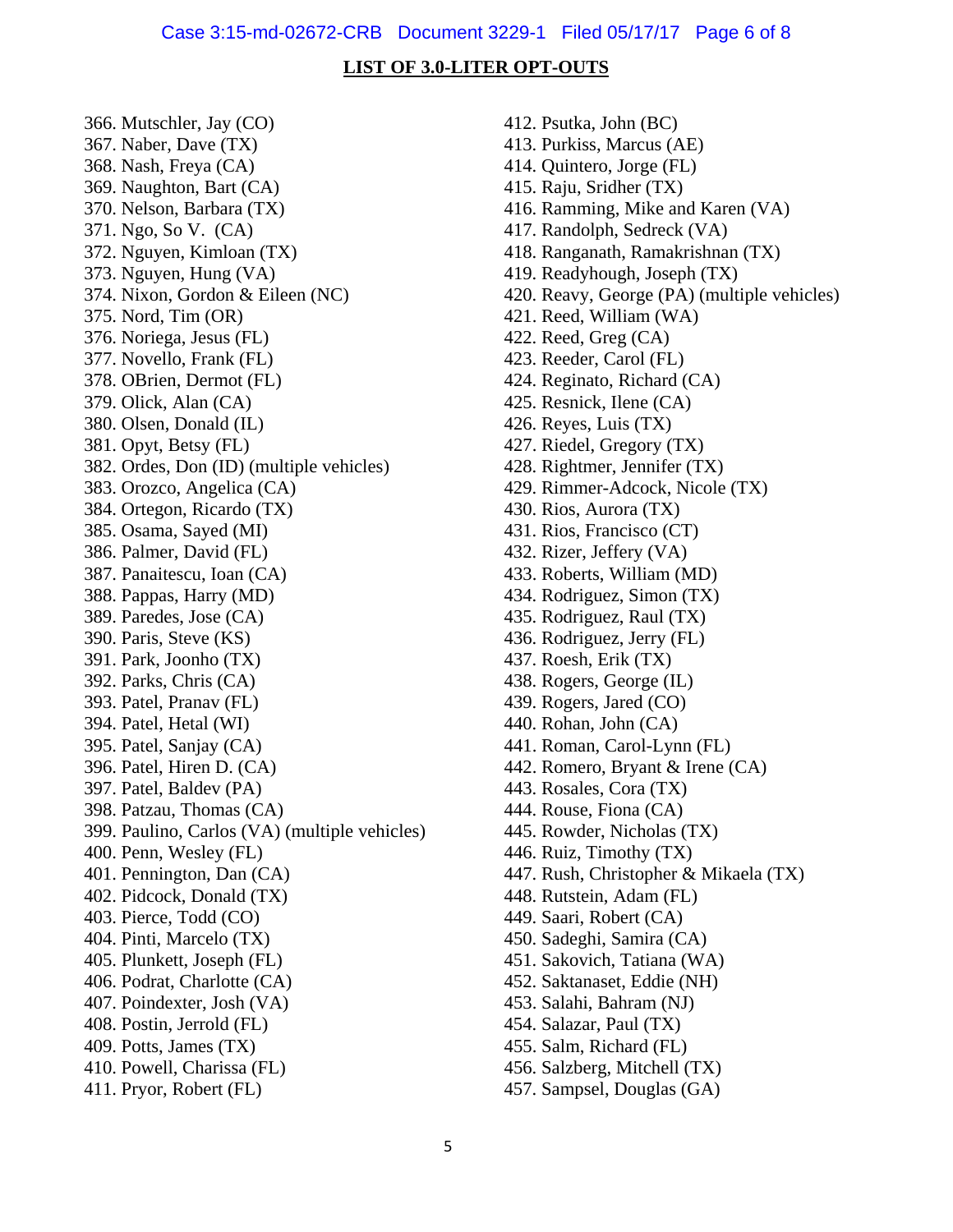## LIST OF 3.0-LITER OPT-OUTS

366. Mutschler, Jay (CO)
367. Naber, Dave (TX)
368. Nash, Freya (CA)
369. Naughton, Bart (CA)
370. Nelson, Barbara (TX)
371. Ngo, So V. (CA)
372. Nguyen, Kimloan (TX)
373. Nguyen, Hung (VA)
374. Nixon, Gordon & Eileen (NC)
375. Nord, Tim (OR)
376. Noriega, Jesus (FL)
377. Novello, Frank (FL)
378. OBrien, Dermot (FL)
379. Olick, Alan (CA)
380. Olsen, Donald (IL)
381. Opyt, Betsy (FL)
382. Ordes, Don (ID) (multiple vehicles)
383. Orozco, Angelica (CA)
384. Ortegon, Ricardo (TX)
385. Osama, Sayed (MI)
386. Palmer, David (FL)
387. Panaitescu, Ioan (CA)
388. Pappas, Harry (MD)
389. Paredes, Jose (CA)
390. Paris, Steve (KS)
391. Park, Joonho (TX)
392. Parks, Chris (CA)
393. Patel, Pranav (FL)
394. Patel, Hetal (WI)
395. Patel, Sanjay (CA)
396. Patel, Hiren D. (CA)
397. Patel, Baldev (PA)
398. Patzau, Thomas (CA)
399. Paulino, Carlos (VA) (multiple vehicles)
400. Penn, Wesley (FL)
401. Pennington, Dan (CA)
402. Pidcock, Donald (TX)
403. Pierce, Todd (CO)
404. Pinti, Marcelo (TX)
405. Plunkett, Joseph (FL)
406. Podrat, Charlotte (CA)
407. Poindexter, Josh (VA)
408. Postin, Jerrold (FL)
409. Potts, James (TX)
410. Powell, Charissa (FL)
411. Pryor, Robert (FL)
412. Psutka, John (BC)
413. Purkiss, Marcus (AE)
414. Quintero, Jorge (FL)
415. Raju, Sridher (TX)
416. Ramming, Mike and Karen (VA)
417. Randolph, Sedreck (VA)
418. Ranganath, Ramakrishnan (TX)
419. Readyhough, Joseph (TX)
420. Reavy, George (PA) (multiple vehicles)
421. Reed, William (WA)
422. Reed, Greg (CA)
423. Reeder, Carol (FL)
424. Reginato, Richard (CA)
425. Resnick, Ilene (CA)
426. Reyes, Luis (TX)
427. Riedel, Gregory (TX)
428. Rightmer, Jennifer (TX)
429. Rimmer-Adcock, Nicole (TX)
430. Rios, Aurora (TX)
431. Rios, Francisco (CT)
432. Rizer, Jeffery (VA)
433. Roberts, William (MD)
434. Rodriguez, Simon (TX)
435. Rodriguez, Raul (TX)
436. Rodriguez, Jerry (FL)
437. Roesh, Erik (TX)
438. Rogers, George (IL)
439. Rogers, Jared (CO)
440. Rohan, John (CA)
441. Roman, Carol-Lynn (FL)
442. Romero, Bryant & Irene (CA)
443. Rosales, Cora (TX)
444. Rouse, Fiona (CA)
445. Rowder, Nicholas (TX)
446. Ruiz, Timothy (TX)
447. Rush, Christopher & Mikaela (TX)
448. Rutstein, Adam (FL)
449. Saari, Robert (CA)
450. Sadeghi, Samira (CA)
451. Sakovich, Tatiana (WA)
452. Saktanaset, Eddie (NH)
453. Salahi, Bahram (NJ)
454. Salazar, Paul (TX)
455. Salm, Richard (FL)
456. Salzberg, Mitchell (TX)
457. Sampsel, Douglas (GA)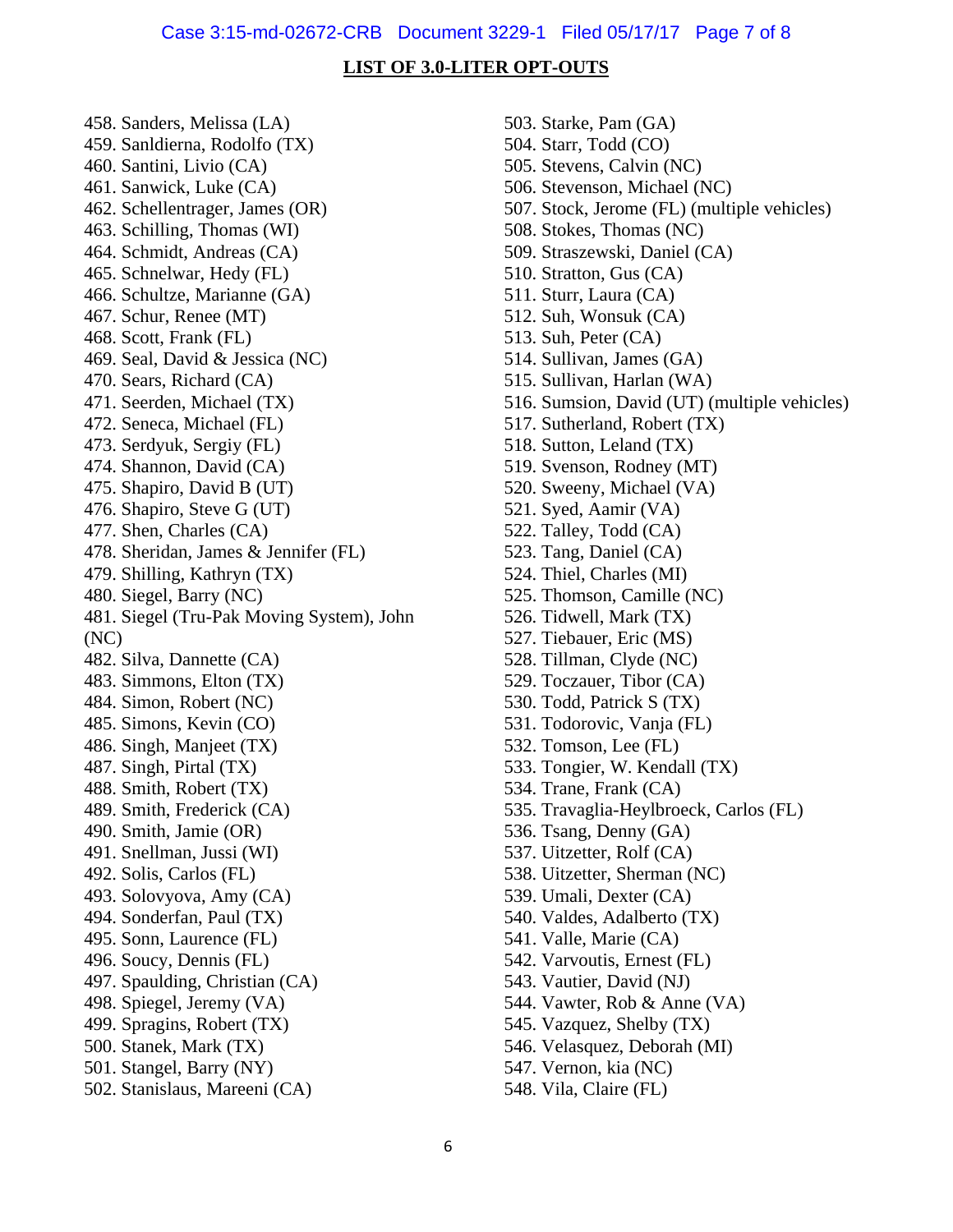## LIST OF 3.0-LITER OPT-OUTS

458. Sanders, Melissa (LA)
459. Sanldierna, Rodolfo (TX)
460. Santini, Livio (CA)
461. Sanwick, Luke (CA)
462. Schellentrager, James (OR)
463. Schilling, Thomas (WI)
464. Schmidt, Andreas (CA)
465. Schnelwar, Hedy (FL)
466. Schultze, Marianne (GA)
467. Schur, Renee (MT)
468. Scott, Frank (FL)
469. Seal, David & Jessica (NC)
470. Sears, Richard (CA)
471. Seerden, Michael (TX)
472. Seneca, Michael (FL)
473. Serdyuk, Sergiy (FL)
474. Shannon, David (CA)
475. Shapiro, David B (UT)
476. Shapiro, Steve G (UT)
477. Shen, Charles (CA)
478. Sheridan, James & Jennifer (FL)
479. Shilling, Kathryn (TX)
480. Siegel, Barry (NC)
481. Siegel (Tru-Pak Moving System), John (NC)
482. Silva, Dannette (CA)
483. Simmons, Elton (TX)
484. Simon, Robert (NC)
485. Simons, Kevin (CO)
486. Singh, Manjeet (TX)
487. Singh, Pirtal (TX)
488. Smith, Robert (TX)
489. Smith, Frederick (CA)
490. Smith, Jamie (OR)
491. Snellman, Jussi (WI)
492. Solis, Carlos (FL)
493. Solovyova, Amy (CA)
494. Sonderfan, Paul (TX)
495. Sonn, Laurence (FL)
496. Soucy, Dennis (FL)
497. Spaulding, Christian (CA)
498. Spiegel, Jeremy (VA)
499. Spragins, Robert (TX)
500. Stanek, Mark (TX)
501. Stangel, Barry (NY)
502. Stanislaus, Mareeni (CA)
503. Starke, Pam (GA)
504. Starr, Todd (CO)
505. Stevens, Calvin (NC)
506. Stevenson, Michael (NC)
507. Stock, Jerome (FL) (multiple vehicles)
508. Stokes, Thomas (NC)
509. Straszewski, Daniel (CA)
510. Stratton, Gus (CA)
511. Sturr, Laura (CA)
512. Suh, Wonsuk (CA)
513. Suh, Peter (CA)
514. Sullivan, James (GA)
515. Sullivan, Harlan (WA)
516. Sumsion, David (UT) (multiple vehicles)
517. Sutherland, Robert (TX)
518. Sutton, Leland (TX)
519. Svenson, Rodney (MT)
520. Sweeny, Michael (VA)
521. Syed, Aamir (VA)
522. Talley, Todd (CA)
523. Tang, Daniel (CA)
524. Thiel, Charles (MI)
525. Thomson, Camille (NC)
526. Tidwell, Mark (TX)
527. Tiebauer, Eric (MS)
528. Tillman, Clyde (NC)
529. Toczauer, Tibor (CA)
530. Todd, Patrick S (TX)
531. Todorovic, Vanja (FL)
532. Tomson, Lee (FL)
533. Tongier, W. Kendall (TX)
534. Trane, Frank (CA)
535. Travaglia-Heylbroeck, Carlos (FL)
536. Tsang, Denny (GA)
537. Uitzetter, Rolf (CA)
538. Uitzetter, Sherman (NC)
539. Umali, Dexter (CA)
540. Valdes, Adalberto (TX)
541. Valle, Marie (CA)
542. Varvoutis, Ernest (FL)
543. Vautier, David (NJ)
544. Vawter, Rob & Anne (VA)
545. Vazquez, Shelby (TX)
546. Velasquez, Deborah (MI)
547. Vernon, kia (NC)
548. Vila, Claire (FL)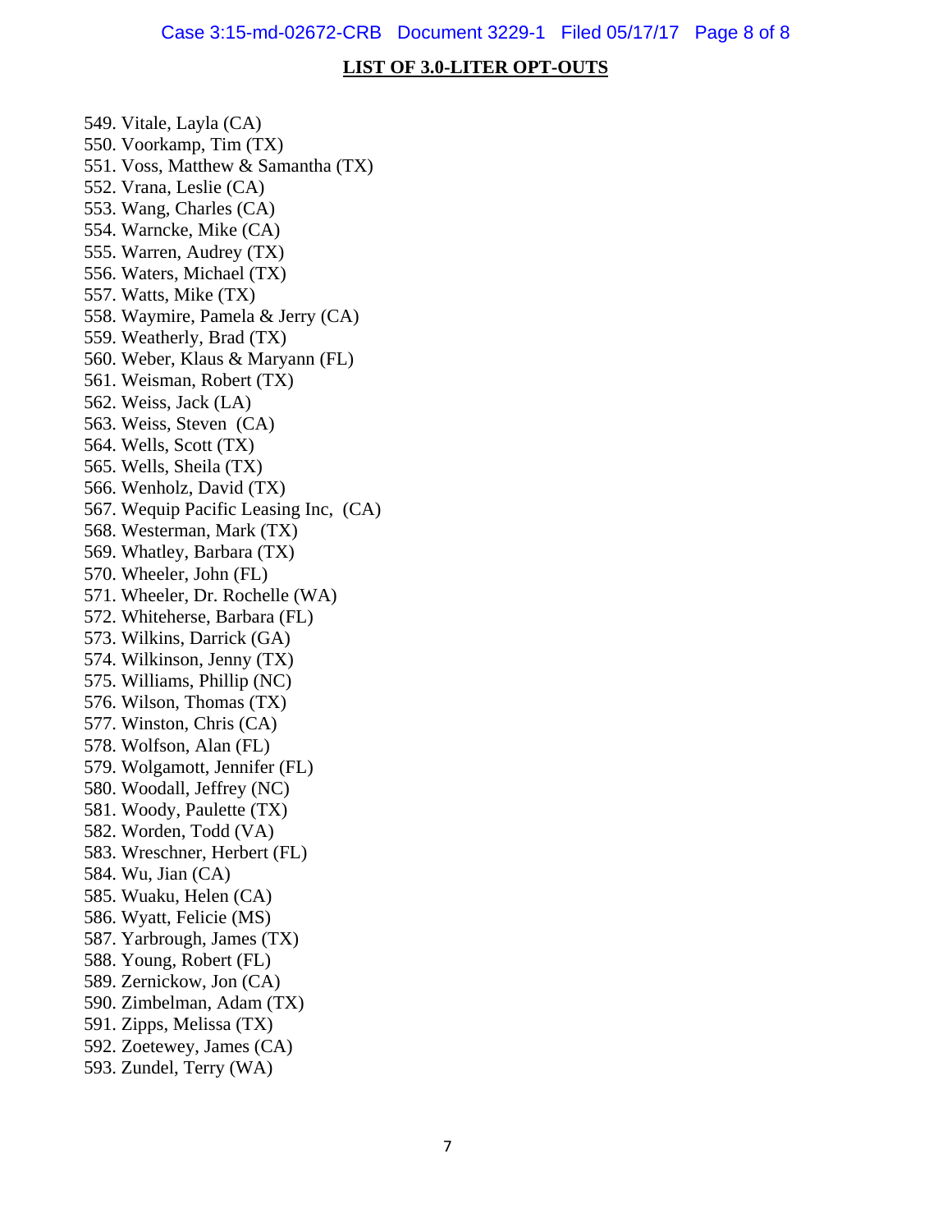## LIST OF 3.0-LITER OPT-OUTS

549. Vitale, Layla (CA)
550. Voorkamp, Tim (TX)
551. Voss, Matthew & Samantha (TX)
552. Vrana, Leslie (CA)
553. Wang, Charles (CA)
554. Warncke, Mike (CA)
555. Warren, Audrey (TX)
556. Waters, Michael (TX)
557. Watts, Mike (TX)
558. Waymire, Pamela & Jerry (CA)
559. Weatherly, Brad (TX)
560. Weber, Klaus & Maryann (FL)
561. Weisman, Robert (TX)
562. Weiss, Jack (LA)
563. Weiss, Steven (CA)
564. Wells, Scott (TX)
565. Wells, Sheila (TX)
566. Wenholz, David (TX)
567. Wequip Pacific Leasing Inc, (CA)
568. Westerman, Mark (TX)
569. Whatley, Barbara (TX)
570. Wheeler, John (FL)
571. Wheeler, Dr. Rochelle (WA)
572. Whiteherse, Barbara (FL)
573. Wilkins, Darrick (GA)
574. Wilkinson, Jenny (TX)
575. Williams, Phillip (NC)
576. Wilson, Thomas (TX)
577. Winston, Chris (CA)
578. Wolfson, Alan (FL)
579. Wolgamott, Jennifer (FL)
580. Woodall, Jeffrey (NC)
581. Woody, Paulette (TX)
582. Worden, Todd (VA)
583. Wreschner, Herbert (FL)
584. Wu, Jian (CA)
585. Wuaku, Helen (CA)
586. Wyatt, Felicie (MS)
587. Yarbrough, James (TX)
588. Young, Robert (FL)
589. Zernickow, Jon (CA)
590. Zimbelman, Adam (TX)
591. Zipps, Melissa (TX)
592. Zoetewey, James (CA)
593. Zundel, Terry (WA)